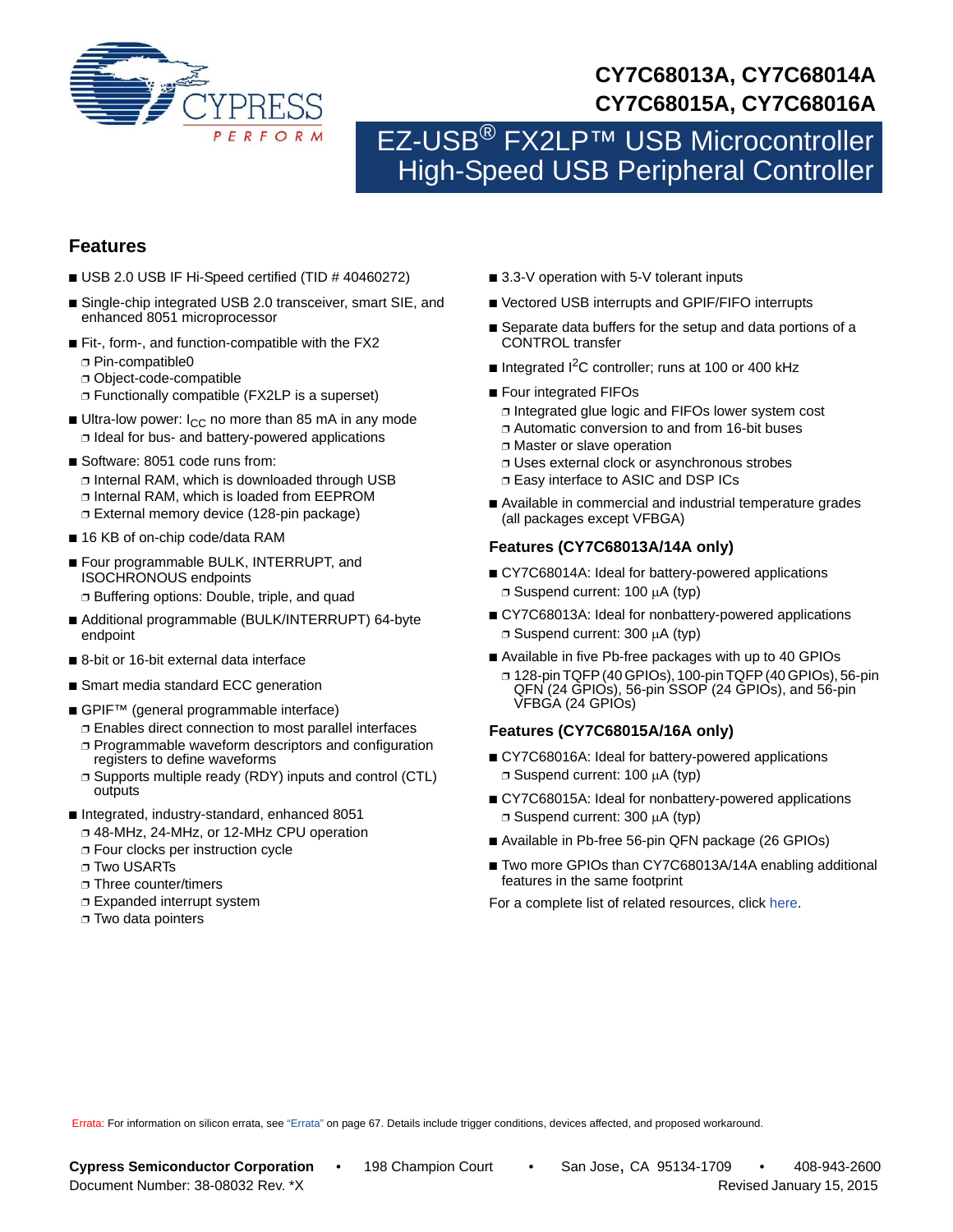# CY7C68013A, CY7C68014A CY7C68015A, CY7C68016A

# EZ-USB® FX2LP™ USB Microcontroller High-Speed USB Peripheral Controller

## Features

- USB 2.0 USB IF Hi-Speed certified (TID # 40460272)
- Single-chip integrated USB 2.0 transceiver, smart SIE, and enhanced 8051 microprocessor
- Fit-, form-, and function-compatible with the FX2
  - Pin-compatible0
  - Object-code-compatible
  - Functionally compatible (FX2LP is a superset)
- Ultra-low power: $I_{CC}$ no more than 85 mA in any mode
  - Ideal for bus- and battery-powered applications
- Software: 8051 code runs from:
  - Internal RAM, which is downloaded through USB
  - Internal RAM, which is loaded from EEPROM
  - External memory device (128-pin package)
- 16 KB of on-chip code/data RAM
- Four programmable BULK, INTERRUPT, and ISOCHRONOUS endpoints
  - Buffering options: Double, triple, and quad
- Additional programmable (BULK/INTERRUPT) 64-byte endpoint
- 8-bit or 16-bit external data interface
- Smart media standard ECC generation
- GPIF™ (general programmable interface)
  - Enables direct connection to most parallel interfaces
  - Programmable waveform descriptors and configuration registers to define waveforms
  - Supports multiple ready (RDY) inputs and control (CTL) outputs
- Integrated, industry-standard, enhanced 8051
  - 48-MHz, 24-MHz, or 12-MHz CPU operation
  - Four clocks per instruction cycle
  - Two USARTs
  - Three counter/timers
  - Expanded interrupt system
  - Two data pointers
- 3.3-V operation with 5-V tolerant inputs
- Vectored USB interrupts and GPIF/FIFO interrupts
- Separate data buffers for the setup and data portions of a CONTROL transfer
- Integrated $I^2C$ controller; runs at 100 or 400 kHz
- Four integrated FIFOs
  - Integrated glue logic and FIFOs lower system cost
  - Automatic conversion to and from 16-bit buses
  - Master or slave operation
  - Uses external clock or asynchronous strobes
  - Easy interface to ASIC and DSP ICs
- Available in commercial and industrial temperature grades (all packages except VFBGA)

### Features (CY7C68013A/14A only)

- CY7C68014A: Ideal for battery-powered applications
  - Suspend current: 100 µA (typ)
- CY7C68013A: Ideal for nonbattery-powered applications
  - Suspend current: 300 µA (typ)
- Available in five Pb-free packages with up to 40 GPIOs
  - 128-pin TQFP (40 GPIOs), 100-pin TQFP (40 GPIOs), 56-pin QFN (24 GPIOs), 56-pin SSOP (24 GPIOs), and 56-pin VFBGA (24 GPIOs)

### Features (CY7C68015A/16A only)

- CY7C68016A: Ideal for battery-powered applications
  - Suspend current: 100 µA (typ)
- CY7C68015A: Ideal for nonbattery-powered applications
  - Suspend current: 300 µA (typ)
- Available in Pb-free 56-pin QFN package (26 GPIOs)
- Two more GPIOs than CY7C68013A/14A enabling additional features in the same footprint

For a complete list of related resources, click here.

Errata: For information on silicon errata, see "Errata" on page 67. Details include trigger conditions, devices affected, and proposed workaround.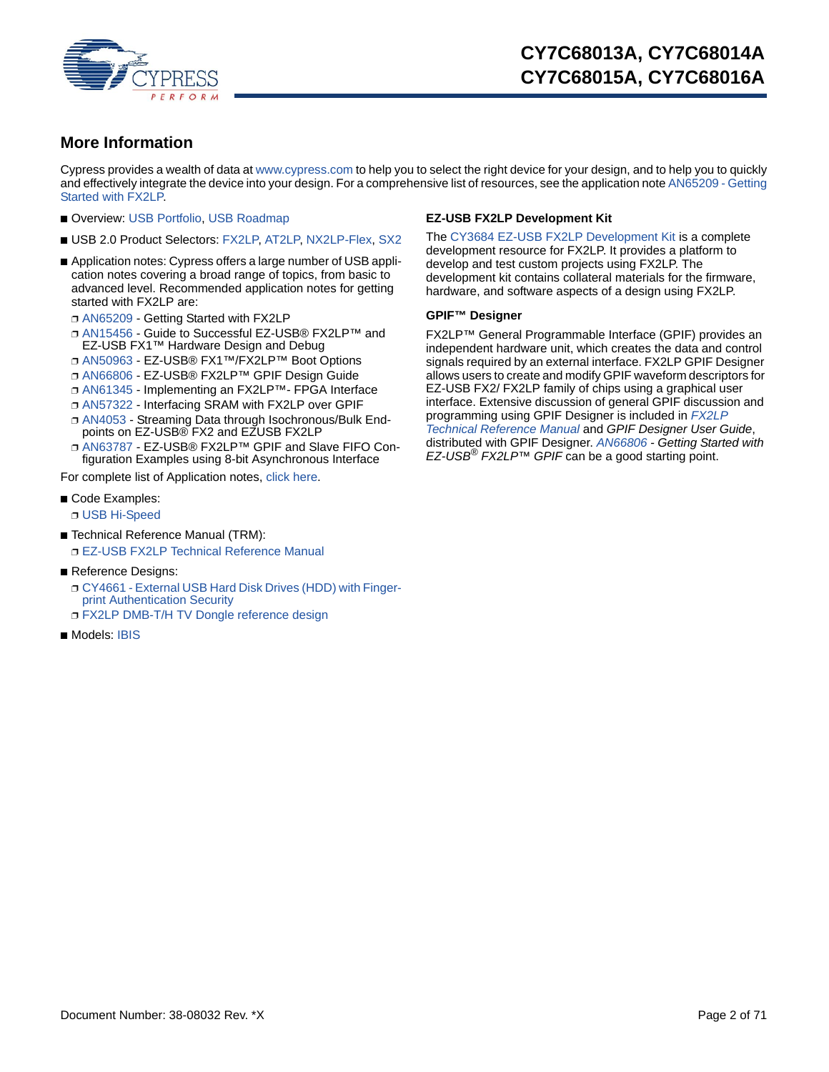## More Information

Cypress provides a wealth of data at www.cypress.com to help you to select the right device for your design, and to help you to quickly and effectively integrate the device into your design. For a comprehensive list of resources, see the application note AN65209 - Getting Started with FX2LP.

- Overview: USB Portfolio, USB Roadmap
- USB 2.0 Product Selectors: FX2LP, AT2LP, NX2LP-Flex, SX2
- Application notes: Cypress offers a large number of USB application notes covering a broad range of topics, from basic to advanced level. Recommended application notes for getting started with FX2LP are:
  - AN65209 - Getting Started with FX2LP
  - AN15456 - Guide to Successful EZ-USB® FX2LP™ and EZ-USB FX1™ Hardware Design and Debug
  - AN50963 - EZ-USB® FX1™/FX2LP™ Boot Options
  - AN66806 - EZ-USB® FX2LP™ GPIF Design Guide
  - AN61345 - Implementing an FX2LP™- FPGA Interface
  - AN57322 - Interfacing SRAM with FX2LP over GPIF
  - AN4053 - Streaming Data through Isochronous/Bulk End-points on EZ-USB® FX2 and EZUSB FX2LP
  - AN63787 - EZ-USB® FX2LP™ GPIF and Slave FIFO Configuration Examples using 8-bit Asynchronous Interface

For complete list of Application notes, click here.

- Code Examples:
  - USB Hi-Speed
- Technical Reference Manual (TRM):
  - EZ-USB FX2LP Technical Reference Manual
- Reference Designs:
  - CY4661 - External USB Hard Disk Drives (HDD) with Fingerprint Authentication Security
  - FX2LP DMB-T/H TV Dongle reference design
- Models: IBIS

### EZ-USB FX2LP Development Kit

The CY3684 EZ-USB FX2LP Development Kit is a complete development resource for FX2LP. It provides a platform to develop and test custom projects using FX2LP. The development kit contains collateral materials for the firmware, hardware, and software aspects of a design using FX2LP.

### GPIF™ Designer

FX2LP™ General Programmable Interface (GPIF) provides an independent hardware unit, which creates the data and control signals required by an external interface. FX2LP GPIF Designer allows users to create and modify GPIF waveform descriptors for EZ-USB FX2/ FX2LP family of chips using a graphical user interface. Extensive discussion of general GPIF discussion and programming using GPIF Designer is included in *FX2LP Technical Reference Manual* and *GPIF Designer User Guide*, distributed with GPIF Designer. *AN66806 - Getting Started with EZ-USB® FX2LP™ GPIF* can be a good starting point.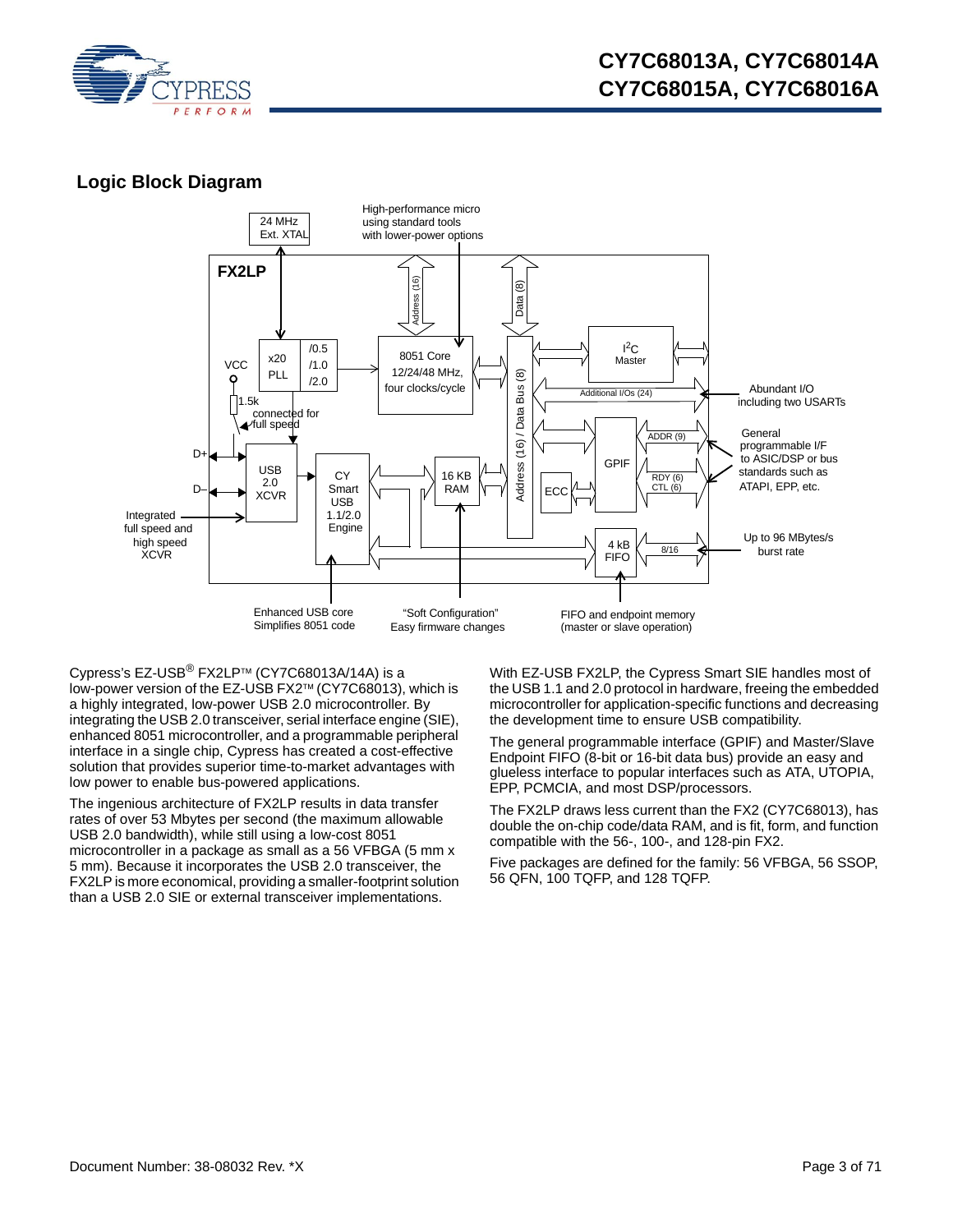## Logic Block Diagram

Cypress's EZ-USB® FX2LP™ (CY7C68013A/14A) is a low-power version of the EZ-USB FX2™ (CY7C68013), which is a highly integrated, low-power USB 2.0 microcontroller. By integrating the USB 2.0 transceiver, serial interface engine (SIE), enhanced 8051 microcontroller, and a programmable peripheral interface in a single chip, Cypress has created a cost-effective solution that provides superior time-to-market advantages with low power to enable bus-powered applications.

The ingenious architecture of FX2LP results in data transfer rates of over 53 Mbytes per second (the maximum allowable USB 2.0 bandwidth), while still using a low-cost 8051 microcontroller in a package as small as a 56 VFBGA (5 mm x 5 mm). Because it incorporates the USB 2.0 transceiver, the FX2LP is more economical, providing a smaller-footprint solution than a USB 2.0 SIE or external transceiver implementations.

With EZ-USB FX2LP, the Cypress Smart SIE handles most of the USB 1.1 and 2.0 protocol in hardware, freeing the embedded microcontroller for application-specific functions and decreasing the development time to ensure USB compatibility.

The general programmable interface (GPIF) and Master/Slave Endpoint FIFO (8-bit or 16-bit data bus) provide an easy and glueless interface to popular interfaces such as ATA, UTOPIA, EPP, PCMCIA, and most DSP/processors.

The FX2LP draws less current than the FX2 (CY7C68013), has double the on-chip code/data RAM, and is fit, form, and function compatible with the 56-, 100-, and 128-pin FX2.

Five packages are defined for the family: 56 VFBGA, 56 SSOP, 56 QFN, 100 TQFP, and 128 TQFP.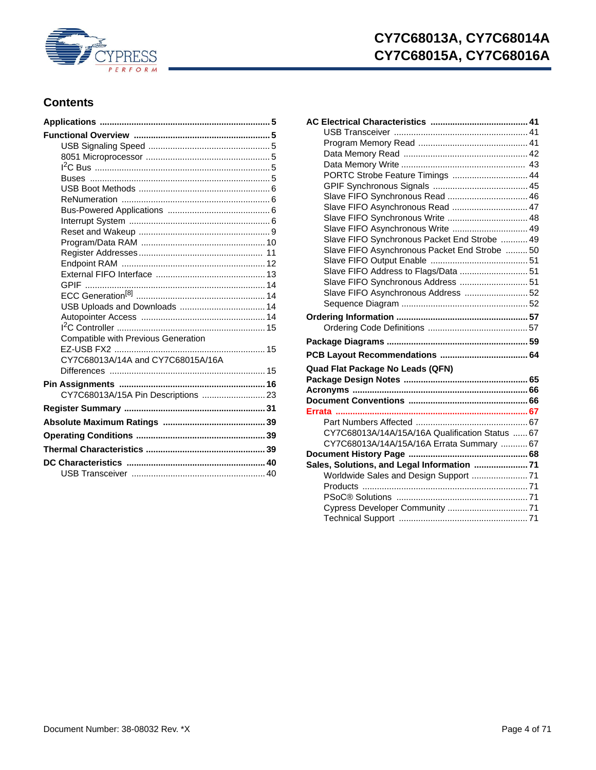## Contents

**Applications** .......... 5
**Functional Overview** .......... 5
- USB Signaling Speed .......... 5
- 8051 Microprocessor .......... 5
- $I^2C$ Bus .......... 5
- Buses .......... 5
- USB Boot Methods .......... 6
- ReNumeration .......... 6
- Bus-Powered Applications .......... 6
- Interrupt System .......... 6
- Reset and Wakeup .......... 9
- Program/Data RAM .......... 10
- Register Addresses .......... 11
- Endpoint RAM .......... 12
- External FIFO Interface .......... 13
- GPIF .......... 14
- ECC Generation[8] .......... 14
- USB Uploads and Downloads .......... 14
- Autopointer Access .......... 14
- $I^2C$ Controller .......... 15
- Compatible with Previous Generation EZ-USB FX2 .......... 15
- CY7C68013A/14A and CY7C68015A/16A Differences .......... 15

**Pin Assignments** .......... 16
- CY7C68013A/15A Pin Descriptions .......... 23

**Register Summary** .......... 31
**Absolute Maximum Ratings** .......... 39
**Operating Conditions** .......... 39
**Thermal Characteristics** .......... 39
**DC Characteristics** .......... 40
- USB Transceiver .......... 40

**AC Electrical Characteristics** .......... 41
- USB Transceiver .......... 41
- Program Memory Read .......... 41
- Data Memory Read .......... 42
- Data Memory Write .......... 43
- PORTC Strobe Feature Timings .......... 44
- GPIF Synchronous Signals .......... 45
- Slave FIFO Synchronous Read .......... 46
- Slave FIFO Asynchronous Read .......... 47
- Slave FIFO Synchronous Write .......... 48
- Slave FIFO Asynchronous Write .......... 49
- Slave FIFO Synchronous Packet End Strobe .......... 49
- Slave FIFO Asynchronous Packet End Strobe .......... 50
- Slave FIFO Output Enable .......... 51
- Slave FIFO Address to Flags/Data .......... 51
- Slave FIFO Synchronous Address .......... 51
- Slave FIFO Asynchronous Address .......... 52
- Sequence Diagram .......... 52

**Ordering Information** .......... 57
- Ordering Code Definitions .......... 57

**Package Diagrams** .......... 59
**PCB Layout Recommendations** .......... 64
**Quad Flat Package No Leads (QFN) Package Design Notes** .......... 65
**Acronyms** .......... 66
**Document Conventions** .......... 66
**Errata** .......... 67
- Part Numbers Affected .......... 67
- CY7C68013A/14A/15A/16A Qualification Status .......... 67
- CY7C68013A/14A/15A/16A Errata Summary .......... 67

**Document History Page** .......... 68
**Sales, Solutions, and Legal Information** .......... 71
- Worldwide Sales and Design Support .......... 71
- Products .......... 71
- PSoC® Solutions .......... 71
- Cypress Developer Community .......... 71
- Technical Support .......... 71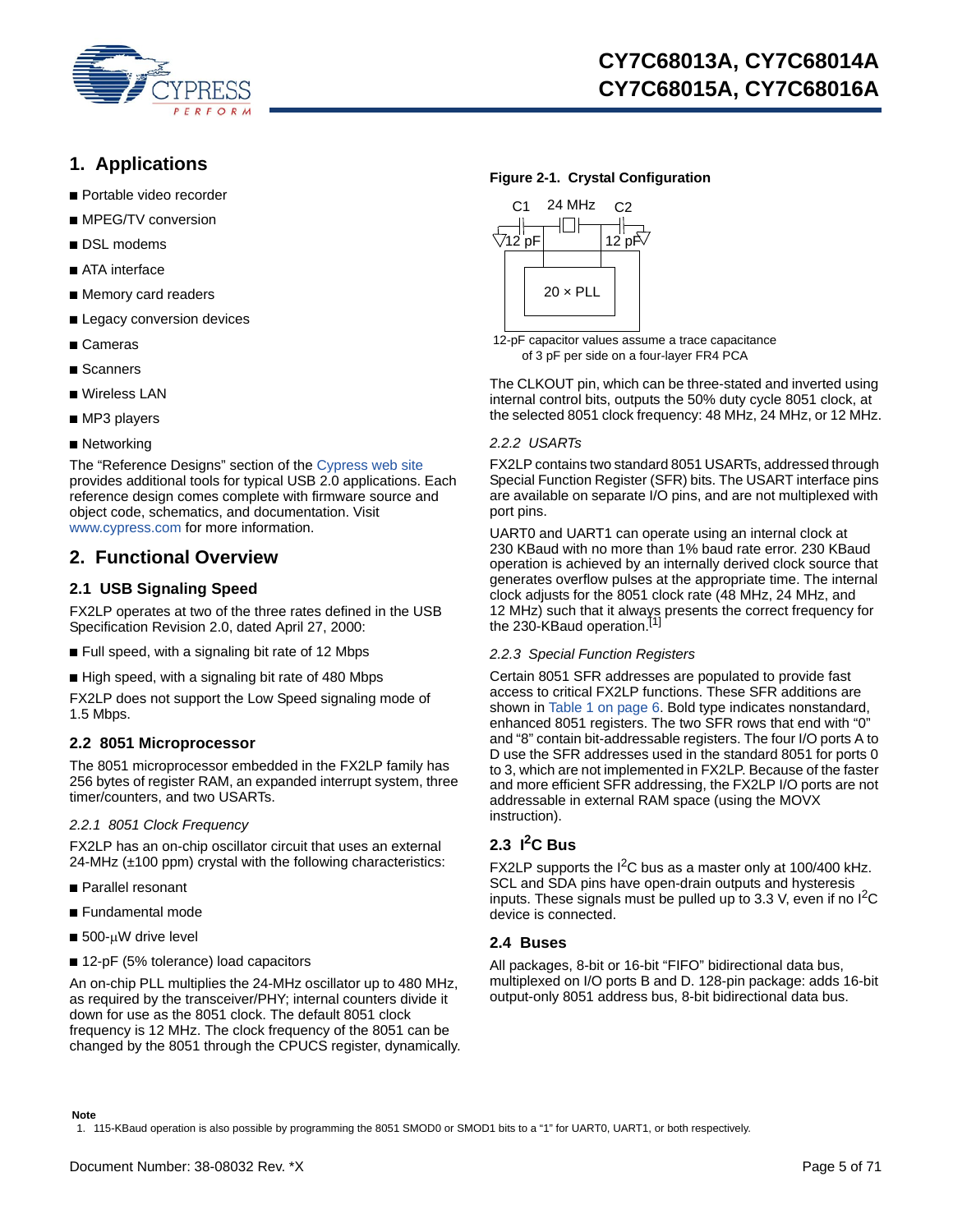# 1. Applications

- Portable video recorder
- MPEG/TV conversion
- DSL modems
- ATA interface
- Memory card readers
- Legacy conversion devices
- Cameras
- Scanners
- Wireless LAN
- MP3 players
- Networking

The "Reference Designs" section of the Cypress web site provides additional tools for typical USB 2.0 applications. Each reference design comes complete with firmware source and object code, schematics, and documentation. Visit www.cypress.com for more information.

# 2. Functional Overview

## 2.1 USB Signaling Speed

FX2LP operates at two of the three rates defined in the USB Specification Revision 2.0, dated April 27, 2000:

- Full speed, with a signaling bit rate of 12 Mbps
- High speed, with a signaling bit rate of 480 Mbps

FX2LP does not support the Low Speed signaling mode of 1.5 Mbps.

## 2.2 8051 Microprocessor

The 8051 microprocessor embedded in the FX2LP family has 256 bytes of register RAM, an expanded interrupt system, three timer/counters, and two USARTs.

### *2.2.1 8051 Clock Frequency*

FX2LP has an on-chip oscillator circuit that uses an external 24-MHz (±100 ppm) crystal with the following characteristics:

- Parallel resonant
- Fundamental mode
- 500-µW drive level
- 12-pF (5% tolerance) load capacitors

An on-chip PLL multiplies the 24-MHz oscillator up to 480 MHz, as required by the transceiver/PHY; internal counters divide it down for use as the 8051 clock. The default 8051 clock frequency is 12 MHz. The clock frequency of the 8051 can be changed by the 8051 through the CPUCS register, dynamically.

**Figure 2-1. Crystal Configuration**

C1 24 MHz C2
12 pF 12 pF
20 × PLL

12-pF capacitor values assume a trace capacitance of 3 pF per side on a four-layer FR4 PCA

The CLKOUT pin, which can be three-stated and inverted using internal control bits, outputs the 50% duty cycle 8051 clock, at the selected 8051 clock frequency: 48 MHz, 24 MHz, or 12 MHz.

### *2.2.2 USARTs*

FX2LP contains two standard 8051 USARTs, addressed through Special Function Register (SFR) bits. The USART interface pins are available on separate I/O pins, and are not multiplexed with port pins.

UART0 and UART1 can operate using an internal clock at 230 KBaud with no more than 1% baud rate error. 230 KBaud operation is achieved by an internally derived clock source that generates overflow pulses at the appropriate time. The internal clock adjusts for the 8051 clock rate (48 MHz, 24 MHz, and 12 MHz) such that it always presents the correct frequency for the 230-KBaud operation.[1]

### *2.2.3 Special Function Registers*

Certain 8051 SFR addresses are populated to provide fast access to critical FX2LP functions. These SFR additions are shown in Table 1 on page 6. Bold type indicates nonstandard, enhanced 8051 registers. The two SFR rows that end with "0" and "8" contain bit-addressable registers. The four I/O ports A to D use the SFR addresses used in the standard 8051 for ports 0 to 3, which are not implemented in FX2LP. Because of the faster and more efficient SFR addressing, the FX2LP I/O ports are not addressable in external RAM space (using the MOVX instruction).

## 2.3 $I^2C$ Bus

FX2LP supports the $I^2C$ bus as a master only at 100/400 kHz. SCL and SDA pins have open-drain outputs and hysteresis inputs. These signals must be pulled up to 3.3 V, even if no $I^2C$ device is connected.

## 2.4 Buses

All packages, 8-bit or 16-bit "FIFO" bidirectional data bus, multiplexed on I/O ports B and D. 128-pin package: adds 16-bit output-only 8051 address bus, 8-bit bidirectional data bus.

**Note**

1. 115-KBaud operation is also possible by programming the 8051 SMOD0 or SMOD1 bits to a "1" for UART0, UART1, or both respectively.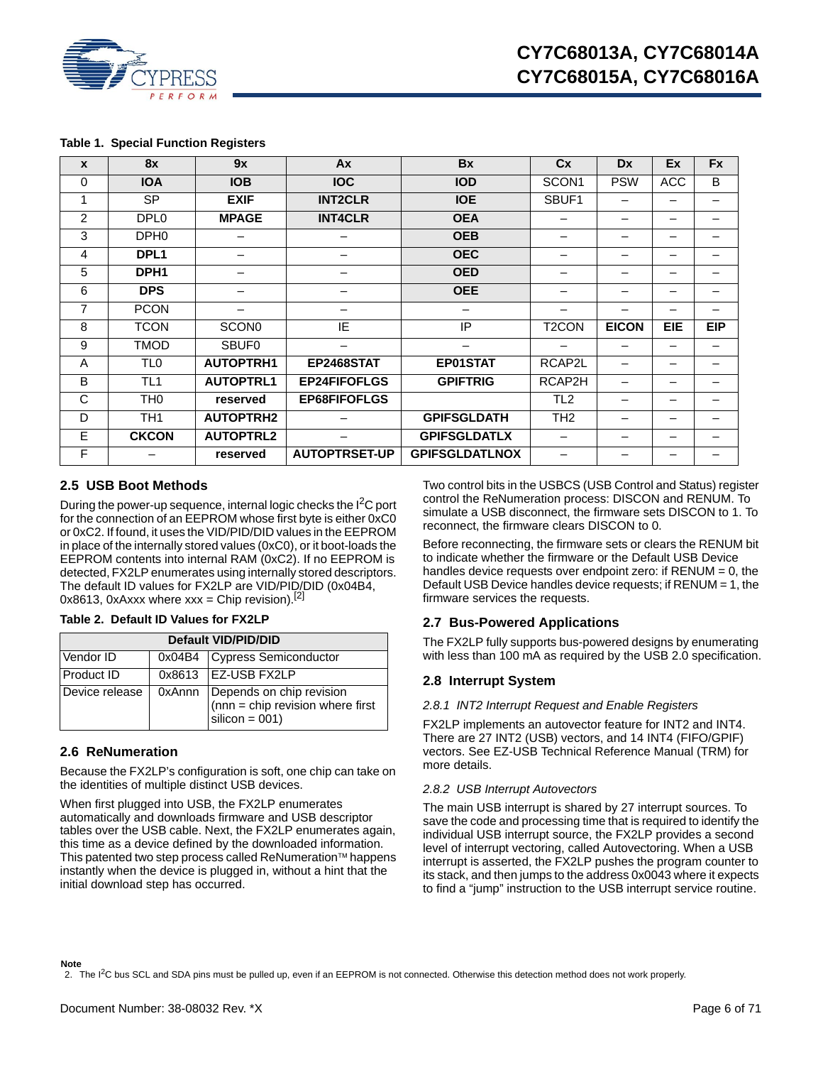**Table 1. Special Function Registers**

| x | 8x | 9x | Ax | Bx | Cx | Dx | Ex | Fx |
|---|---|---|---|---|---|---|---|---|
| 0 | **IOA** | **IOB** | **IOC** | **IOD** | SCON1 | PSW | ACC | B |
| 1 | SP | **EXIF** | **INT2CLR** | **IOE** | SBUF1 | – | – | – |
| 2 | DPL0 | **MPAGE** | **INT4CLR** | **OEA** | – | – | – | – |
| 3 | DPH0 | – | – | **OEB** | – | – | – | – |
| 4 | **DPL1** | – | – | **OEC** | – | – | – | – |
| 5 | **DPH1** | – | – | **OED** | – | – | – | – |
| 6 | **DPS** | – | – | **OEE** | – | – | – | – |
| 7 | PCON | – | – | – | – | – | – | – |
| 8 | TCON | SCON0 | IE | IP | T2CON | **EICON** | **EIE** | **EIP** |
| 9 | TMOD | SBUF0 | – | – | – | – | – | – |
| A | TL0 | **AUTOPTRH1** | **EP2468STAT** | **EP01STAT** | RCAP2L | – | – | – |
| B | TL1 | **AUTOPTRL1** | **EP24FIFOFLGS** | **GPIFTRIG** | RCAP2H | – | – | – |
| C | TH0 | **reserved** | **EP68FIFOFLGS** | | TL2 | – | – | – |
| D | TH1 | **AUTOPTRH2** | – | **GPIFSGLDATH** | TH2 | – | – | – |
| E | **CKCON** | **AUTOPTRL2** | – | **GPIFSGLDATLX** | – | – | – | – |
| F | – | **reserved** | **AUTOPTRSET-UP** | **GPIFSGLDATLNOX** | – | – | – | – |

## 2.5 USB Boot Methods

During the power-up sequence, internal logic checks the I$^2$C port for the connection of an EEPROM whose first byte is either 0xC0 or 0xC2. If found, it uses the VID/PID/DID values in the EEPROM in place of the internally stored values (0xC0), or it boot-loads the EEPROM contents into internal RAM (0xC2). If no EEPROM is detected, FX2LP enumerates using internally stored descriptors. The default ID values for FX2LP are VID/PID/DID (0x04B4, 0x8613, 0xAxxx where xxx = Chip revision).[2]

**Table 2. Default ID Values for FX2LP**

| Default VID/PID/DID | | |
|---|---|---|
| Vendor ID | 0x04B4 | Cypress Semiconductor |
| Product ID | 0x8613 | EZ-USB FX2LP |
| Device release | 0xAnnn | Depends on chip revision (nnn = chip revision where first silicon = 001) |

## 2.6 ReNumeration

Because the FX2LP's configuration is soft, one chip can take on the identities of multiple distinct USB devices.

When first plugged into USB, the FX2LP enumerates automatically and downloads firmware and USB descriptor tables over the USB cable. Next, the FX2LP enumerates again, this time as a device defined by the downloaded information. This patented two step process called ReNumeration™ happens instantly when the device is plugged in, without a hint that the initial download step has occurred.

Two control bits in the USBCS (USB Control and Status) register control the ReNumeration process: DISCON and RENUM. To simulate a USB disconnect, the firmware sets DISCON to 1. To reconnect, the firmware clears DISCON to 0.

Before reconnecting, the firmware sets or clears the RENUM bit to indicate whether the firmware or the Default USB Device handles device requests over endpoint zero: if RENUM = 0, the Default USB Device handles device requests; if RENUM = 1, the firmware services the requests.

## 2.7 Bus-Powered Applications

The FX2LP fully supports bus-powered designs by enumerating with less than 100 mA as required by the USB 2.0 specification.

## 2.8 Interrupt System

### *2.8.1 INT2 Interrupt Request and Enable Registers*

FX2LP implements an autovector feature for INT2 and INT4. There are 27 INT2 (USB) vectors, and 14 INT4 (FIFO/GPIF) vectors. See EZ-USB Technical Reference Manual (TRM) for more details.

### *2.8.2 USB Interrupt Autovectors*

The main USB interrupt is shared by 27 interrupt sources. To save the code and processing time that is required to identify the individual USB interrupt source, the FX2LP provides a second level of interrupt vectoring, called Autovectoring. When a USB interrupt is asserted, the FX2LP pushes the program counter to its stack, and then jumps to the address 0x0043 where it expects to find a "jump" instruction to the USB interrupt service routine.

**Note**

2. The I$^2$C bus SCL and SDA pins must be pulled up, even if an EEPROM is not connected. Otherwise this detection method does not work properly.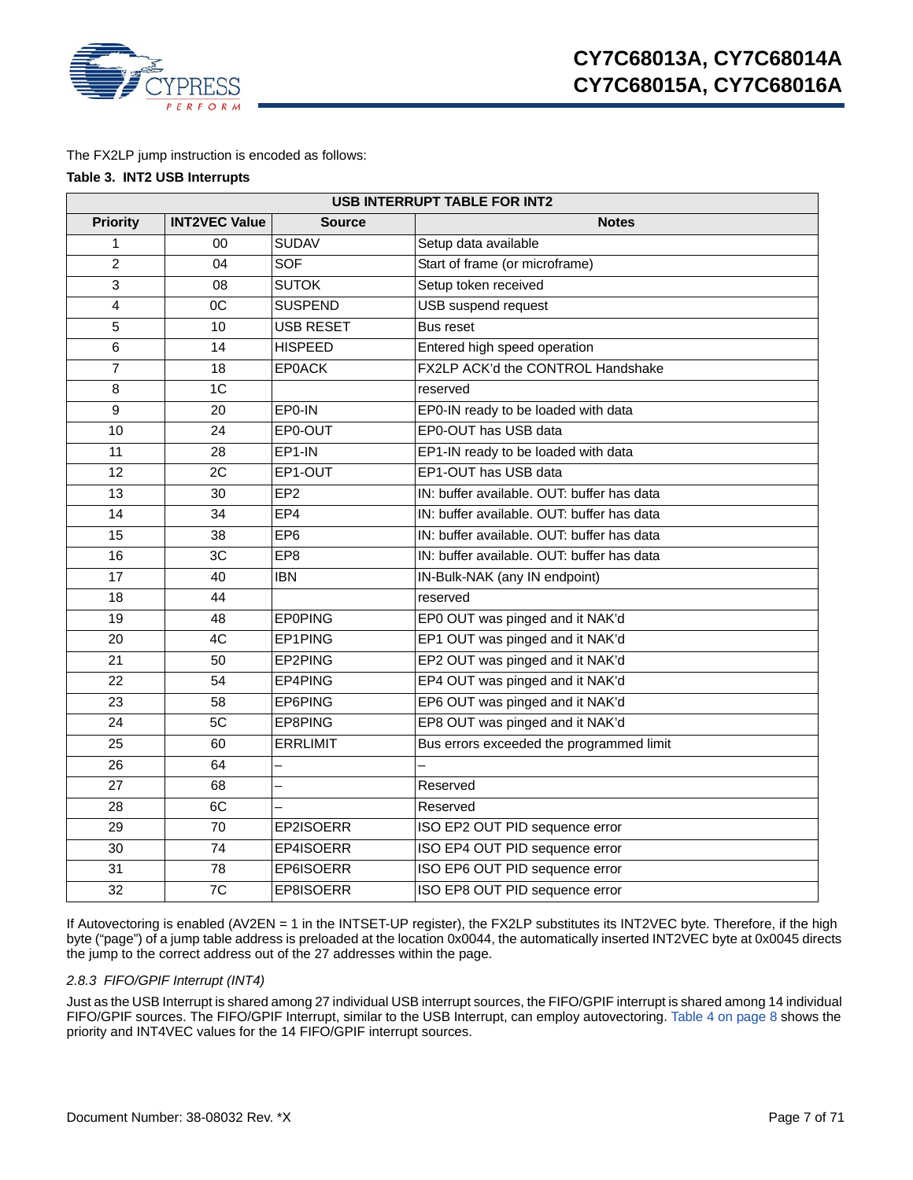The FX2LP jump instruction is encoded as follows:

**Table 3. INT2 USB Interrupts**

| USB INTERRUPT TABLE FOR INT2 | | | |
|---|---|---|---|
| **Priority** | **INT2VEC Value** | **Source** | **Notes** |
| 1 | 00 | SUDAV | Setup data available |
| 2 | 04 | SOF | Start of frame (or microframe) |
| 3 | 08 | SUTOK | Setup token received |
| 4 | 0C | SUSPEND | USB suspend request |
| 5 | 10 | USB RESET | Bus reset |
| 6 | 14 | HISPEED | Entered high speed operation |
| 7 | 18 | EP0ACK | FX2LP ACK'd the CONTROL Handshake |
| 8 | 1C | | reserved |
| 9 | 20 | EP0-IN | EP0-IN ready to be loaded with data |
| 10 | 24 | EP0-OUT | EP0-OUT has USB data |
| 11 | 28 | EP1-IN | EP1-IN ready to be loaded with data |
| 12 | 2C | EP1-OUT | EP1-OUT has USB data |
| 13 | 30 | EP2 | IN: buffer available. OUT: buffer has data |
| 14 | 34 | EP4 | IN: buffer available. OUT: buffer has data |
| 15 | 38 | EP6 | IN: buffer available. OUT: buffer has data |
| 16 | 3C | EP8 | IN: buffer available. OUT: buffer has data |
| 17 | 40 | IBN | IN-Bulk-NAK (any IN endpoint) |
| 18 | 44 | | reserved |
| 19 | 48 | EP0PING | EP0 OUT was pinged and it NAK'd |
| 20 | 4C | EP1PING | EP1 OUT was pinged and it NAK'd |
| 21 | 50 | EP2PING | EP2 OUT was pinged and it NAK'd |
| 22 | 54 | EP4PING | EP4 OUT was pinged and it NAK'd |
| 23 | 58 | EP6PING | EP6 OUT was pinged and it NAK'd |
| 24 | 5C | EP8PING | EP8 OUT was pinged and it NAK'd |
| 25 | 60 | ERRLIMIT | Bus errors exceeded the programmed limit |
| 26 | 64 | – | – |
| 27 | 68 | – | Reserved |
| 28 | 6C | – | Reserved |
| 29 | 70 | EP2ISOERR | ISO EP2 OUT PID sequence error |
| 30 | 74 | EP4ISOERR | ISO EP4 OUT PID sequence error |
| 31 | 78 | EP6ISOERR | ISO EP6 OUT PID sequence error |
| 32 | 7C | EP8ISOERR | ISO EP8 OUT PID sequence error |

If Autovectoring is enabled (AV2EN = 1 in the INTSET-UP register), the FX2LP substitutes its INT2VEC byte. Therefore, if the high byte ("page") of a jump table address is preloaded at the location 0x0044, the automatically inserted INT2VEC byte at 0x0045 directs the jump to the correct address out of the 27 addresses within the page.

### *2.8.3 FIFO/GPIF Interrupt (INT4)*

Just as the USB Interrupt is shared among 27 individual USB interrupt sources, the FIFO/GPIF interrupt is shared among 14 individual FIFO/GPIF sources. The FIFO/GPIF Interrupt, similar to the USB Interrupt, can employ autovectoring. Table 4 on page 8 shows the priority and INT4VEC values for the 14 FIFO/GPIF interrupt sources.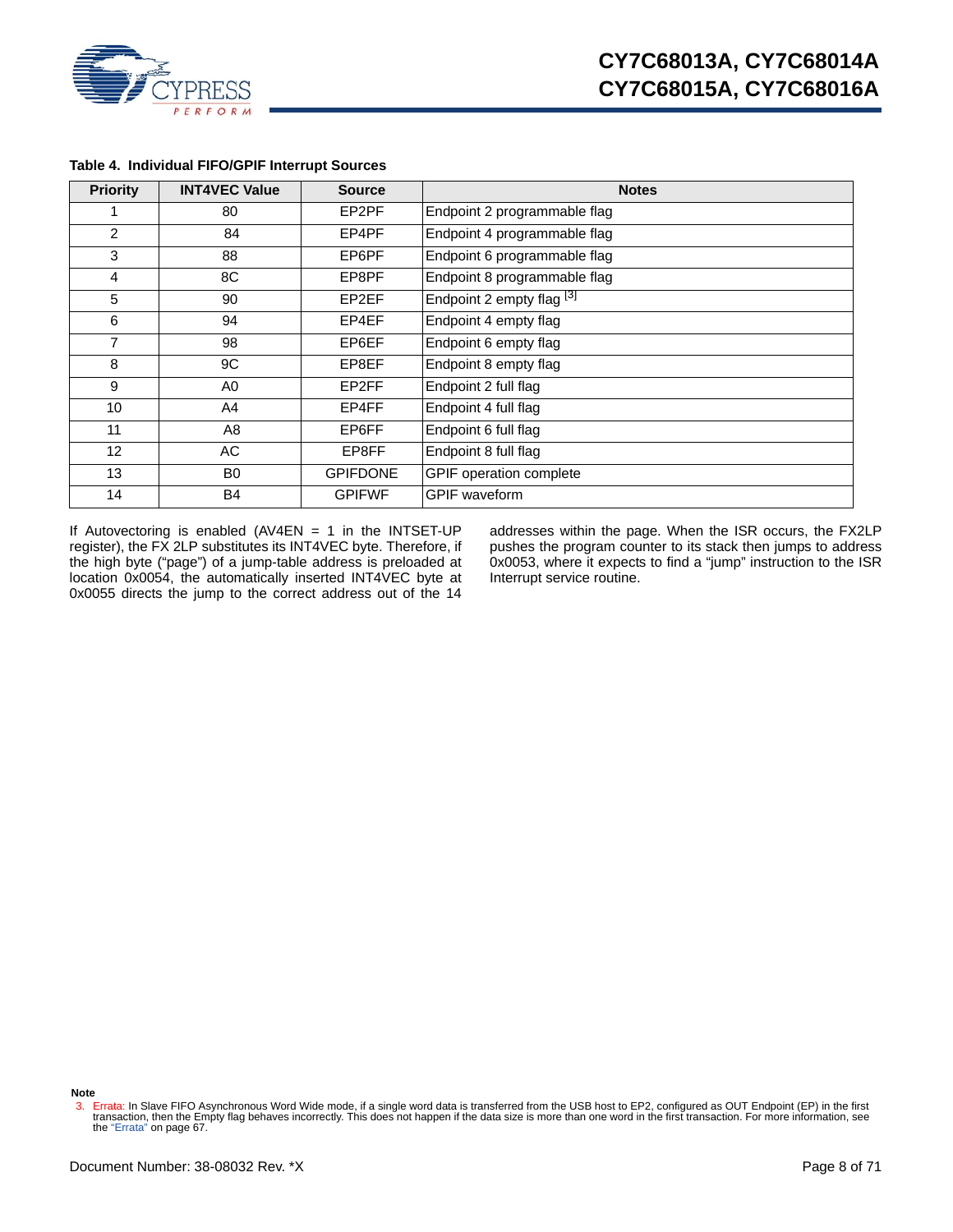**Table 4. Individual FIFO/GPIF Interrupt Sources**

| Priority | INT4VEC Value | Source | Notes |
|---|---|---|---|
| 1 | 80 | EP2PF | Endpoint 2 programmable flag |
| 2 | 84 | EP4PF | Endpoint 4 programmable flag |
| 3 | 88 | EP6PF | Endpoint 6 programmable flag |
| 4 | 8C | EP8PF | Endpoint 8 programmable flag |
| 5 | 90 | EP2EF | Endpoint 2 empty flag [3] |
| 6 | 94 | EP4EF | Endpoint 4 empty flag |
| 7 | 98 | EP6EF | Endpoint 6 empty flag |
| 8 | 9C | EP8EF | Endpoint 8 empty flag |
| 9 | A0 | EP2FF | Endpoint 2 full flag |
| 10 | A4 | EP4FF | Endpoint 4 full flag |
| 11 | A8 | EP6FF | Endpoint 6 full flag |
| 12 | AC | EP8FF | Endpoint 8 full flag |
| 13 | B0 | GPIFDONE | GPIF operation complete |
| 14 | B4 | GPIFWF | GPIF waveform |

If Autovectoring is enabled (AV4EN = 1 in the INTSET-UP register), the FX 2LP substitutes its INT4VEC byte. Therefore, if the high byte ("page") of a jump-table address is preloaded at location 0x0054, the automatically inserted INT4VEC byte at 0x0055 directs the jump to the correct address out of the 14 addresses within the page. When the ISR occurs, the FX2LP pushes the program counter to its stack then jumps to address 0x0053, where it expects to find a "jump" instruction to the ISR Interrupt service routine.

**Note**

3. Errata: In Slave FIFO Asynchronous Word Wide mode, if a single word data is transferred from the USB host to EP2, configured as OUT Endpoint (EP) in the first transaction, then the Empty flag behaves incorrectly. This does not happen if the data size is more than one word in the first transaction. For more information, see the "Errata" on page 67.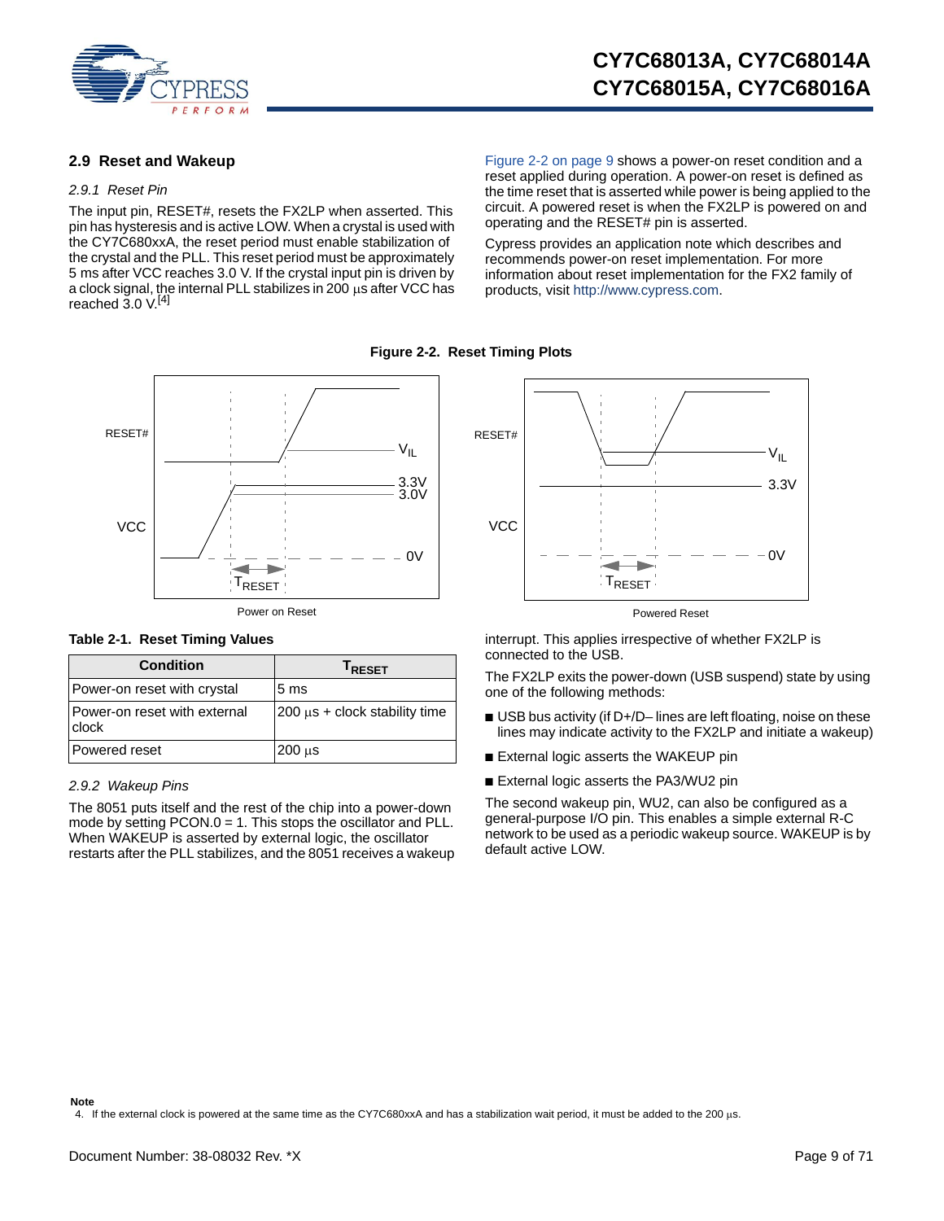## 2.9 Reset and Wakeup

### 2.9.1 Reset Pin

The input pin, RESET#, resets the FX2LP when asserted. This pin has hysteresis and is active LOW. When a crystal is used with the CY7C680xxA, the reset period must enable stabilization of the crystal and the PLL. This reset period must be approximately 5 ms after VCC reaches 3.0 V. If the crystal input pin is driven by a clock signal, the internal PLL stabilizes in 200 µs after VCC has reached 3.0 V.[4]

Figure 2-2 on page 9 shows a power-on reset condition and a reset applied during operation. A power-on reset is defined as the time reset that is asserted while power is being applied to the circuit. A powered reset is when the FX2LP is powered on and operating and the RESET# pin is asserted.

Cypress provides an application note which describes and recommends power-on reset implementation. For more information about reset implementation for the FX2 family of products, visit http://www.cypress.com.

**Figure 2-2. Reset Timing Plots**

Power on Reset

Powered Reset

**Table 2-1. Reset Timing Values**

| Condition | $T_{RESET}$ |
|---|---|
| Power-on reset with crystal | 5 ms |
| Power-on reset with external clock | 200 µs + clock stability time |
| Powered reset | 200 µs |

### 2.9.2 Wakeup Pins

The 8051 puts itself and the rest of the chip into a power-down mode by setting PCON.0 = 1. This stops the oscillator and PLL. When WAKEUP is asserted by external logic, the oscillator restarts after the PLL stabilizes, and the 8051 receives a wakeup interrupt. This applies irrespective of whether FX2LP is connected to the USB.

The FX2LP exits the power-down (USB suspend) state by using one of the following methods:

- USB bus activity (if D+/D– lines are left floating, noise on these lines may indicate activity to the FX2LP and initiate a wakeup)
- External logic asserts the WAKEUP pin
- External logic asserts the PA3/WU2 pin

The second wakeup pin, WU2, can also be configured as a general-purpose I/O pin. This enables a simple external R-C network to be used as a periodic wakeup source. WAKEUP is by default active LOW.

**Note**

4. If the external clock is powered at the same time as the CY7C680xxA and has a stabilization wait period, it must be added to the 200 µs.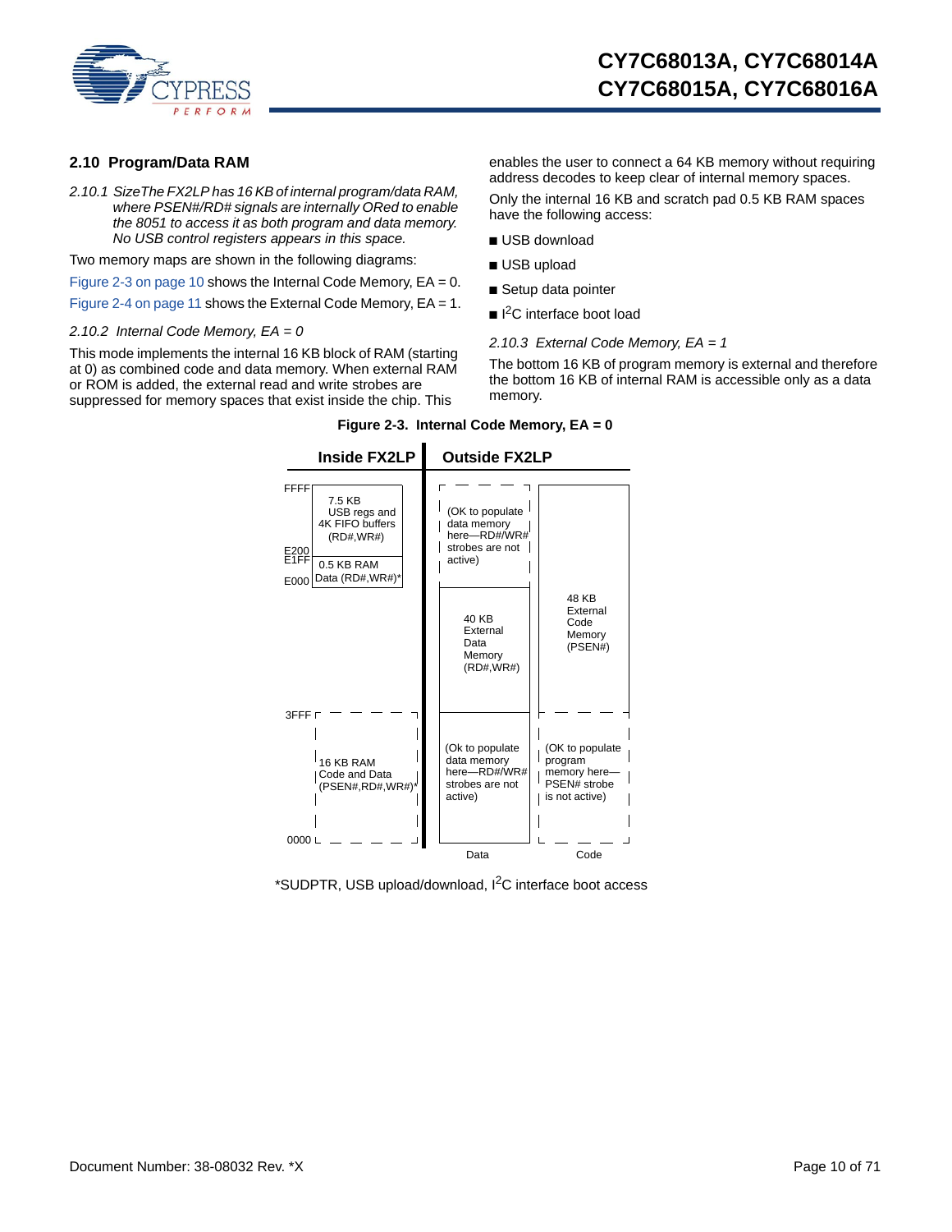## 2.10 Program/Data RAM

*2.10.1 SizeThe FX2LP has 16 KB of internal program/data RAM, where PSEN#/RD# signals are internally ORed to enable the 8051 to access it as both program and data memory. No USB control registers appears in this space.*

Two memory maps are shown in the following diagrams:

Figure 2-3 on page 10 shows the Internal Code Memory, EA = 0.

Figure 2-4 on page 11 shows the External Code Memory, EA = 1.

*2.10.2 Internal Code Memory, EA = 0*

This mode implements the internal 16 KB block of RAM (starting at 0) as combined code and data memory. When external RAM or ROM is added, the external read and write strobes are suppressed for memory spaces that exist inside the chip. This enables the user to connect a 64 KB memory without requiring address decodes to keep clear of internal memory spaces.

Only the internal 16 KB and scratch pad 0.5 KB RAM spaces have the following access:

- USB download
- USB upload
- Setup data pointer
- I$^2$C interface boot load

*2.10.3 External Code Memory, EA = 1*

The bottom 16 KB of program memory is external and therefore the bottom 16 KB of internal RAM is accessible only as a data memory.

**Figure 2-3. Internal Code Memory, EA = 0**

| Address | Inside FX2LP | Outside FX2LP (Data) | Outside FX2LP (Code) |
|---|---|---|---|
| FFFF–E200 | 7.5 KB USB regs and 4K FIFO buffers (RD#,WR#) | (OK to populate data memory here—RD#/WR# strobes are not active) | 48 KB External Code Memory (PSEN#) |
| E1FF–E000 | 0.5 KB RAM Data (RD#,WR#)* | | |
| (below E000 to 4000) | | 40 KB External Data Memory (RD#,WR#) | |
| 3FFF–0000 | 16 KB RAM Code and Data (PSEN#,RD#,WR#)* | (Ok to populate data memory here—RD#/WR# strobes are not active) | (OK to populate program memory here—PSEN# strobe is not active) |

*SUDPTR, USB upload/download, I$^2$C interface boot access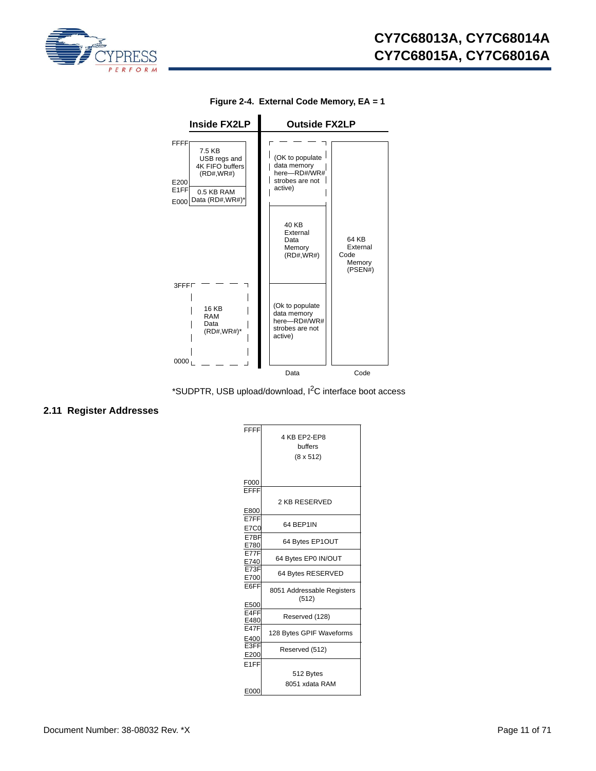**Figure 2-4. External Code Memory, EA = 1**

| Address | Inside FX2LP | Outside FX2LP: Data | Outside FX2LP: Code |
|---|---|---|---|
| FFFF–E200 | 7.5 KB USB regs and 4K FIFO buffers (RD#,WR#) | (OK to populate data memory here—RD#/WR# strobes are not active) | 64 KB External Code Memory (PSEN#) |
| E1FF–E000 | 0.5 KB RAM Data (RD#,WR#)* | (OK to populate data memory here—RD#/WR# strobes are not active) | |
| | | 40 KB External Data Memory (RD#,WR#) | |
| 3FFF–0000 | 16 KB RAM Data (RD#,WR#)* | (Ok to populate data memory here—RD#/WR# strobes are not active) | |

*SUDPTR, USB upload/download, $I^2C$ interface boot access

## 2.11 Register Addresses

| Address | Contents |
|---|---|
| FFFF–F000 | 4 KB EP2-EP8 buffers (8 x 512) |
| EFFF–E800 | 2 KB RESERVED |
| E7FF–E7C0 | 64 BEP1IN |
| E7BF–E780 | 64 Bytes EP1OUT |
| E77F–E740 | 64 Bytes EP0 IN/OUT |
| E73F–E700 | 64 Bytes RESERVED |
| E6FF–E500 | 8051 Addressable Registers (512) |
| E4FF–E480 | Reserved (128) |
| E47F–E400 | 128 Bytes GPIF Waveforms |
| E3FF–E200 | Reserved (512) |
| E1FF–E000 | 512 Bytes 8051 xdata RAM |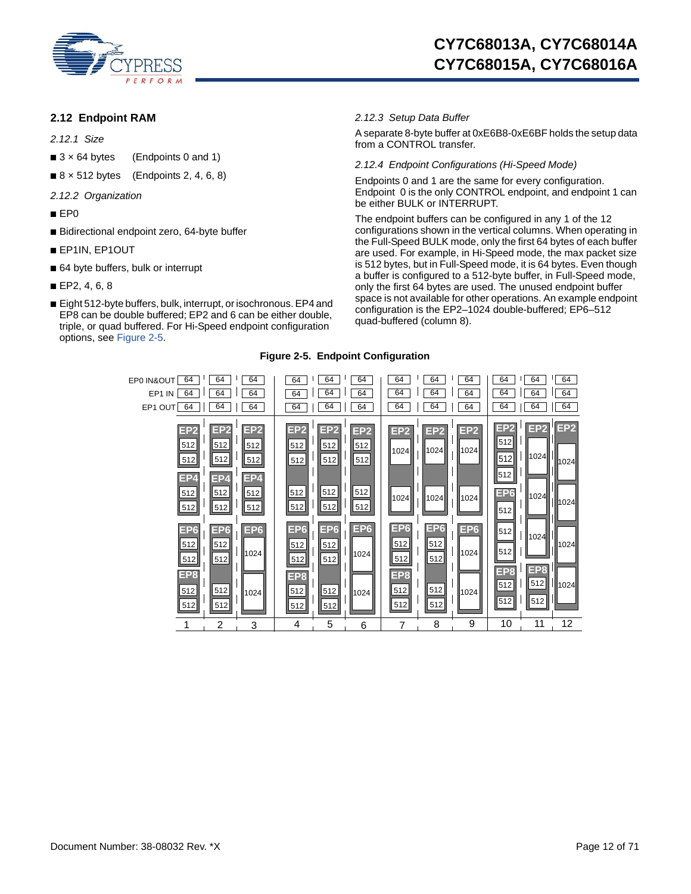## 2.12 Endpoint RAM

*2.12.1 Size*

- 3 × 64 bytes (Endpoints 0 and 1)
- 8 × 512 bytes (Endpoints 2, 4, 6, 8)

*2.12.2 Organization*

- EP0
- Bidirectional endpoint zero, 64-byte buffer
- EP1IN, EP1OUT
- 64 byte buffers, bulk or interrupt
- EP2, 4, 6, 8
- Eight 512-byte buffers, bulk, interrupt, or isochronous. EP4 and EP8 can be double buffered; EP2 and 6 can be either double, triple, or quad buffered. For Hi-Speed endpoint configuration options, see Figure 2-5.

*2.12.3 Setup Data Buffer*

A separate 8-byte buffer at 0xE6B8-0xE6BF holds the setup data from a CONTROL transfer.

*2.12.4 Endpoint Configurations (Hi-Speed Mode)*

Endpoints 0 and 1 are the same for every configuration. Endpoint 0 is the only CONTROL endpoint, and endpoint 1 can be either BULK or INTERRUPT.

The endpoint buffers can be configured in any 1 of the 12 configurations shown in the vertical columns. When operating in the Full-Speed BULK mode, only the first 64 bytes of each buffer are used. For example, in Hi-Speed mode, the max packet size is 512 bytes, but in Full-Speed mode, it is 64 bytes. Even though a buffer is configured to a 512-byte buffer, in Full-Speed mode, only the first 64 bytes are used. The unused endpoint buffer space is not available for other operations. An example endpoint configuration is the EP2–1024 double-buffered; EP6–512 quad-buffered (column 8).

**Figure 2-5. Endpoint Configuration**

| Configuration | EP0 IN&OUT | EP1 IN | EP1 OUT | EP2 | EP4 | EP6 | EP8 |
|---|---|---|---|---|---|---|---|
| 1 | 64 | 64 | 64 | 512, 512 | 512, 512 | 512, 512 | 512, 512 |
| 2 | 64 | 64 | 64 | 512, 512 | 512, 512 | 512, 512, 512, 512 | |
| 3 | 64 | 64 | 64 | 512, 512 | 512, 512 | 1024, 1024 | |
| 4 | 64 | 64 | 64 | 512, 512, 512, 512 | | 512, 512 | 512, 512 |
| 5 | 64 | 64 | 64 | 512, 512, 512, 512 | | 512, 512, 512, 512 | |
| 6 | 64 | 64 | 64 | 512, 512, 512, 512 | | 1024, 1024 | |
| 7 | 64 | 64 | 64 | 1024, 1024 | | 512, 512 | 512, 512 |
| 8 | 64 | 64 | 64 | 1024, 1024 | | 512, 512, 512, 512 | |
| 9 | 64 | 64 | 64 | 1024, 1024 | | 1024, 1024 | |
| 10 | 64 | 64 | 64 | 512, 512, 512 | | 512, 512, 512 | 512, 512 |
| 11 | 64 | 64 | 64 | 1024, 1024, 1024 | | | 512, 512 |
| 12 | 64 | 64 | 64 | 1024, 1024, 1024, 1024 | | | |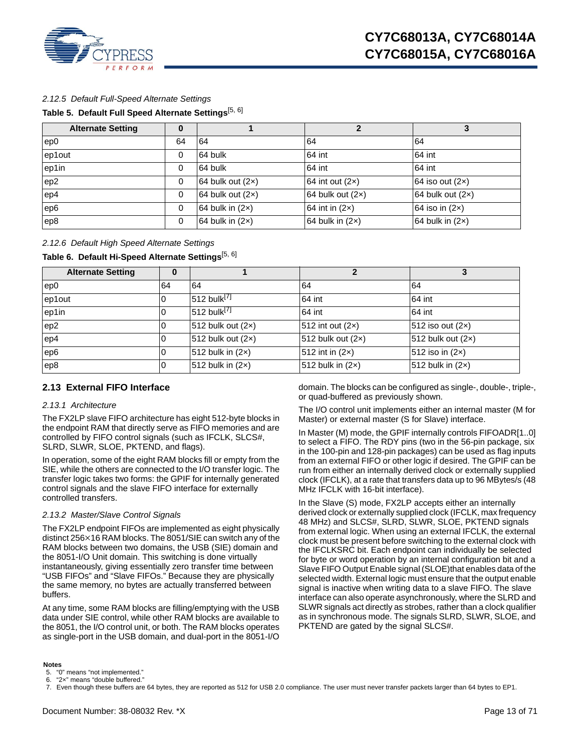#### 2.12.5 Default Full-Speed Alternate Settings

**Table 5. Default Full Speed Alternate Settings**[5, 6]

| Alternate Setting | 0 | 1 | 2 | 3 |
|---|---|---|---|---|
| ep0 | 64 | 64 | 64 | 64 |
| ep1out | 0 | 64 bulk | 64 int | 64 int |
| ep1in | 0 | 64 bulk | 64 int | 64 int |
| ep2 | 0 | 64 bulk out (2×) | 64 int out (2×) | 64 iso out (2×) |
| ep4 | 0 | 64 bulk out (2×) | 64 bulk out (2×) | 64 bulk out (2×) |
| ep6 | 0 | 64 bulk in (2×) | 64 int in (2×) | 64 iso in (2×) |
| ep8 | 0 | 64 bulk in (2×) | 64 bulk in (2×) | 64 bulk in (2×) |

#### 2.12.6 Default High Speed Alternate Settings

**Table 6. Default Hi-Speed Alternate Settings**[5, 6]

| Alternate Setting | 0 | 1 | 2 | 3 |
|---|---|---|---|---|
| ep0 | 64 | 64 | 64 | 64 |
| ep1out | 0 | 512 bulk[7] | 64 int | 64 int |
| ep1in | 0 | 512 bulk[7] | 64 int | 64 int |
| ep2 | 0 | 512 bulk out (2×) | 512 int out (2×) | 512 iso out (2×) |
| ep4 | 0 | 512 bulk out (2×) | 512 bulk out (2×) | 512 bulk out (2×) |
| ep6 | 0 | 512 bulk in (2×) | 512 int in (2×) | 512 iso in (2×) |
| ep8 | 0 | 512 bulk in (2×) | 512 bulk in (2×) | 512 bulk in (2×) |

### 2.13 External FIFO Interface

#### 2.13.1 Architecture

The FX2LP slave FIFO architecture has eight 512-byte blocks in the endpoint RAM that directly serve as FIFO memories and are controlled by FIFO control signals (such as IFCLK, SLCS#, SLRD, SLWR, SLOE, PKTEND, and flags).

In operation, some of the eight RAM blocks fill or empty from the SIE, while the others are connected to the I/O transfer logic. The transfer logic takes two forms: the GPIF for internally generated control signals and the slave FIFO interface for externally controlled transfers.

#### 2.13.2 Master/Slave Control Signals

The FX2LP endpoint FIFOs are implemented as eight physically distinct 256×16 RAM blocks. The 8051/SIE can switch any of the RAM blocks between two domains, the USB (SIE) domain and the 8051-I/O Unit domain. This switching is done virtually instantaneously, giving essentially zero transfer time between "USB FIFOs" and "Slave FIFOs." Because they are physically the same memory, no bytes are actually transferred between buffers.

At any time, some RAM blocks are filling/emptying with the USB data under SIE control, while other RAM blocks are available to the 8051, the I/O control unit, or both. The RAM blocks operates as single-port in the USB domain, and dual-port in the 8051-I/O domain. The blocks can be configured as single-, double-, triple-, or quad-buffered as previously shown.

The I/O control unit implements either an internal master (M for Master) or external master (S for Slave) interface.

In Master (M) mode, the GPIF internally controls FIFOADR[1..0] to select a FIFO. The RDY pins (two in the 56-pin package, six in the 100-pin and 128-pin packages) can be used as flag inputs from an external FIFO or other logic if desired. The GPIF can be run from either an internally derived clock or externally supplied clock (IFCLK), at a rate that transfers data up to 96 MBytes/s (48 MHz IFCLK with 16-bit interface).

In the Slave (S) mode, FX2LP accepts either an internally derived clock or externally supplied clock (IFCLK, max frequency 48 MHz) and SLCS#, SLRD, SLWR, SLOE, PKTEND signals from external logic. When using an external IFCLK, the external clock must be present before switching to the external clock with the IFCLKSRC bit. Each endpoint can individually be selected for byte or word operation by an internal configuration bit and a Slave FIFO Output Enable signal (SLOE)that enables data of the selected width. External logic must ensure that the output enable signal is inactive when writing data to a slave FIFO. The slave interface can also operate asynchronously, where the SLRD and SLWR signals act directly as strobes, rather than a clock qualifier as in synchronous mode. The signals SLRD, SLWR, SLOE, and PKTEND are gated by the signal SLCS#.

**Notes**

5. "0" means "not implemented."
6. "2×" means "double buffered."
7. Even though these buffers are 64 bytes, they are reported as 512 for USB 2.0 compliance. The user must never transfer packets larger than 64 bytes to EP1.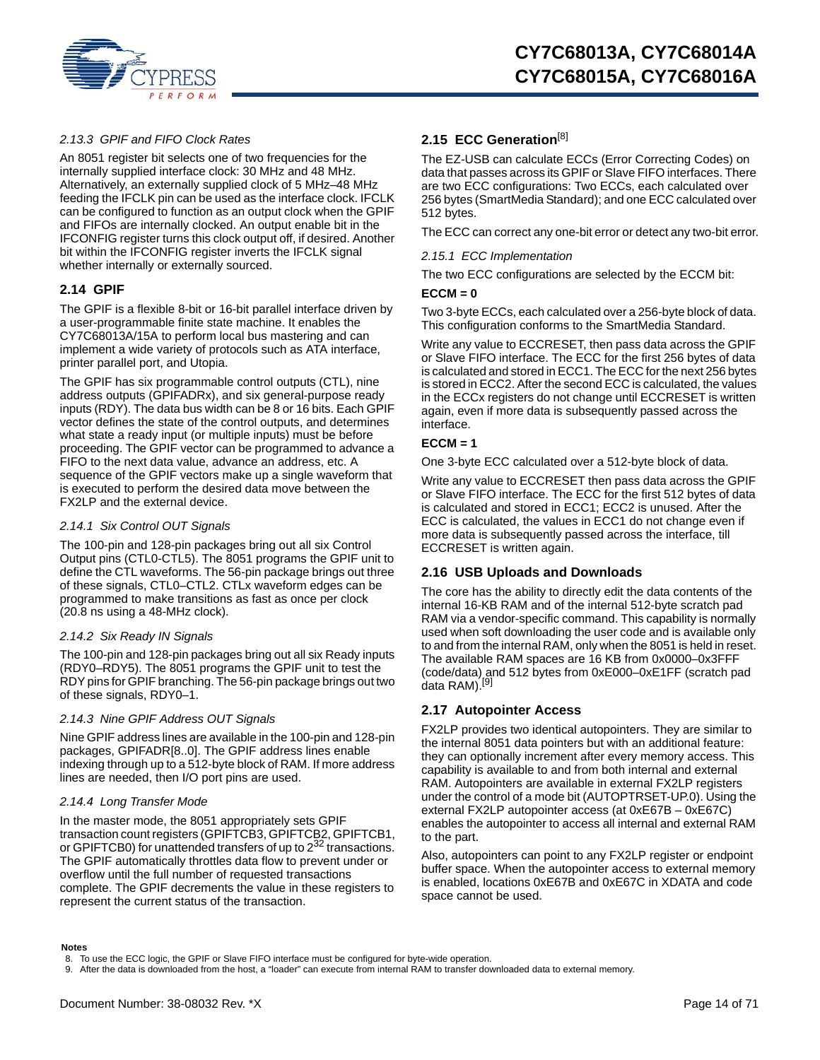#### 2.13.3 GPIF and FIFO Clock Rates

An 8051 register bit selects one of two frequencies for the internally supplied interface clock: 30 MHz and 48 MHz. Alternatively, an externally supplied clock of 5 MHz–48 MHz feeding the IFCLK pin can be used as the interface clock. IFCLK can be configured to function as an output clock when the GPIF and FIFOs are internally clocked. An output enable bit in the IFCONFIG register turns this clock output off, if desired. Another bit within the IFCONFIG register inverts the IFCLK signal whether internally or externally sourced.

### 2.14 GPIF

The GPIF is a flexible 8-bit or 16-bit parallel interface driven by a user-programmable finite state machine. It enables the CY7C68013A/15A to perform local bus mastering and can implement a wide variety of protocols such as ATA interface, printer parallel port, and Utopia.

The GPIF has six programmable control outputs (CTL), nine address outputs (GPIFADRx), and six general-purpose ready inputs (RDY). The data bus width can be 8 or 16 bits. Each GPIF vector defines the state of the control outputs, and determines what state a ready input (or multiple inputs) must be before proceeding. The GPIF vector can be programmed to advance a FIFO to the next data value, advance an address, etc. A sequence of the GPIF vectors make up a single waveform that is executed to perform the desired data move between the FX2LP and the external device.

#### 2.14.1 Six Control OUT Signals

The 100-pin and 128-pin packages bring out all six Control Output pins (CTL0-CTL5). The 8051 programs the GPIF unit to define the CTL waveforms. The 56-pin package brings out three of these signals, CTL0–CTL2. CTLx waveform edges can be programmed to make transitions as fast as once per clock (20.8 ns using a 48-MHz clock).

#### 2.14.2 Six Ready IN Signals

The 100-pin and 128-pin packages bring out all six Ready inputs (RDY0–RDY5). The 8051 programs the GPIF unit to test the RDY pins for GPIF branching. The 56-pin package brings out two of these signals, RDY0–1.

#### 2.14.3 Nine GPIF Address OUT Signals

Nine GPIF address lines are available in the 100-pin and 128-pin packages, GPIFADR[8..0]. The GPIF address lines enable indexing through up to a 512-byte block of RAM. If more address lines are needed, then I/O port pins are used.

#### 2.14.4 Long Transfer Mode

In the master mode, the 8051 appropriately sets GPIF transaction count registers (GPIFTCB3, GPIFTCB2, GPIFTCB1, or GPIFTCB0) for unattended transfers of up to $2^{32}$ transactions. The GPIF automatically throttles data flow to prevent under or overflow until the full number of requested transactions complete. The GPIF decrements the value in these registers to represent the current status of the transaction.

### 2.15 ECC Generation[8]

The EZ-USB can calculate ECCs (Error Correcting Codes) on data that passes across its GPIF or Slave FIFO interfaces. There are two ECC configurations: Two ECCs, each calculated over 256 bytes (SmartMedia Standard); and one ECC calculated over 512 bytes.

The ECC can correct any one-bit error or detect any two-bit error.

#### 2.15.1 ECC Implementation

The two ECC configurations are selected by the ECCM bit:

**ECCM = 0**

Two 3-byte ECCs, each calculated over a 256-byte block of data. This configuration conforms to the SmartMedia Standard.

Write any value to ECCRESET, then pass data across the GPIF or Slave FIFO interface. The ECC for the first 256 bytes of data is calculated and stored in ECC1. The ECC for the next 256 bytes is stored in ECC2. After the second ECC is calculated, the values in the ECCx registers do not change until ECCRESET is written again, even if more data is subsequently passed across the interface.

**ECCM = 1**

One 3-byte ECC calculated over a 512-byte block of data.

Write any value to ECCRESET then pass data across the GPIF or Slave FIFO interface. The ECC for the first 512 bytes of data is calculated and stored in ECC1; ECC2 is unused. After the ECC is calculated, the values in ECC1 do not change even if more data is subsequently passed across the interface, till ECCRESET is written again.

### 2.16 USB Uploads and Downloads

The core has the ability to directly edit the data contents of the internal 16-KB RAM and of the internal 512-byte scratch pad RAM via a vendor-specific command. This capability is normally used when soft downloading the user code and is available only to and from the internal RAM, only when the 8051 is held in reset. The available RAM spaces are 16 KB from 0x0000–0x3FFF (code/data) and 512 bytes from 0xE000–0xE1FF (scratch pad data RAM).[9]

### 2.17 Autopointer Access

FX2LP provides two identical autopointers. They are similar to the internal 8051 data pointers but with an additional feature: they can optionally increment after every memory access. This capability is available to and from both internal and external RAM. Autopointers are available in external FX2LP registers under the control of a mode bit (AUTOPTRSET-UP.0). Using the external FX2LP autopointer access (at 0xE67B – 0xE67C) enables the autopointer to access all internal and external RAM to the part.

Also, autopointers can point to any FX2LP register or endpoint buffer space. When the autopointer access to external memory is enabled, locations 0xE67B and 0xE67C in XDATA and code space cannot be used.

**Notes**

8. To use the ECC logic, the GPIF or Slave FIFO interface must be configured for byte-wide operation.
9. After the data is downloaded from the host, a "loader" can execute from internal RAM to transfer downloaded data to external memory.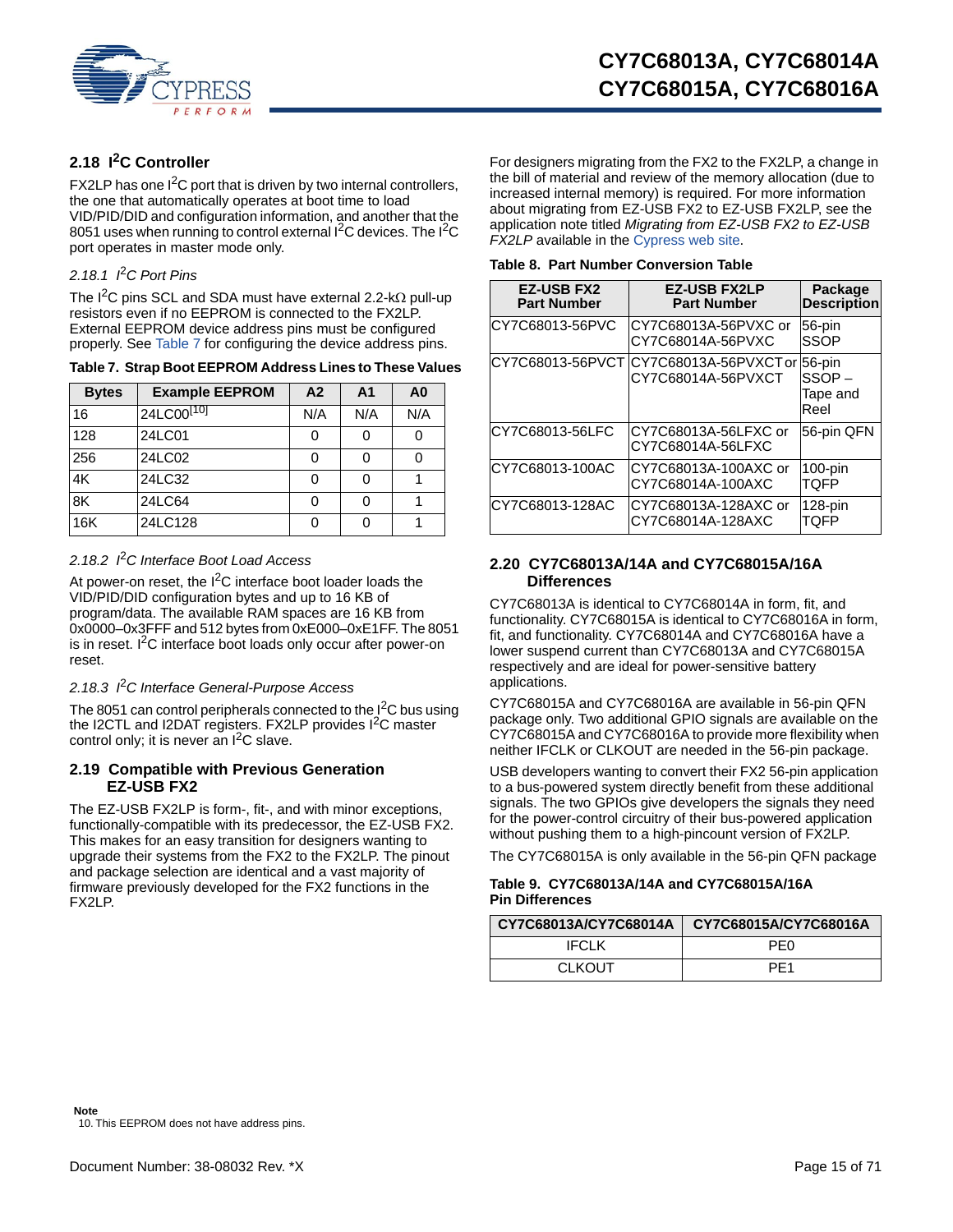## 2.18 I$^2$C Controller

FX2LP has one I$^2$C port that is driven by two internal controllers, the one that automatically operates at boot time to load VID/PID/DID and configuration information, and another that the 8051 uses when running to control external I$^2$C devices. The I$^2$C port operates in master mode only.

### 2.18.1 I$^2$C Port Pins

The I$^2$C pins SCL and SDA must have external 2.2-kΩ pull-up resistors even if no EEPROM is connected to the FX2LP. External EEPROM device address pins must be configured properly. See Table 7 for configuring the device address pins.

**Table 7. Strap Boot EEPROM Address Lines to These Values**

| Bytes | Example EEPROM | A2 | A1 | A0 |
|---|---|---|---|---|
| 16 | 24LC00[10] | N/A | N/A | N/A |
| 128 | 24LC01 | 0 | 0 | 0 |
| 256 | 24LC02 | 0 | 0 | 0 |
| 4K | 24LC32 | 0 | 0 | 1 |
| 8K | 24LC64 | 0 | 0 | 1 |
| 16K | 24LC128 | 0 | 0 | 1 |

### 2.18.2 I$^2$C Interface Boot Load Access

At power-on reset, the I$^2$C interface boot loader loads the VID/PID/DID configuration bytes and up to 16 KB of program/data. The available RAM spaces are 16 KB from 0x0000–0x3FFF and 512 bytes from 0xE000–0xE1FF. The 8051 is in reset. I$^2$C interface boot loads only occur after power-on reset.

### 2.18.3 I$^2$C Interface General-Purpose Access

The 8051 can control peripherals connected to the I$^2$C bus using the I2CTL and I2DAT registers. FX2LP provides I$^2$C master control only; it is never an I$^2$C slave.

## 2.19 Compatible with Previous Generation EZ-USB FX2

The EZ-USB FX2LP is form-, fit-, and with minor exceptions, functionally-compatible with its predecessor, the EZ-USB FX2. This makes for an easy transition for designers wanting to upgrade their systems from the FX2 to the FX2LP. The pinout and package selection are identical and a vast majority of firmware previously developed for the FX2 functions in the FX2LP.

For designers migrating from the FX2 to the FX2LP, a change in the bill of material and review of the memory allocation (due to increased internal memory) is required. For more information about migrating from EZ-USB FX2 to EZ-USB FX2LP, see the application note titled *Migrating from EZ-USB FX2 to EZ-USB FX2LP* available in the Cypress web site.

**Table 8. Part Number Conversion Table**

| EZ-USB FX2 Part Number | EZ-USB FX2LP Part Number | Package Description |
|---|---|---|
| CY7C68013-56PVC | CY7C68013A-56PVXC or CY7C68014A-56PVXC | 56-pin SSOP |
| CY7C68013-56PVCT | CY7C68013A-56PVXCT or CY7C68014A-56PVXCT | 56-pin SSOP – Tape and Reel |
| CY7C68013-56LFC | CY7C68013A-56LFXC or CY7C68014A-56LFXC | 56-pin QFN |
| CY7C68013-100AC | CY7C68013A-100AXC or CY7C68014A-100AXC | 100-pin TQFP |
| CY7C68013-128AC | CY7C68013A-128AXC or CY7C68014A-128AXC | 128-pin TQFP |

## 2.20 CY7C68013A/14A and CY7C68015A/16A Differences

CY7C68013A is identical to CY7C68014A in form, fit, and functionality. CY7C68015A is identical to CY7C68016A in form, fit, and functionality. CY7C68014A and CY7C68016A have a lower suspend current than CY7C68013A and CY7C68015A respectively and are ideal for power-sensitive battery applications.

CY7C68015A and CY7C68016A are available in 56-pin QFN package only. Two additional GPIO signals are available on the CY7C68015A and CY7C68016A to provide more flexibility when neither IFCLK or CLKOUT are needed in the 56-pin package.

USB developers wanting to convert their FX2 56-pin application to a bus-powered system directly benefit from these additional signals. The two GPIOs give developers the signals they need for the power-control circuitry of their bus-powered application without pushing them to a high-pincount version of FX2LP.

The CY7C68015A is only available in the 56-pin QFN package

**Table 9. CY7C68013A/14A and CY7C68015A/16A Pin Differences**

| CY7C68013A/CY7C68014A | CY7C68015A/CY7C68016A |
|---|---|
| IFCLK | PE0 |
| CLKOUT | PE1 |

**Note**
10. This EEPROM does not have address pins.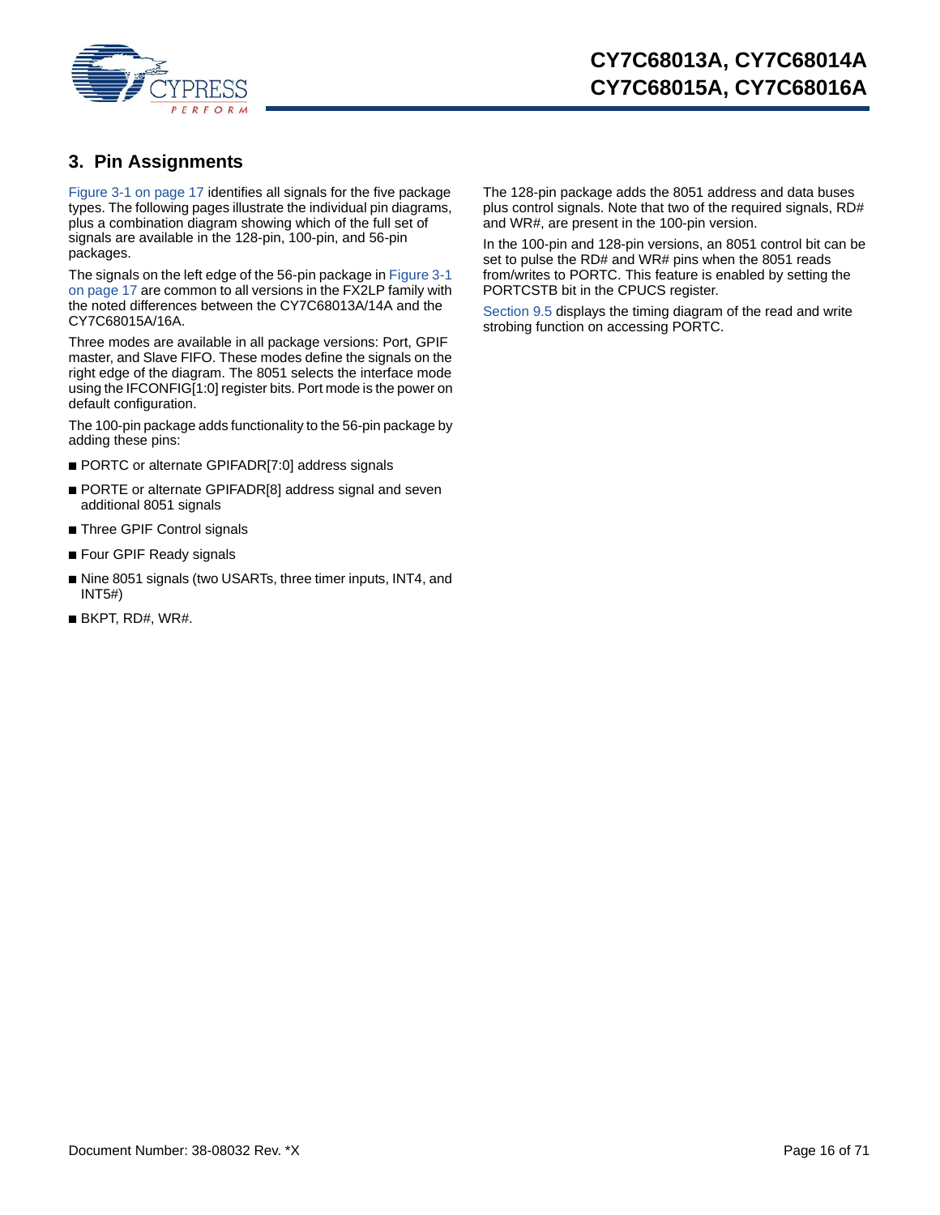## 3. Pin Assignments

Figure 3-1 on page 17 identifies all signals for the five package types. The following pages illustrate the individual pin diagrams, plus a combination diagram showing which of the full set of signals are available in the 128-pin, 100-pin, and 56-pin packages.

The signals on the left edge of the 56-pin package in Figure 3-1 on page 17 are common to all versions in the FX2LP family with the noted differences between the CY7C68013A/14A and the CY7C68015A/16A.

Three modes are available in all package versions: Port, GPIF master, and Slave FIFO. These modes define the signals on the right edge of the diagram. The 8051 selects the interface mode using the IFCONFIG[1:0] register bits. Port mode is the power on default configuration.

The 100-pin package adds functionality to the 56-pin package by adding these pins:

- PORTC or alternate GPIFADR[7:0] address signals
- PORTE or alternate GPIFADR[8] address signal and seven additional 8051 signals
- Three GPIF Control signals
- Four GPIF Ready signals
- Nine 8051 signals (two USARTs, three timer inputs, INT4, and INT5#)
- BKPT, RD#, WR#.

The 128-pin package adds the 8051 address and data buses plus control signals. Note that two of the required signals, RD# and WR#, are present in the 100-pin version.

In the 100-pin and 128-pin versions, an 8051 control bit can be set to pulse the RD# and WR# pins when the 8051 reads from/writes to PORTC. This feature is enabled by setting the PORTCSTB bit in the CPUCS register.

Section 9.5 displays the timing diagram of the read and write strobing function on accessing PORTC.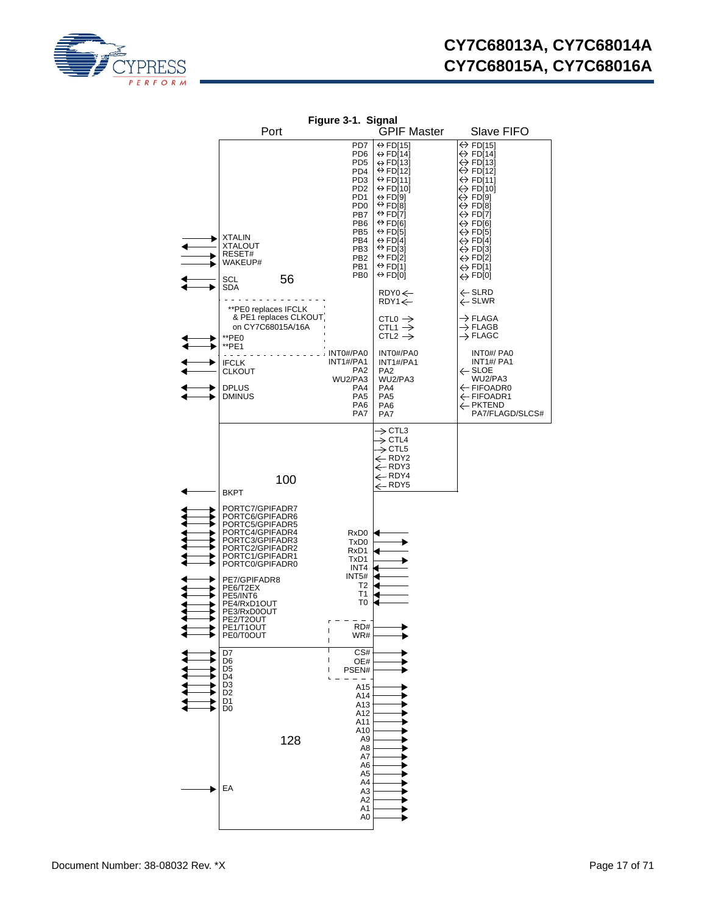**Figure 3-1. Signal**

| Port | | GPIF Master | Slave FIFO |
|---|---|---|---|
| | PD7 | ↔ FD[15] | ↔ FD[15] |
| | PD6 | ↔ FD[14] | ↔ FD[14] |
| | PD5 | ↔ FD[13] | ↔ FD[13] |
| | PD4 | ↔ FD[12] | ↔ FD[12] |
| | PD3 | ↔ FD[11] | ↔ FD[11] |
| | PD2 | ↔ FD[10] | ↔ FD[10] |
| | PD1 | ↔ FD[9] | ↔ FD[9] |
| | PD0 | ↔ FD[8] | ↔ FD[8] |
| | PB7 | ↔ FD[7] | ↔ FD[7] |
| | PB6 | ↔ FD[6] | ↔ FD[6] |
| | PB5 | ↔ FD[5] | ↔ FD[5] |
| → XTALIN | PB4 | ↔ FD[4] | ↔ FD[4] |
| ← XTALOUT | PB3 | ↔ FD[3] | ↔ FD[3] |
| → RESET# | PB2 | ↔ FD[2] | ↔ FD[2] |
| → WAKEUP# | PB1 | ↔ FD[1] | ↔ FD[1] |
| | PB0 | ↔ FD[0] | ↔ FD[0] |
| ← SCL | | | |
| ↔ SDA | | | |
| | | RDY0 ← | ← SLRD |
| | | RDY1 ← | ← SLWR |
| | | CTL0 → | → FLAGA |
| | | CTL1 → | → FLAGB |
| | | CTL2 → | → FLAGC |
| ↔ **PE0 | | | |
| ↔ **PE1 | | | |
| | INT0#/PA0 | INT0#/PA0 | INT0#/ PA0 |
| ↔ IFCLK | INT1#/PA1 | INT1#/PA1 | INT1#/ PA1 |
| ← CLKOUT | PA2 | PA2 | ← SLOE |
| | WU2/PA3 | WU2/PA3 | WU2/PA3 |
| ↔ DPLUS | PA4 | PA4 | ← FIFOADR0 |
| ↔ DMINUS | PA5 | PA5 | ← FIFOADR1 |
| | PA6 | PA6 | ← PKTEND |
| | PA7 | PA7 | PA7/FLAGD/SLCS# |

**56**

**PE0 replaces IFCLK & PE1 replaces CLKOUT on CY7C68015A/16A

**100**

GPIF Master: → CTL3, → CTL4, → CTL5, ← RDY2, ← RDY3, ← RDY4, ← RDY5

Port: ← BKPT

↔ PORTC7/GPIFADR7, ↔ PORTC6/GPIFADR6, ↔ PORTC5/GPIFADR5, ↔ PORTC4/GPIFADR4, ↔ PORTC3/GPIFADR3, ↔ PORTC2/GPIFADR2, ↔ PORTC1/GPIFADR1, ↔ PORTC0/GPIFADR0

↔ PE7/GPIFADR8, ↔ PE6/T2EX, ↔ PE5/INT6, ↔ PE4/RxD1OUT, ↔ PE3/RxD0OUT, ↔ PE2/T2OUT, ↔ PE1/T1OUT, ↔ PE0/T0OUT

← RxD0, → TxD0, ← RxD1, → TxD1, ← INT4, ← INT5#, ← T2, ← T1, ← T0

→ RD#, → WR#

**128**

↔ D7, ↔ D6, ↔ D5, ↔ D4, ↔ D3, ↔ D2, ↔ D1, ↔ D0

→ EA

→ CS#, → OE#, → PSEN#

→ A15, → A14, → A13, → A12, → A11, → A10, → A9, → A8, → A7, → A6, → A5, → A4, → A3, → A2, → A1, → A0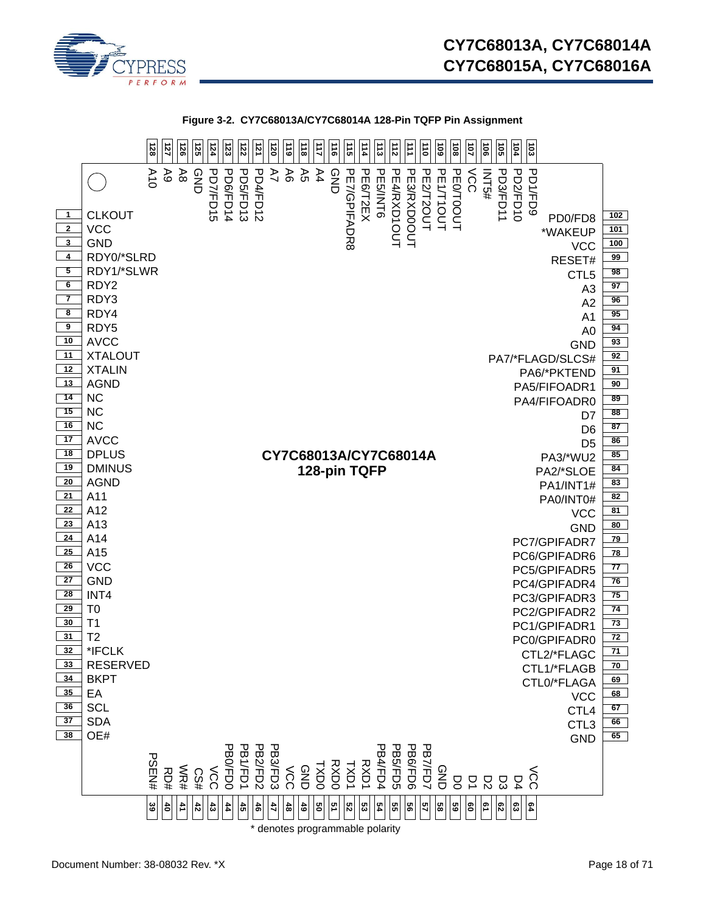**Figure 3-2. CY7C68013A/CY7C68014A 128-Pin TQFP Pin Assignment**

CY7C68013A/CY7C68014A 128-pin TQFP

| Pin | Name | Pin | Name |
|---|---|---|---|
| 1 | CLKOUT | 65 | GND |
| 2 | VCC | 66 | CTL3 |
| 3 | GND | 67 | CTL4 |
| 4 | RDY0/*SLRD | 68 | VCC |
| 5 | RDY1/*SLWR | 69 | CTL0/*FLAGA |
| 6 | RDY2 | 70 | CTL1/*FLAGB |
| 7 | RDY3 | 71 | CTL2/*FLAGC |
| 8 | RDY4 | 72 | PC0/GPIFADR0 |
| 9 | RDY5 | 73 | PC1/GPIFADR1 |
| 10 | AVCC | 74 | PC2/GPIFADR2 |
| 11 | XTALOUT | 75 | PC3/GPIFADR3 |
| 12 | XTALIN | 76 | PC4/GPIFADR4 |
| 13 | AGND | 77 | PC5/GPIFADR5 |
| 14 | NC | 78 | PC6/GPIFADR6 |
| 15 | NC | 79 | PC7/GPIFADR7 |
| 16 | NC | 80 | GND |
| 17 | AVCC | 81 | VCC |
| 18 | DPLUS | 82 | PA0/INT0# |
| 19 | DMINUS | 83 | PA1/INT1# |
| 20 | AGND | 84 | PA2/*SLOE |
| 21 | A11 | 85 | PA3/*WU2 |
| 22 | A12 | 86 | D5 |
| 23 | A13 | 87 | D6 |
| 24 | A14 | 88 | D7 |
| 25 | A15 | 89 | PA4/FIFOADR0 |
| 26 | VCC | 90 | PA5/FIFOADR1 |
| 27 | GND | 91 | PA6/*PKTEND |
| 28 | INT4 | 92 | PA7/*FLAGD/SLCS# |
| 29 | T0 | 93 | GND |
| 30 | T1 | 94 | A0 |
| 31 | T2 | 95 | A1 |
| 32 | *IFCLK | 96 | A2 |
| 33 | RESERVED | 97 | A3 |
| 34 | BKPT | 98 | CTL5 |
| 35 | EA | 99 | RESET# |
| 36 | SCL | 100 | VCC |
| 37 | SDA | 101 | *WAKEUP |
| 38 | OE# | 102 | PD0/FD8 |
| 39 | PSEN# | 103 | PD1/FD9 |
| 40 | RD# | 104 | PD2/FD10 |
| 41 | WR# | 105 | PD3/FD11 |
| 42 | CS# | 106 | INT5# |
| 43 | VCC | 107 | VCC |
| 44 | PB0/FD0 | 108 | PE0/T0OUT |
| 45 | PB1/FD1 | 109 | PE1/T1OUT |
| 46 | PB2/FD2 | 110 | PE2/T2OUT |
| 47 | PB3/FD3 | 111 | PE3/RXD0OUT |
| 48 | VCC | 112 | PE4/RXD1OUT |
| 49 | GND | 113 | PE5/INT6 |
| 50 | TXD0 | 114 | PE6/T2EX |
| 51 | RXD0 | 115 | PE7/GPIFADR8 |
| 52 | TXD1 | 116 | GND |
| 53 | RXD1 | 117 | A4 |
| 54 | PB4/FD4 | 118 | A5 |
| 55 | PB5/FD5 | 119 | A6 |
| 56 | PB6/FD6 | 120 | A7 |
| 57 | PB7/FD7 | 121 | PD4/FD12 |
| 58 | GND | 122 | PD5/FD13 |
| 59 | D0 | 123 | PD6/FD14 |
| 60 | D1 | 124 | PD7/FD15 |
| 61 | D2 | 125 | GND |
| 62 | D3 | 126 | A8 |
| 63 | D4 | 127 | A9 |
| 64 | VCC | 128 | A10 |

\* denotes programmable polarity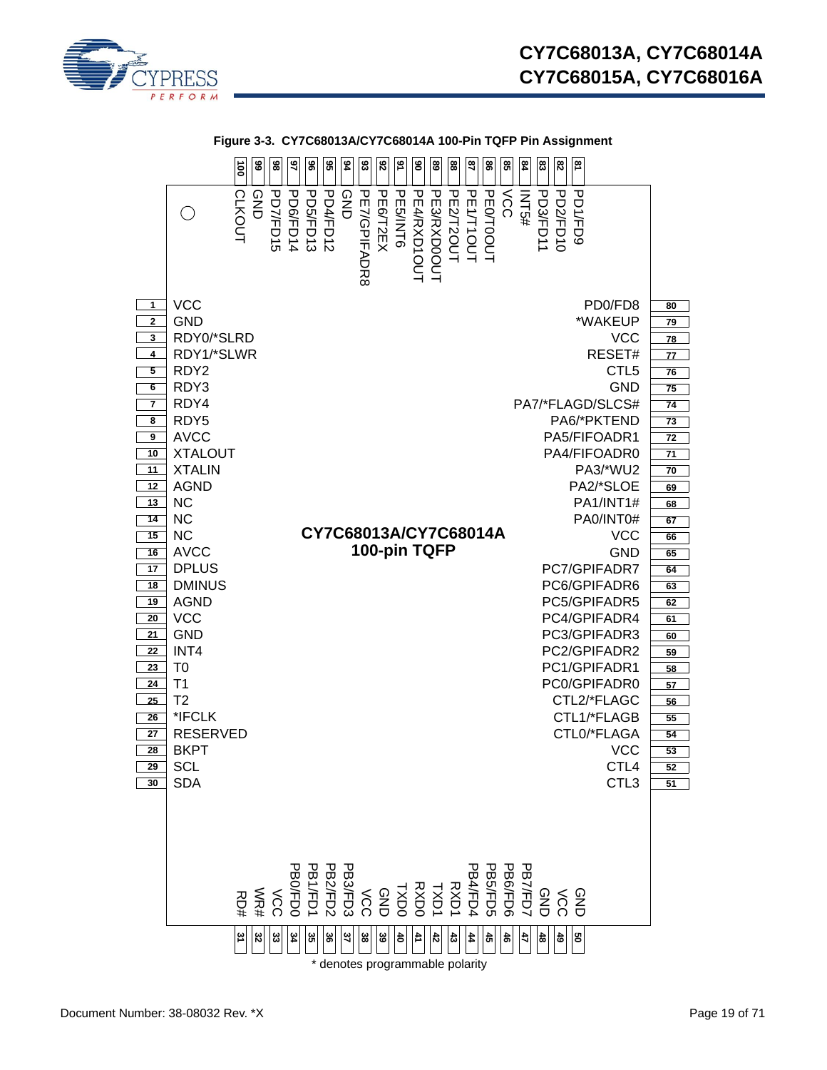**Figure 3-3. CY7C68013A/CY7C68014A 100-Pin TQFP Pin Assignment**

**CY7C68013A/CY7C68014A 100-pin TQFP**

| Pin | Name |
|---|---|
| 1 | VCC |
| 2 | GND |
| 3 | RDY0/*SLRD |
| 4 | RDY1/*SLWR |
| 5 | RDY2 |
| 6 | RDY3 |
| 7 | RDY4 |
| 8 | RDY5 |
| 9 | AVCC |
| 10 | XTALOUT |
| 11 | XTALIN |
| 12 | AGND |
| 13 | NC |
| 14 | NC |
| 15 | NC |
| 16 | AVCC |
| 17 | DPLUS |
| 18 | DMINUS |
| 19 | AGND |
| 20 | VCC |
| 21 | GND |
| 22 | INT4 |
| 23 | T0 |
| 24 | T1 |
| 25 | T2 |
| 26 | *IFCLK |
| 27 | RESERVED |
| 28 | BKPT |
| 29 | SCL |
| 30 | SDA |
| 31 | RD# |
| 32 | WR# |
| 33 | VCC |
| 34 | PB0/FD0 |
| 35 | PB1/FD1 |
| 36 | PB2/FD2 |
| 37 | PB3/FD3 |
| 38 | VCC |
| 39 | GND |
| 40 | TXD0 |
| 41 | RXD0 |
| 42 | TXD1 |
| 43 | RXD1 |
| 44 | PB4/FD4 |
| 45 | PB5/FD5 |
| 46 | PB6/FD6 |
| 47 | PB7/FD7 |
| 48 | GND |
| 49 | VCC |
| 50 | GND |
| 51 | CTL3 |
| 52 | CTL4 |
| 53 | VCC |
| 54 | CTL0/*FLAGA |
| 55 | CTL1/*FLAGB |
| 56 | CTL2/*FLAGC |
| 57 | PC0/GPIFADR0 |
| 58 | PC1/GPIFADR1 |
| 59 | PC2/GPIFADR2 |
| 60 | PC3/GPIFADR3 |
| 61 | PC4/GPIFADR4 |
| 62 | PC5/GPIFADR5 |
| 63 | PC6/GPIFADR6 |
| 64 | PC7/GPIFADR7 |
| 65 | GND |
| 66 | VCC |
| 67 | PA0/INT0# |
| 68 | PA1/INT1# |
| 69 | PA2/*SLOE |
| 70 | PA3/*WU2 |
| 71 | PA4/FIFOADR0 |
| 72 | PA5/FIFOADR1 |
| 73 | PA6/*PKTEND |
| 74 | PA7/*FLAGD/SLCS# |
| 75 | GND |
| 76 | CTL5 |
| 77 | RESET# |
| 78 | VCC |
| 79 | *WAKEUP |
| 80 | PD0/FD8 |
| 81 | PD1/FD9 |
| 82 | PD2/FD10 |
| 83 | PD3/FD11 |
| 84 | INT5# |
| 85 | VCC |
| 86 | PE0/T0OUT |
| 87 | PE1/T1OUT |
| 88 | PE2/T2OUT |
| 89 | PE3/RXD0OUT |
| 90 | PE4/RXD1OUT |
| 91 | PE5/INT6 |
| 92 | PE6/T2EX |
| 93 | PE7/GPIFADR8 |
| 94 | GND |
| 95 | PD4/FD12 |
| 96 | PD5/FD13 |
| 97 | PD6/FD14 |
| 98 | PD7/FD15 |
| 99 | GND |
| 100 | CLKOUT |

\* denotes programmable polarity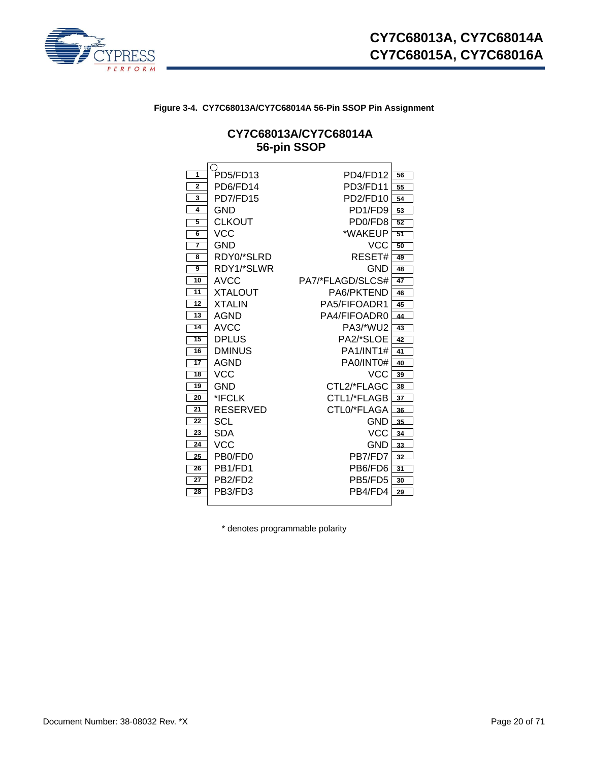**Figure 3-4. CY7C68013A/CY7C68014A 56-Pin SSOP Pin Assignment**

**CY7C68013A/CY7C68014A**
**56-pin SSOP**

| Pin | Name | Name | Pin |
|---|---|---|---|
| 1 | PD5/FD13 | PD4/FD12 | 56 |
| 2 | PD6/FD14 | PD3/FD11 | 55 |
| 3 | PD7/FD15 | PD2/FD10 | 54 |
| 4 | GND | PD1/FD9 | 53 |
| 5 | CLKOUT | PD0/FD8 | 52 |
| 6 | VCC | *WAKEUP | 51 |
| 7 | GND | VCC | 50 |
| 8 | RDY0/*SLRD | RESET# | 49 |
| 9 | RDY1/*SLWR | GND | 48 |
| 10 | AVCC | PA7/*FLAGD/SLCS# | 47 |
| 11 | XTALOUT | PA6/PKTEND | 46 |
| 12 | XTALIN | PA5/FIFOADR1 | 45 |
| 13 | AGND | PA4/FIFOADR0 | 44 |
| 14 | AVCC | PA3/*WU2 | 43 |
| 15 | DPLUS | PA2/*SLOE | 42 |
| 16 | DMINUS | PA1/INT1# | 41 |
| 17 | AGND | PA0/INT0# | 40 |
| 18 | VCC | VCC | 39 |
| 19 | GND | CTL2/*FLAGC | 38 |
| 20 | *IFCLK | CTL1/*FLAGB | 37 |
| 21 | RESERVED | CTL0/*FLAGA | 36 |
| 22 | SCL | GND | 35 |
| 23 | SDA | VCC | 34 |
| 24 | VCC | GND | 33 |
| 25 | PB0/FD0 | PB7/FD7 | 32 |
| 26 | PB1/FD1 | PB6/FD6 | 31 |
| 27 | PB2/FD2 | PB5/FD5 | 30 |
| 28 | PB3/FD3 | PB4/FD4 | 29 |

* denotes programmable polarity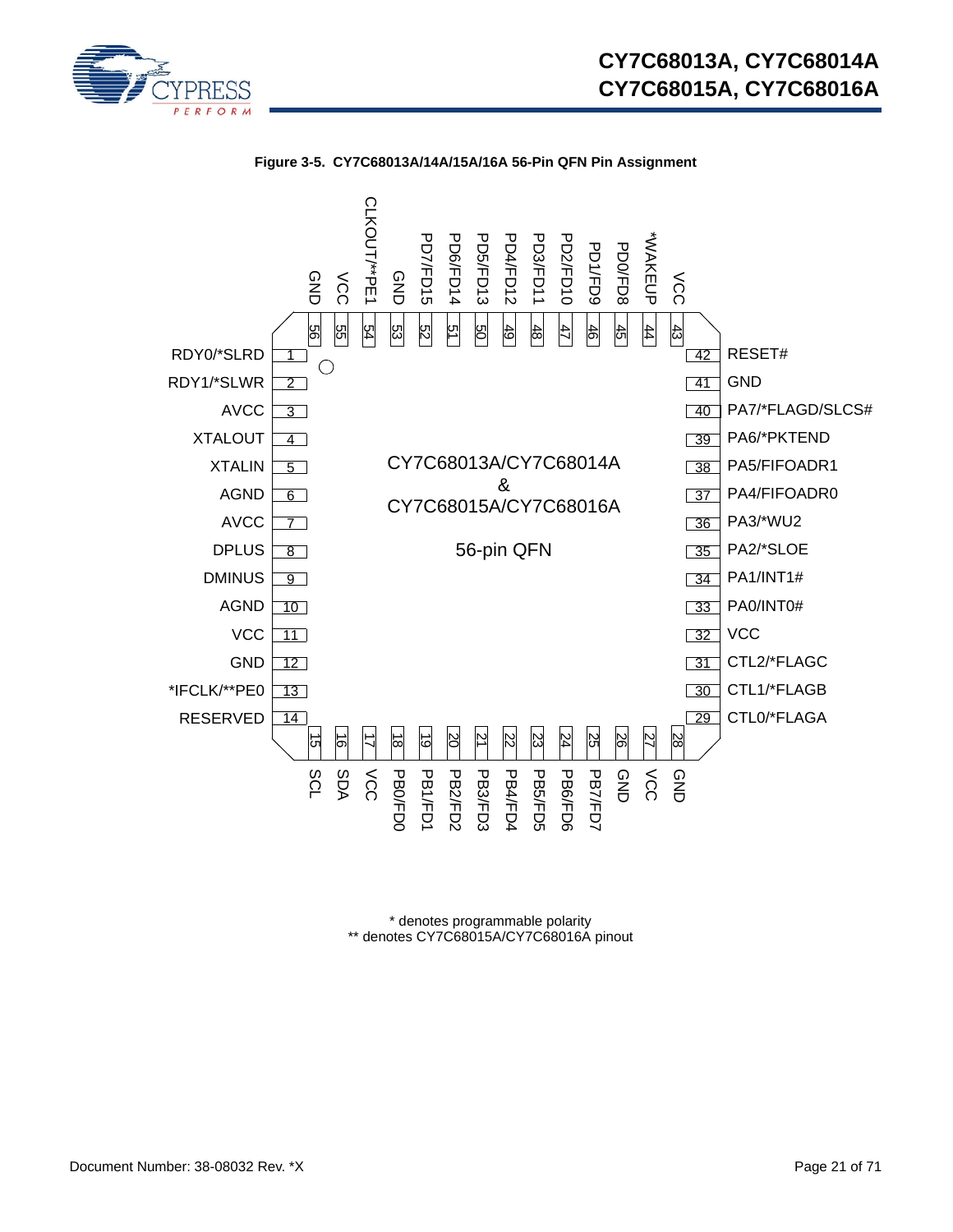**Figure 3-5. CY7C68013A/14A/15A/16A 56-Pin QFN Pin Assignment**

CY7C68013A/CY7C68014A & CY7C68015A/CY7C68016A — 56-pin QFN

| Pin | Name | Pin | Name |
|---|---|---|---|
| 1 | RDY0/*SLRD | 29 | CTL0/*FLAGA |
| 2 | RDY1/*SLWR | 30 | CTL1/*FLAGB |
| 3 | AVCC | 31 | CTL2/*FLAGC |
| 4 | XTALOUT | 32 | VCC |
| 5 | XTALIN | 33 | PA0/INT0# |
| 6 | AGND | 34 | PA1/INT1# |
| 7 | AVCC | 35 | PA2/*SLOE |
| 8 | DPLUS | 36 | PA3/*WU2 |
| 9 | DMINUS | 37 | PA4/FIFOADR0 |
| 10 | AGND | 38 | PA5/FIFOADR1 |
| 11 | VCC | 39 | PA6/*PKTEND |
| 12 | GND | 40 | PA7/*FLAGD/SLCS# |
| 13 | *IFCLK/**PE0 | 41 | GND |
| 14 | RESERVED | 42 | RESET# |
| 15 | SCL | 43 | VCC |
| 16 | SDA | 44 | *WAKEUP |
| 17 | VCC | 45 | PD0/FD8 |
| 18 | PB0/FD0 | 46 | PD1/FD9 |
| 19 | PB1/FD1 | 47 | PD2/FD10 |
| 20 | PB2/FD2 | 48 | PD3/FD11 |
| 21 | PB3/FD3 | 49 | PD4/FD12 |
| 22 | PB4/FD4 | 50 | PD5/FD13 |
| 23 | PB5/FD5 | 51 | PD6/FD14 |
| 24 | PB6/FD6 | 52 | PD7/FD15 |
| 25 | PB7/FD7 | 53 | GND |
| 26 | GND | 54 | CLKOUT/**PE1 |
| 27 | VCC | 55 | VCC |
| 28 | GND | 56 | GND |

\* denotes programmable polarity
** denotes CY7C68015A/CY7C68016A pinout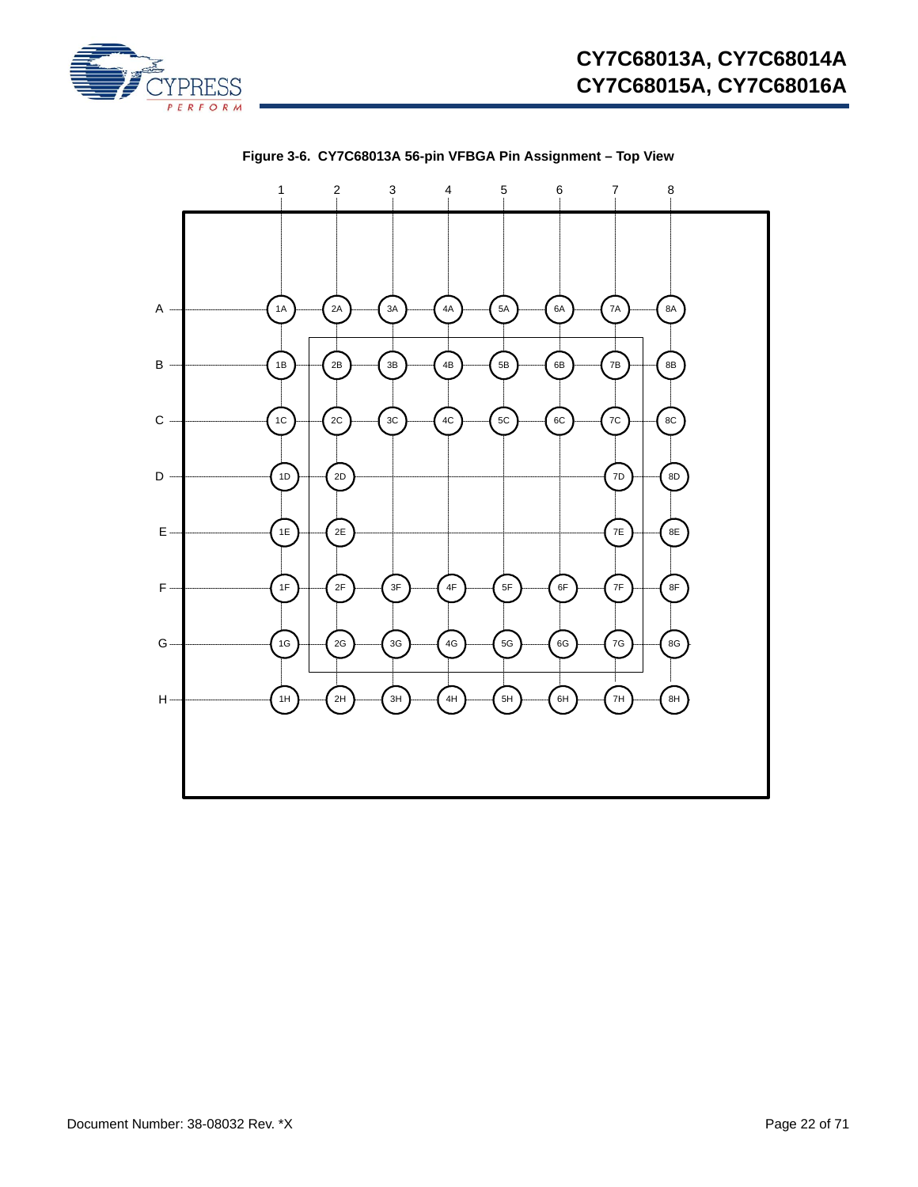**Figure 3-6. CY7C68013A 56-pin VFBGA Pin Assignment – Top View**

|   | 1 | 2 | 3 | 4 | 5 | 6 | 7 | 8 |
|---|---|---|---|---|---|---|---|---|
| A | 1A | 2A | 3A | 4A | 5A | 6A | 7A | 8A |
| B | 1B | 2B | 3B | 4B | 5B | 6B | 7B | 8B |
| C | 1C | 2C | 3C | 4C | 5C | 6C | 7C | 8C |
| D | 1D | 2D |  |  |  |  | 7D | 8D |
| E | 1E | 2E |  |  |  |  | 7E | 8E |
| F | 1F | 2F | 3F | 4F | 5F | 6F | 7F | 8F |
| G | 1G | 2G | 3G | 4G | 5G | 6G | 7G | 8G |
| H | 1H | 2H | 3H | 4H | 5H | 6H | 7H | 8H |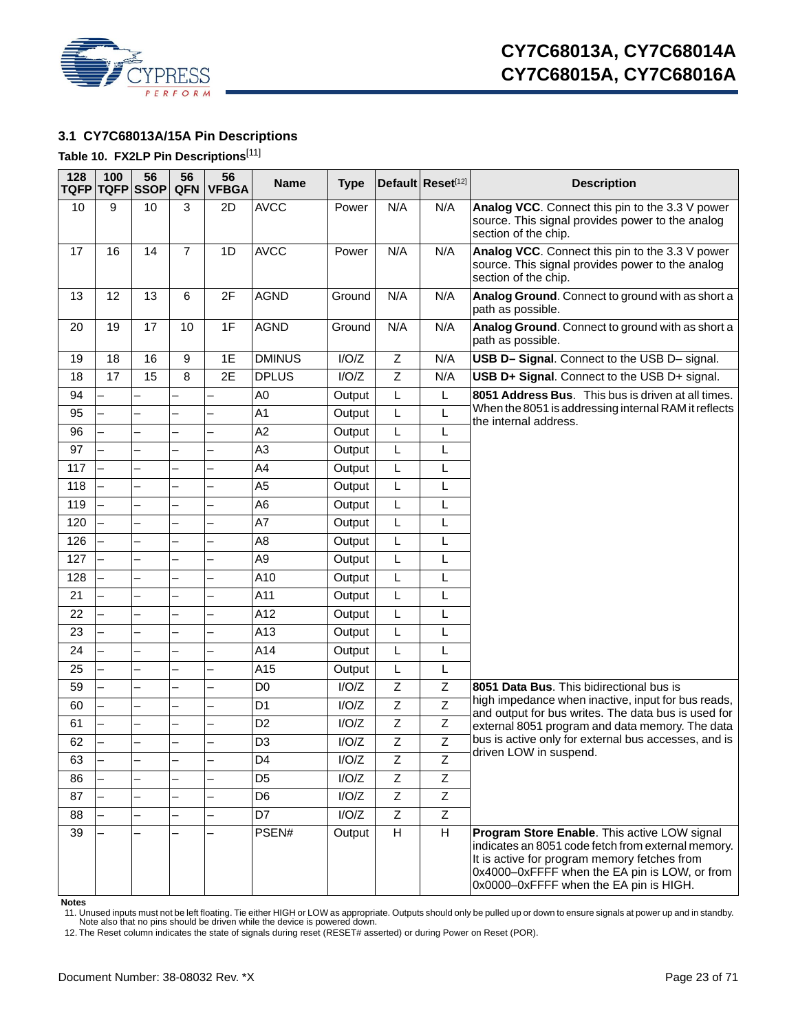### 3.1 CY7C68013A/15A Pin Descriptions

**Table 10. FX2LP Pin Descriptions**[11]

| 128 TQFP | 100 TQFP | 56 SSOP | 56 QFN | 56 VFBGA | Name | Type | Default | Reset[12] | Description |
|---|---|---|---|---|---|---|---|---|---|
| 10 | 9 | 10 | 3 | 2D | AVCC | Power | N/A | N/A | **Analog VCC**. Connect this pin to the 3.3 V power source. This signal provides power to the analog section of the chip. |
| 17 | 16 | 14 | 7 | 1D | AVCC | Power | N/A | N/A | **Analog VCC**. Connect this pin to the 3.3 V power source. This signal provides power to the analog section of the chip. |
| 13 | 12 | 13 | 6 | 2F | AGND | Ground | N/A | N/A | **Analog Ground**. Connect to ground with as short a path as possible. |
| 20 | 19 | 17 | 10 | 1F | AGND | Ground | N/A | N/A | **Analog Ground**. Connect to ground with as short a path as possible. |
| 19 | 18 | 16 | 9 | 1E | DMINUS | I/O/Z | Z | N/A | **USB D– Signal**. Connect to the USB D– signal. |
| 18 | 17 | 15 | 8 | 2E | DPLUS | I/O/Z | Z | N/A | **USB D+ Signal**. Connect to the USB D+ signal. |
| 94 | – | – | – | – | A0 | Output | L | L | **8051 Address Bus**. This bus is driven at all times. When the 8051 is addressing internal RAM it reflects the internal address. |
| 95 | – | – | – | – | A1 | Output | L | L | |
| 96 | – | – | – | – | A2 | Output | L | L | |
| 97 | – | – | – | – | A3 | Output | L | L | |
| 117 | – | – | – | – | A4 | Output | L | L | |
| 118 | – | – | – | – | A5 | Output | L | L | |
| 119 | – | – | – | – | A6 | Output | L | L | |
| 120 | – | – | – | – | A7 | Output | L | L | |
| 126 | – | – | – | – | A8 | Output | L | L | |
| 127 | – | – | – | – | A9 | Output | L | L | |
| 128 | – | – | – | – | A10 | Output | L | L | |
| 21 | – | – | – | – | A11 | Output | L | L | |
| 22 | – | – | – | – | A12 | Output | L | L | |
| 23 | – | – | – | – | A13 | Output | L | L | |
| 24 | – | – | – | – | A14 | Output | L | L | |
| 25 | – | – | – | – | A15 | Output | L | L | |
| 59 | – | – | – | – | D0 | I/O/Z | Z | Z | **8051 Data Bus**. This bidirectional bus is high impedance when inactive, input for bus reads, and output for bus writes. The data bus is used for external 8051 program and data memory. The data bus is active only for external bus accesses, and is driven LOW in suspend. |
| 60 | – | – | – | – | D1 | I/O/Z | Z | Z | |
| 61 | – | – | – | – | D2 | I/O/Z | Z | Z | |
| 62 | – | – | – | – | D3 | I/O/Z | Z | Z | |
| 63 | – | – | – | – | D4 | I/O/Z | Z | Z | |
| 86 | – | – | – | – | D5 | I/O/Z | Z | Z | |
| 87 | – | – | – | – | D6 | I/O/Z | Z | Z | |
| 88 | – | – | – | – | D7 | I/O/Z | Z | Z | |
| 39 | – | – | – | – | PSEN# | Output | H | H | **Program Store Enable**. This active LOW signal indicates an 8051 code fetch from external memory. It is active for program memory fetches from 0x4000–0xFFFF when the EA pin is LOW, or from 0x0000–0xFFFF when the EA pin is HIGH. |

**Notes**

11. Unused inputs must not be left floating. Tie either HIGH or LOW as appropriate. Outputs should only be pulled up or down to ensure signals at power up and in standby. Note also that no pins should be driven while the device is powered down.
12. The Reset column indicates the state of signals during reset (RESET# asserted) or during Power on Reset (POR).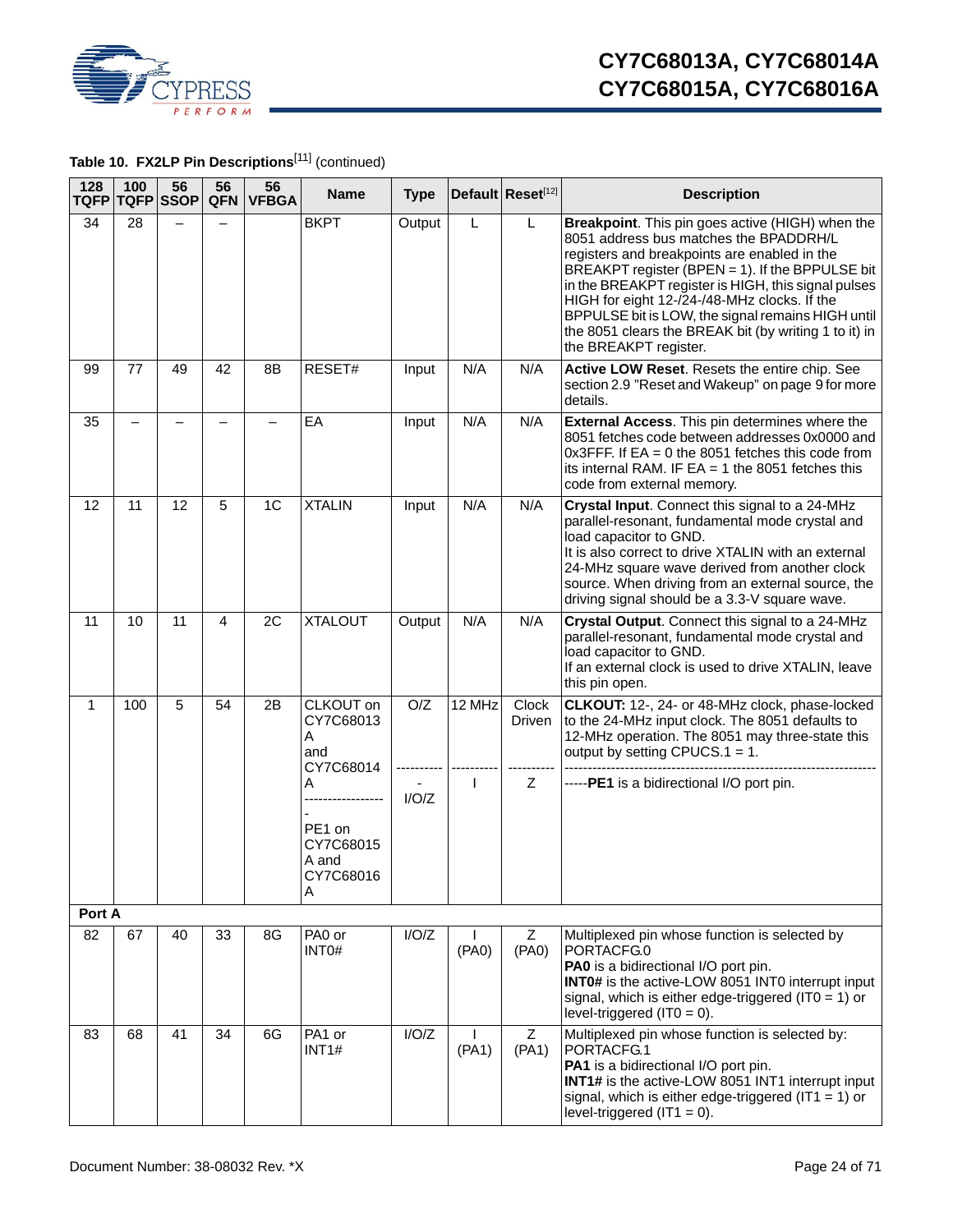**Table 10. FX2LP Pin Descriptions[11]** (continued)

| 128 TQFP | 100 TQFP | 56 SSOP | 56 QFN | 56 VFBGA | Name | Type | Default | Reset[12] | Description |
|---|---|---|---|---|---|---|---|---|---|
| 34 | 28 | – | – | | BKPT | Output | L | L | **Breakpoint**. This pin goes active (HIGH) when the 8051 address bus matches the BPADDRH/L registers and breakpoints are enabled in the BREAKPT register (BPEN = 1). If the BPPULSE bit in the BREAKPT register is HIGH, this signal pulses HIGH for eight 12-/24-/48-MHz clocks. If the BPPULSE bit is LOW, the signal remains HIGH until the 8051 clears the BREAK bit (by writing 1 to it) in the BREAKPT register. |
| 99 | 77 | 49 | 42 | 8B | RESET# | Input | N/A | N/A | **Active LOW Reset**. Resets the entire chip. See section 2.9 "Reset and Wakeup" on page 9 for more details. |
| 35 | – | – | – | – | EA | Input | N/A | N/A | **External Access**. This pin determines where the 8051 fetches code between addresses 0x0000 and 0x3FFF. If EA = 0 the 8051 fetches this code from its internal RAM. IF EA = 1 the 8051 fetches this code from external memory. |
| 12 | 11 | 12 | 5 | 1C | XTALIN | Input | N/A | N/A | **Crystal Input**. Connect this signal to a 24-MHz parallel-resonant, fundamental mode crystal and load capacitor to GND.<br>It is also correct to drive XTALIN with an external 24-MHz square wave derived from another clock source. When driving from an external source, the driving signal should be a 3.3-V square wave. |
| 11 | 10 | 11 | 4 | 2C | XTALOUT | Output | N/A | N/A | **Crystal Output**. Connect this signal to a 24-MHz parallel-resonant, fundamental mode crystal and load capacitor to GND.<br>If an external clock is used to drive XTALIN, leave this pin open. |
| 1 | 100 | 5 | 54 | 2B | CLKOUT on CY7C68013A and CY7C68014A<br>------------------<br>PE1 on CY7C68015A and CY7C68016A | O/Z<br>-----------<br>I/O/Z | 12 MHz<br>-----------<br>I | Clock Driven<br>-----------<br>Z | **CLKOUT:** 12-, 24- or 48-MHz clock, phase-locked to the 24-MHz input clock. The 8051 defaults to 12-MHz operation. The 8051 may three-state this output by setting CPUCS.1 = 1.<br>--------------------------------------------<br>**PE1** is a bidirectional I/O port pin. |
| **Port A** | | | | | | | | | |
| 82 | 67 | 40 | 33 | 8G | PA0 or INT0# | I/O/Z | I (PA0) | Z (PA0) | Multiplexed pin whose function is selected by PORTACFG.0<br>**PA0** is a bidirectional I/O port pin.<br>**INT0#** is the active-LOW 8051 INT0 interrupt input signal, which is either edge-triggered (IT0 = 1) or level-triggered (IT0 = 0). |
| 83 | 68 | 41 | 34 | 6G | PA1 or INT1# | I/O/Z | I (PA1) | Z (PA1) | Multiplexed pin whose function is selected by: PORTACFG.1<br>**PA1** is a bidirectional I/O port pin.<br>**INT1#** is the active-LOW 8051 INT1 interrupt input signal, which is either edge-triggered (IT1 = 1) or level-triggered (IT1 = 0). |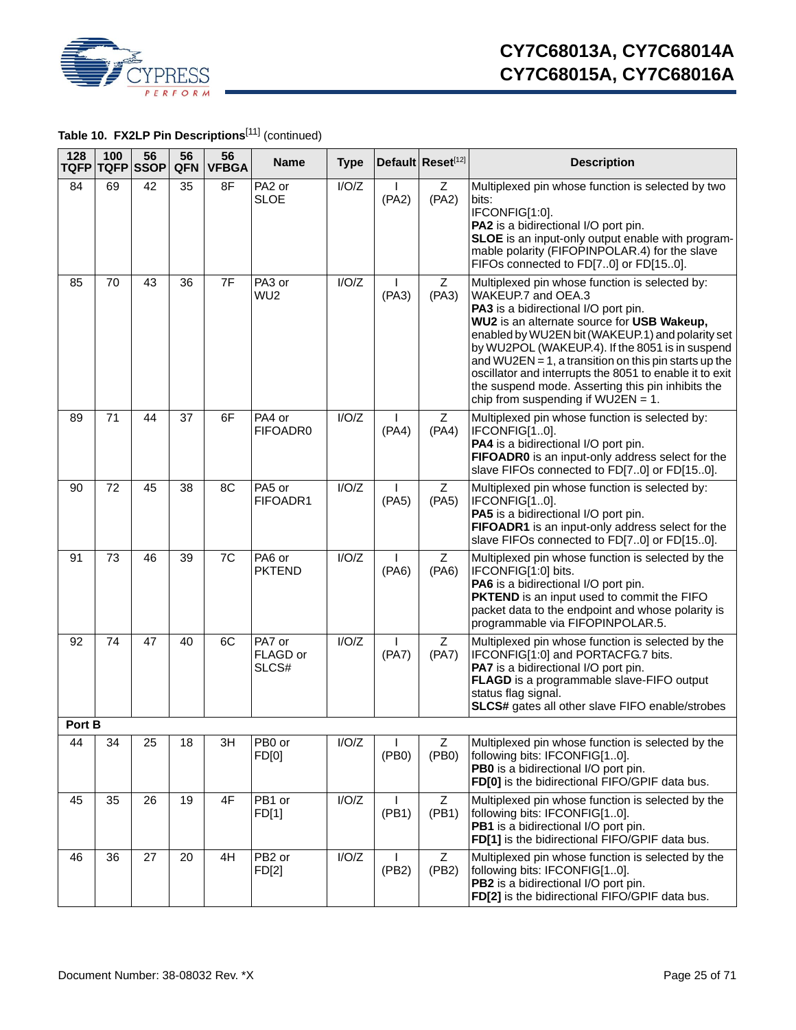**Table 10. FX2LP Pin Descriptions[11]** (continued)

| 128 TQFP | 100 TQFP | 56 SSOP | 56 QFN | 56 VFBGA | Name | Type | Default | Reset[12] | Description |
|---|---|---|---|---|---|---|---|---|---|
| 84 | 69 | 42 | 35 | 8F | PA2 or SLOE | I/O/Z | I (PA2) | Z (PA2) | Multiplexed pin whose function is selected by two bits: IFCONFIG[1:0]. **PA2** is a bidirectional I/O port pin. **SLOE** is an input-only output enable with programmable polarity (FIFOPINPOLAR.4) for the slave FIFOs connected to FD[7..0] or FD[15..0]. |
| 85 | 70 | 43 | 36 | 7F | PA3 or WU2 | I/O/Z | I (PA3) | Z (PA3) | Multiplexed pin whose function is selected by: WAKEUP.7 and OEA.3 **PA3** is a bidirectional I/O port pin. **WU2** is an alternate source for **USB Wakeup,** enabled by WU2EN bit (WAKEUP.1) and polarity set by WU2POL (WAKEUP.4). If the 8051 is in suspend and WU2EN = 1, a transition on this pin starts up the oscillator and interrupts the 8051 to enable it to exit the suspend mode. Asserting this pin inhibits the chip from suspending if WU2EN = 1. |
| 89 | 71 | 44 | 37 | 6F | PA4 or FIFOADR0 | I/O/Z | I (PA4) | Z (PA4) | Multiplexed pin whose function is selected by: IFCONFIG[1..0]. **PA4** is a bidirectional I/O port pin. **FIFOADR0** is an input-only address select for the slave FIFOs connected to FD[7..0] or FD[15..0]. |
| 90 | 72 | 45 | 38 | 8C | PA5 or FIFOADR1 | I/O/Z | I (PA5) | Z (PA5) | Multiplexed pin whose function is selected by: IFCONFIG[1..0]. **PA5** is a bidirectional I/O port pin. **FIFOADR1** is an input-only address select for the slave FIFOs connected to FD[7..0] or FD[15..0]. |
| 91 | 73 | 46 | 39 | 7C | PA6 or PKTEND | I/O/Z | I (PA6) | Z (PA6) | Multiplexed pin whose function is selected by the IFCONFIG[1:0] bits. **PA6** is a bidirectional I/O port pin. **PKTEND** is an input used to commit the FIFO packet data to the endpoint and whose polarity is programmable via FIFOPINPOLAR.5. |
| 92 | 74 | 47 | 40 | 6C | PA7 or FLAGD or SLCS# | I/O/Z | I (PA7) | Z (PA7) | Multiplexed pin whose function is selected by the IFCONFIG[1:0] and PORTACFG.7 bits. **PA7** is a bidirectional I/O port pin. **FLAGD** is a programmable slave-FIFO output status flag signal. **SLCS#** gates all other slave FIFO enable/strobes |
| **Port B** | | | | | | | | | |
| 44 | 34 | 25 | 18 | 3H | PB0 or FD[0] | I/O/Z | I (PB0) | Z (PB0) | Multiplexed pin whose function is selected by the following bits: IFCONFIG[1..0]. **PB0** is a bidirectional I/O port pin. **FD[0]** is the bidirectional FIFO/GPIF data bus. |
| 45 | 35 | 26 | 19 | 4F | PB1 or FD[1] | I/O/Z | I (PB1) | Z (PB1) | Multiplexed pin whose function is selected by the following bits: IFCONFIG[1..0]. **PB1** is a bidirectional I/O port pin. **FD[1]** is the bidirectional FIFO/GPIF data bus. |
| 46 | 36 | 27 | 20 | 4H | PB2 or FD[2] | I/O/Z | I (PB2) | Z (PB2) | Multiplexed pin whose function is selected by the following bits: IFCONFIG[1..0]. **PB2** is a bidirectional I/O port pin. **FD[2]** is the bidirectional FIFO/GPIF data bus. |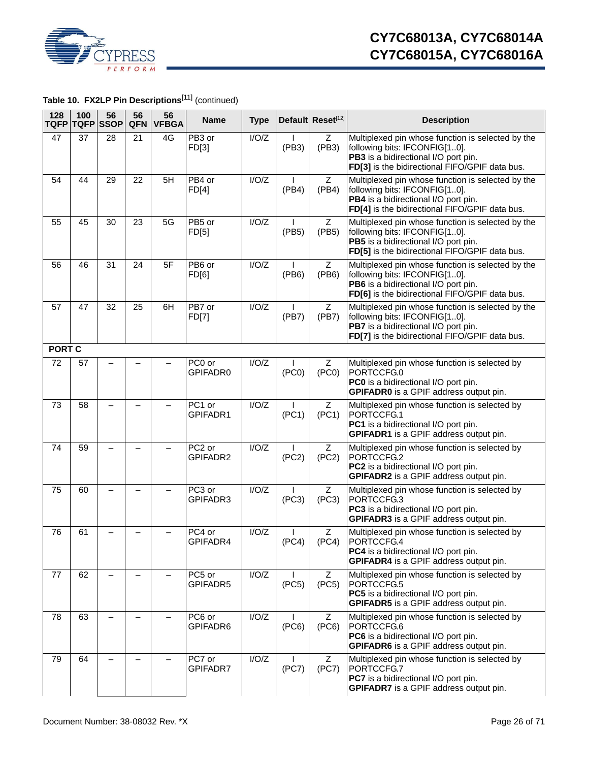**Table 10. FX2LP Pin Descriptions**[11] (continued)

| 128 TQFP | 100 TQFP | 56 SSOP | 56 QFN | 56 VFBGA | Name | Type | Default | Reset[12] | Description |
|---|---|---|---|---|---|---|---|---|---|
| 47 | 37 | 28 | 21 | 4G | PB3 or FD[3] | I/O/Z | I (PB3) | Z (PB3) | Multiplexed pin whose function is selected by the following bits: IFCONFIG[1..0]. **PB3** is a bidirectional I/O port pin. **FD[3]** is the bidirectional FIFO/GPIF data bus. |
| 54 | 44 | 29 | 22 | 5H | PB4 or FD[4] | I/O/Z | I (PB4) | Z (PB4) | Multiplexed pin whose function is selected by the following bits: IFCONFIG[1..0]. **PB4** is a bidirectional I/O port pin. **FD[4]** is the bidirectional FIFO/GPIF data bus. |
| 55 | 45 | 30 | 23 | 5G | PB5 or FD[5] | I/O/Z | I (PB5) | Z (PB5) | Multiplexed pin whose function is selected by the following bits: IFCONFIG[1..0]. **PB5** is a bidirectional I/O port pin. **FD[5]** is the bidirectional FIFO/GPIF data bus. |
| 56 | 46 | 31 | 24 | 5F | PB6 or FD[6] | I/O/Z | I (PB6) | Z (PB6) | Multiplexed pin whose function is selected by the following bits: IFCONFIG[1..0]. **PB6** is a bidirectional I/O port pin. **FD[6]** is the bidirectional FIFO/GPIF data bus. |
| 57 | 47 | 32 | 25 | 6H | PB7 or FD[7] | I/O/Z | I (PB7) | Z (PB7) | Multiplexed pin whose function is selected by the following bits: IFCONFIG[1..0]. **PB7** is a bidirectional I/O port pin. **FD[7]** is the bidirectional FIFO/GPIF data bus. |
| **PORT C** | | | | | | | | | |
| 72 | 57 | – | – | – | PC0 or GPIFADR0 | I/O/Z | I (PC0) | Z (PC0) | Multiplexed pin whose function is selected by PORTCCFG.0 **PC0** is a bidirectional I/O port pin. **GPIFADR0** is a GPIF address output pin. |
| 73 | 58 | – | – | – | PC1 or GPIFADR1 | I/O/Z | I (PC1) | Z (PC1) | Multiplexed pin whose function is selected by PORTCCFG.1 **PC1** is a bidirectional I/O port pin. **GPIFADR1** is a GPIF address output pin. |
| 74 | 59 | – | – | – | PC2 or GPIFADR2 | I/O/Z | I (PC2) | Z (PC2) | Multiplexed pin whose function is selected by PORTCCFG.2 **PC2** is a bidirectional I/O port pin. **GPIFADR2** is a GPIF address output pin. |
| 75 | 60 | – | – | – | PC3 or GPIFADR3 | I/O/Z | I (PC3) | Z (PC3) | Multiplexed pin whose function is selected by PORTCCFG.3 **PC3** is a bidirectional I/O port pin. **GPIFADR3** is a GPIF address output pin. |
| 76 | 61 | – | – | – | PC4 or GPIFADR4 | I/O/Z | I (PC4) | Z (PC4) | Multiplexed pin whose function is selected by PORTCCFG.4 **PC4** is a bidirectional I/O port pin. **GPIFADR4** is a GPIF address output pin. |
| 77 | 62 | – | – | – | PC5 or GPIFADR5 | I/O/Z | I (PC5) | Z (PC5) | Multiplexed pin whose function is selected by PORTCCFG.5 **PC5** is a bidirectional I/O port pin. **GPIFADR5** is a GPIF address output pin. |
| 78 | 63 | – | – | – | PC6 or GPIFADR6 | I/O/Z | I (PC6) | Z (PC6) | Multiplexed pin whose function is selected by PORTCCFG.6 **PC6** is a bidirectional I/O port pin. **GPIFADR6** is a GPIF address output pin. |
| 79 | 64 | – | – | – | PC7 or GPIFADR7 | I/O/Z | I (PC7) | Z (PC7) | Multiplexed pin whose function is selected by PORTCCFG.7 **PC7** is a bidirectional I/O port pin. **GPIFADR7** is a GPIF address output pin. |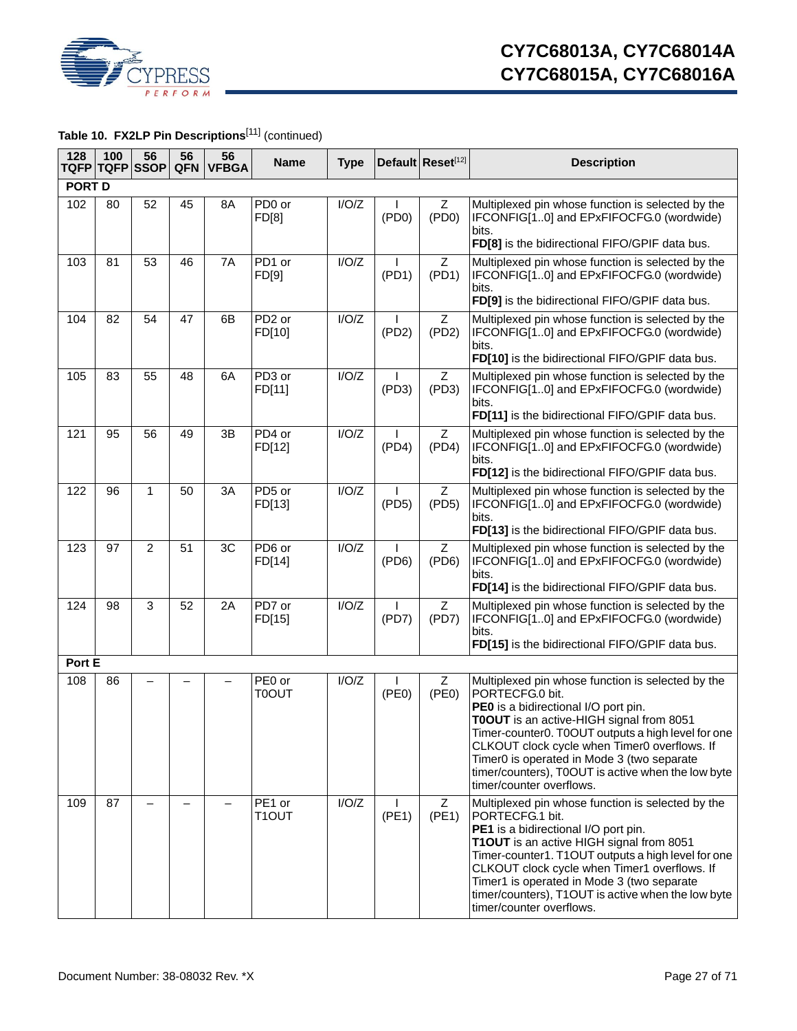**Table 10. FX2LP Pin Descriptions[11] (continued)**

| 128 TQFP | 100 TQFP | 56 SSOP | 56 QFN | 56 VFBGA | Name | Type | Default | Reset[12] | Description |
|---|---|---|---|---|---|---|---|---|---|
| **PORT D** | | | | | | | | | |
| 102 | 80 | 52 | 45 | 8A | PD0 or FD[8] | I/O/Z | I (PD0) | Z (PD0) | Multiplexed pin whose function is selected by the IFCONFIG[1..0] and EPxFIFOCFG.0 (wordwide) bits. **FD[8]** is the bidirectional FIFO/GPIF data bus. |
| 103 | 81 | 53 | 46 | 7A | PD1 or FD[9] | I/O/Z | I (PD1) | Z (PD1) | Multiplexed pin whose function is selected by the IFCONFIG[1..0] and EPxFIFOCFG.0 (wordwide) bits. **FD[9]** is the bidirectional FIFO/GPIF data bus. |
| 104 | 82 | 54 | 47 | 6B | PD2 or FD[10] | I/O/Z | I (PD2) | Z (PD2) | Multiplexed pin whose function is selected by the IFCONFIG[1..0] and EPxFIFOCFG.0 (wordwide) bits. **FD[10]** is the bidirectional FIFO/GPIF data bus. |
| 105 | 83 | 55 | 48 | 6A | PD3 or FD[11] | I/O/Z | I (PD3) | Z (PD3) | Multiplexed pin whose function is selected by the IFCONFIG[1..0] and EPxFIFOCFG.0 (wordwide) bits. **FD[11]** is the bidirectional FIFO/GPIF data bus. |
| 121 | 95 | 56 | 49 | 3B | PD4 or FD[12] | I/O/Z | I (PD4) | Z (PD4) | Multiplexed pin whose function is selected by the IFCONFIG[1..0] and EPxFIFOCFG.0 (wordwide) bits. **FD[12]** is the bidirectional FIFO/GPIF data bus. |
| 122 | 96 | 1 | 50 | 3A | PD5 or FD[13] | I/O/Z | I (PD5) | Z (PD5) | Multiplexed pin whose function is selected by the IFCONFIG[1..0] and EPxFIFOCFG.0 (wordwide) bits. **FD[13]** is the bidirectional FIFO/GPIF data bus. |
| 123 | 97 | 2 | 51 | 3C | PD6 or FD[14] | I/O/Z | I (PD6) | Z (PD6) | Multiplexed pin whose function is selected by the IFCONFIG[1..0] and EPxFIFOCFG.0 (wordwide) bits. **FD[14]** is the bidirectional FIFO/GPIF data bus. |
| 124 | 98 | 3 | 52 | 2A | PD7 or FD[15] | I/O/Z | I (PD7) | Z (PD7) | Multiplexed pin whose function is selected by the IFCONFIG[1..0] and EPxFIFOCFG.0 (wordwide) bits. **FD[15]** is the bidirectional FIFO/GPIF data bus. |
| **Port E** | | | | | | | | | |
| 108 | 86 | – | – | – | PE0 or T0OUT | I/O/Z | I (PE0) | Z (PE0) | Multiplexed pin whose function is selected by the PORTECFG.0 bit. **PE0** is a bidirectional I/O port pin. **T0OUT** is an active-HIGH signal from 8051 Timer-counter0. T0OUT outputs a high level for one CLKOUT clock cycle when Timer0 overflows. If Timer0 is operated in Mode 3 (two separate timer/counters), T0OUT is active when the low byte timer/counter overflows. |
| 109 | 87 | – | – | – | PE1 or T1OUT | I/O/Z | I (PE1) | Z (PE1) | Multiplexed pin whose function is selected by the PORTECFG.1 bit. **PE1** is a bidirectional I/O port pin. **T1OUT** is an active HIGH signal from 8051 Timer-counter1. T1OUT outputs a high level for one CLKOUT clock cycle when Timer1 overflows. If Timer1 is operated in Mode 3 (two separate timer/counters), T1OUT is active when the low byte timer/counter overflows. |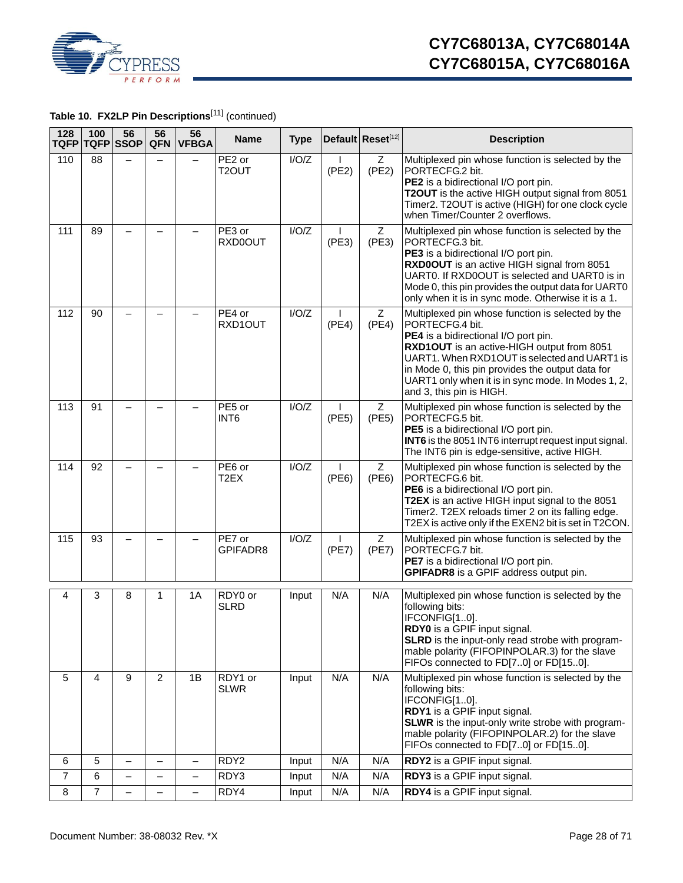**Table 10. FX2LP Pin Descriptions**[11] (continued)

| 128 TQFP | 100 TQFP | 56 SSOP | 56 QFN | 56 VFBGA | Name | Type | Default | Reset[12] | Description |
|---|---|---|---|---|---|---|---|---|---|
| 110 | 88 | – | – | – | PE2 or T2OUT | I/O/Z | I (PE2) | Z (PE2) | Multiplexed pin whose function is selected by the PORTECFG.2 bit. **PE2** is a bidirectional I/O port pin. **T2OUT** is the active HIGH output signal from 8051 Timer2. T2OUT is active (HIGH) for one clock cycle when Timer/Counter 2 overflows. |
| 111 | 89 | – | – | – | PE3 or RXD0OUT | I/O/Z | I (PE3) | Z (PE3) | Multiplexed pin whose function is selected by the PORTECFG.3 bit. **PE3** is a bidirectional I/O port pin. **RXD0OUT** is an active HIGH signal from 8051 UART0. If RXD0OUT is selected and UART0 is in Mode 0, this pin provides the output data for UART0 only when it is in sync mode. Otherwise it is a 1. |
| 112 | 90 | – | – | – | PE4 or RXD1OUT | I/O/Z | I (PE4) | Z (PE4) | Multiplexed pin whose function is selected by the PORTECFG.4 bit. **PE4** is a bidirectional I/O port pin. **RXD1OUT** is an active-HIGH output from 8051 UART1. When RXD1OUT is selected and UART1 is in Mode 0, this pin provides the output data for UART1 only when it is in sync mode. In Modes 1, 2, and 3, this pin is HIGH. |
| 113 | 91 | – | – | – | PE5 or INT6 | I/O/Z | I (PE5) | Z (PE5) | Multiplexed pin whose function is selected by the PORTECFG.5 bit. **PE5** is a bidirectional I/O port pin. **INT6** is the 8051 INT6 interrupt request input signal. The INT6 pin is edge-sensitive, active HIGH. |
| 114 | 92 | – | – | – | PE6 or T2EX | I/O/Z | I (PE6) | Z (PE6) | Multiplexed pin whose function is selected by the PORTECFG.6 bit. **PE6** is a bidirectional I/O port pin. **T2EX** is an active HIGH input signal to the 8051 Timer2. T2EX reloads timer 2 on its falling edge. T2EX is active only if the EXEN2 bit is set in T2CON. |
| 115 | 93 | – | – | – | PE7 or GPIFADR8 | I/O/Z | I (PE7) | Z (PE7) | Multiplexed pin whose function is selected by the PORTECFG.7 bit. **PE7** is a bidirectional I/O port pin. **GPIFADR8** is a GPIF address output pin. |
| 4 | 3 | 8 | 1 | 1A | RDY0 or SLRD | Input | N/A | N/A | Multiplexed pin whose function is selected by the following bits: IFCONFIG[1..0]. **RDY0** is a GPIF input signal. **SLRD** is the input-only read strobe with programmable polarity (FIFOPINPOLAR.3) for the slave FIFOs connected to FD[7..0] or FD[15..0]. |
| 5 | 4 | 9 | 2 | 1B | RDY1 or SLWR | Input | N/A | N/A | Multiplexed pin whose function is selected by the following bits: IFCONFIG[1..0]. **RDY1** is a GPIF input signal. **SLWR** is the input-only write strobe with programmable polarity (FIFOPINPOLAR.2) for the slave FIFOs connected to FD[7..0] or FD[15..0]. |
| 6 | 5 | – | – | – | RDY2 | Input | N/A | N/A | **RDY2** is a GPIF input signal. |
| 7 | 6 | – | – | – | RDY3 | Input | N/A | N/A | **RDY3** is a GPIF input signal. |
| 8 | 7 | – | – | – | RDY4 | Input | N/A | N/A | **RDY4** is a GPIF input signal. |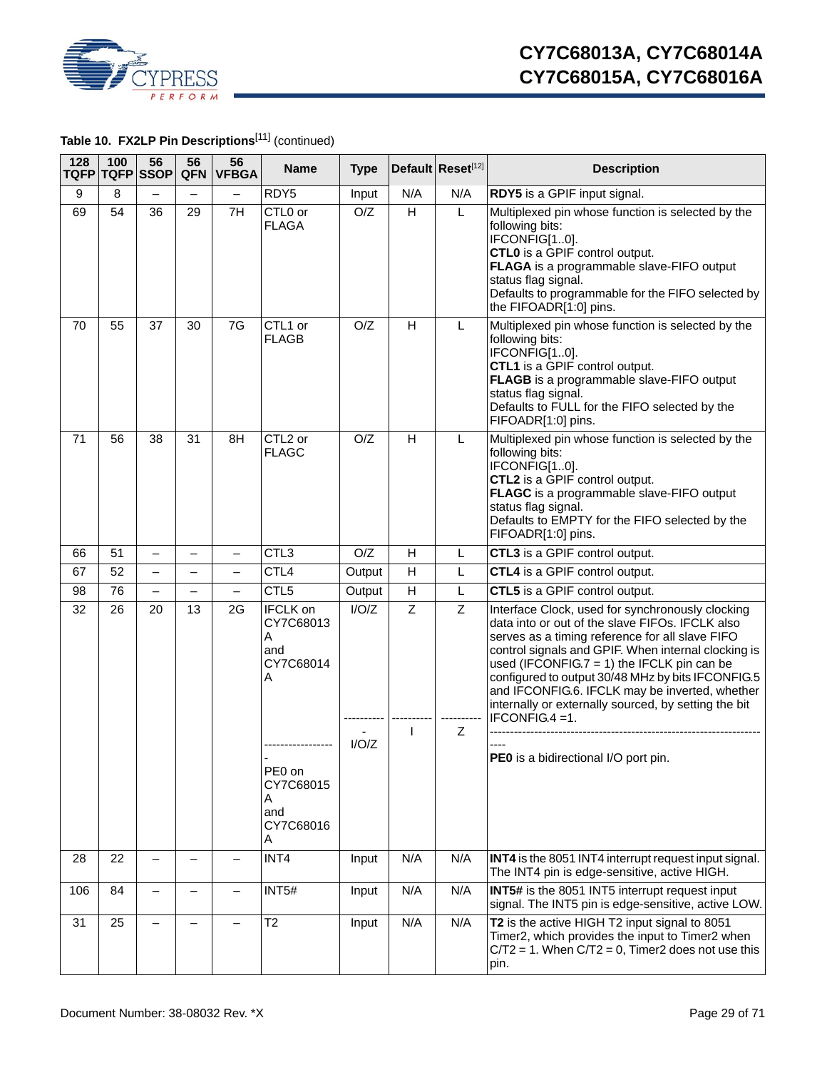**Table 10. FX2LP Pin Descriptions[11] (continued)**

| 128 TQFP | 100 TQFP | 56 SSOP | 56 QFN | 56 VFBGA | Name | Type | Default | Reset[12] | Description |
|---|---|---|---|---|---|---|---|---|---|
| 9 | 8 | – | – | – | RDY5 | Input | N/A | N/A | **RDY5** is a GPIF input signal. |
| 69 | 54 | 36 | 29 | 7H | CTL0 or FLAGA | O/Z | H | L | Multiplexed pin whose function is selected by the following bits: IFCONFIG[1..0]. **CTL0** is a GPIF control output. **FLAGA** is a programmable slave-FIFO output status flag signal. Defaults to programmable for the FIFO selected by the FIFOADR[1:0] pins. |
| 70 | 55 | 37 | 30 | 7G | CTL1 or FLAGB | O/Z | H | L | Multiplexed pin whose function is selected by the following bits: IFCONFIG[1..0]. **CTL1** is a GPIF control output. **FLAGB** is a programmable slave-FIFO output status flag signal. Defaults to FULL for the FIFO selected by the FIFOADR[1:0] pins. |
| 71 | 56 | 38 | 31 | 8H | CTL2 or FLAGC | O/Z | H | L | Multiplexed pin whose function is selected by the following bits: IFCONFIG[1..0]. **CTL2** is a GPIF control output. **FLAGC** is a programmable slave-FIFO output status flag signal. Defaults to EMPTY for the FIFO selected by the FIFOADR[1:0] pins. |
| 66 | 51 | – | – | – | CTL3 | O/Z | H | L | **CTL3** is a GPIF control output. |
| 67 | 52 | – | – | – | CTL4 | Output | H | L | **CTL4** is a GPIF control output. |
| 98 | 76 | – | – | – | CTL5 | Output | H | L | **CTL5** is a GPIF control output. |
| 32 | 26 | 20 | 13 | 2G | IFCLK on CY7C68013A and CY7C68014A<br>-----------------<br>PE0 on CY7C68015A and CY7C68016A | I/O/Z<br>----------<br>I/O/Z | Z<br>----------<br>I | Z<br>----------<br>Z | Interface Clock, used for synchronously clocking data into or out of the slave FIFOs. IFCLK also serves as a timing reference for all slave FIFO control signals and GPIF. When internal clocking is used (IFCONFIG.7 = 1) the IFCLK pin can be configured to output 30/48 MHz by bits IFCONFIG.5 and IFCONFIG.6. IFCLK may be inverted, whether internally or externally sourced, by setting the bit IFCONFIG.4 =1.<br>----------------------------------------------------------------------<br>**PE0** is a bidirectional I/O port pin. |
| 28 | 22 | – | – | – | INT4 | Input | N/A | N/A | **INT4** is the 8051 INT4 interrupt request input signal. The INT4 pin is edge-sensitive, active HIGH. |
| 106 | 84 | – | – | – | INT5# | Input | N/A | N/A | **INT5#** is the 8051 INT5 interrupt request input signal. The INT5 pin is edge-sensitive, active LOW. |
| 31 | 25 | – | – | – | T2 | Input | N/A | N/A | **T2** is the active HIGH T2 input signal to 8051 Timer2, which provides the input to Timer2 when C/T2 = 1. When C/T2 = 0, Timer2 does not use this pin. |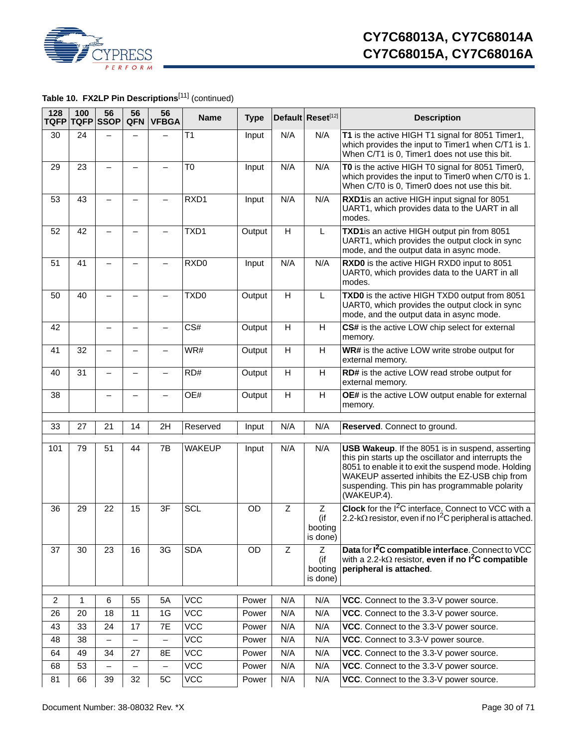**Table 10. FX2LP Pin Descriptions**[11] (continued)

| 128 TQFP | 100 TQFP | 56 SSOP | 56 QFN | 56 VFBGA | Name | Type | Default | Reset[12] | Description |
|---|---|---|---|---|---|---|---|---|---|
| 30 | 24 | – | – | – | T1 | Input | N/A | N/A | **T1** is the active HIGH T1 signal for 8051 Timer1, which provides the input to Timer1 when C/T1 is 1. When C/T1 is 0, Timer1 does not use this bit. |
| 29 | 23 | – | – | – | T0 | Input | N/A | N/A | **T0** is the active HIGH T0 signal for 8051 Timer0, which provides the input to Timer0 when C/T0 is 1. When C/T0 is 0, Timer0 does not use this bit. |
| 53 | 43 | – | – | – | RXD1 | Input | N/A | N/A | **RXD1**is an active HIGH input signal for 8051 UART1, which provides data to the UART in all modes. |
| 52 | 42 | – | – | – | TXD1 | Output | H | L | **TXD1**is an active HIGH output pin from 8051 UART1, which provides the output clock in sync mode, and the output data in async mode. |
| 51 | 41 | – | – | – | RXD0 | Input | N/A | N/A | **RXD0** is the active HIGH RXD0 input to 8051 UART0, which provides data to the UART in all modes. |
| 50 | 40 | – | – | – | TXD0 | Output | H | L | **TXD0** is the active HIGH TXD0 output from 8051 UART0, which provides the output clock in sync mode, and the output data in async mode. |
| 42 | | – | – | – | CS# | Output | H | H | **CS#** is the active LOW chip select for external memory. |
| 41 | 32 | – | – | – | WR# | Output | H | H | **WR#** is the active LOW write strobe output for external memory. |
| 40 | 31 | – | – | – | RD# | Output | H | H | **RD#** is the active LOW read strobe output for external memory. |
| 38 | | – | – | – | OE# | Output | H | H | **OE#** is the active LOW output enable for external memory. |
| | | | | | | | | | |
| 33 | 27 | 21 | 14 | 2H | Reserved | Input | N/A | N/A | **Reserved**. Connect to ground. |
| | | | | | | | | | |
| 101 | 79 | 51 | 44 | 7B | WAKEUP | Input | N/A | N/A | **USB Wakeup**. If the 8051 is in suspend, asserting this pin starts up the oscillator and interrupts the 8051 to enable it to exit the suspend mode. Holding WAKEUP asserted inhibits the EZ-USB chip from suspending. This pin has programmable polarity (WAKEUP.4). |
| 36 | 29 | 22 | 15 | 3F | SCL | OD | Z | Z (if booting is done) | **Clock** for the I$^2$C interface. Connect to VCC with a 2.2-kΩ resistor, even if no I$^2$C peripheral is attached. |
| 37 | 30 | 23 | 16 | 3G | SDA | OD | Z | Z (if booting is done) | **Data** for **I$^2$C compatible interface**. Connect to VCC with a 2.2-kΩ resistor, **even if no I$^2$C compatible peripheral is attached**. |
| | | | | | | | | | |
| 2 | 1 | 6 | 55 | 5A | VCC | Power | N/A | N/A | **VCC**. Connect to the 3.3-V power source. |
| 26 | 20 | 18 | 11 | 1G | VCC | Power | N/A | N/A | **VCC**. Connect to the 3.3-V power source. |
| 43 | 33 | 24 | 17 | 7E | VCC | Power | N/A | N/A | **VCC**. Connect to the 3.3-V power source. |
| 48 | 38 | – | – | – | VCC | Power | N/A | N/A | **VCC**. Connect to 3.3-V power source. |
| 64 | 49 | 34 | 27 | 8E | VCC | Power | N/A | N/A | **VCC**. Connect to the 3.3-V power source. |
| 68 | 53 | – | – | – | VCC | Power | N/A | N/A | **VCC**. Connect to the 3.3-V power source. |
| 81 | 66 | 39 | 32 | 5C | VCC | Power | N/A | N/A | **VCC**. Connect to the 3.3-V power source. |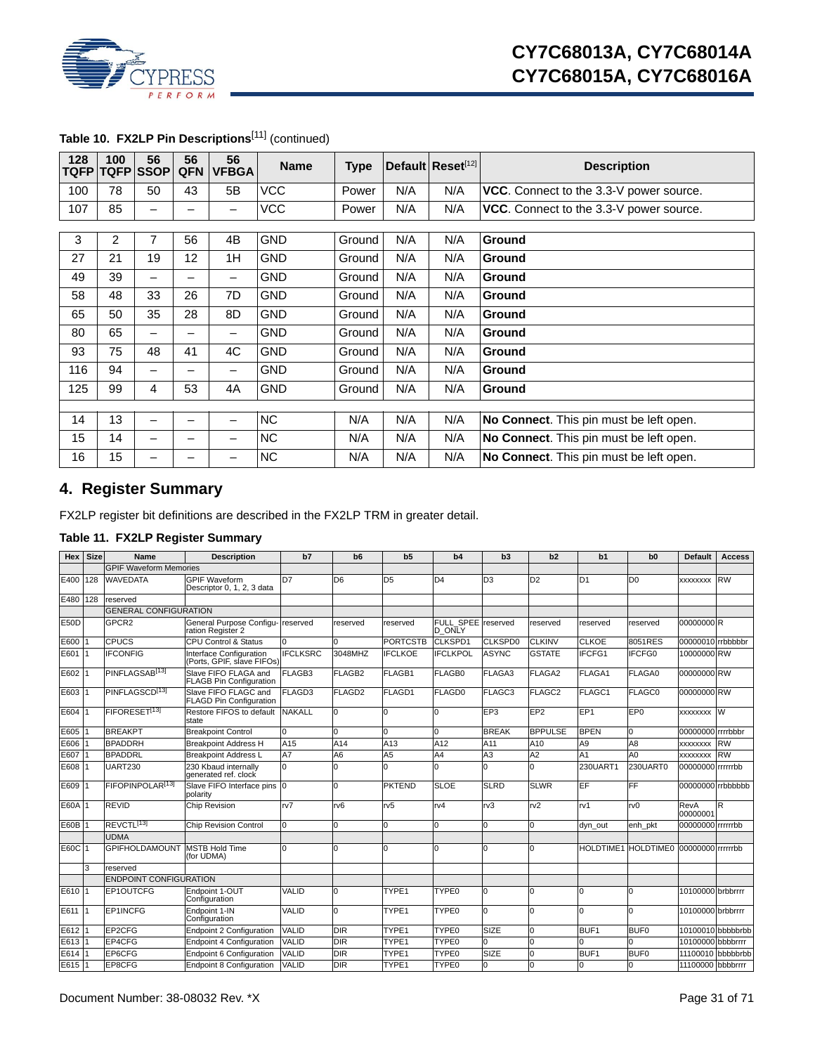**Table 10. FX2LP Pin Descriptions[11] (continued)**

| 128 TQFP | 100 TQFP | 56 SSOP | 56 QFN | 56 VFBGA | Name | Type | Default | Reset[12] | Description |
|---|---|---|---|---|---|---|---|---|---|
| 100 | 78 | 50 | 43 | 5B | VCC | Power | N/A | N/A | **VCC**. Connect to the 3.3-V power source. |
| 107 | 85 | – | – | – | VCC | Power | N/A | N/A | **VCC**. Connect to the 3.3-V power source. |
| | | | | | | | | | |
| 3 | 2 | 7 | 56 | 4B | GND | Ground | N/A | N/A | **Ground** |
| 27 | 21 | 19 | 12 | 1H | GND | Ground | N/A | N/A | **Ground** |
| 49 | 39 | – | – | – | GND | Ground | N/A | N/A | **Ground** |
| 58 | 48 | 33 | 26 | 7D | GND | Ground | N/A | N/A | **Ground** |
| 65 | 50 | 35 | 28 | 8D | GND | Ground | N/A | N/A | **Ground** |
| 80 | 65 | – | – | – | GND | Ground | N/A | N/A | **Ground** |
| 93 | 75 | 48 | 41 | 4C | GND | Ground | N/A | N/A | **Ground** |
| 116 | 94 | – | – | – | GND | Ground | N/A | N/A | **Ground** |
| 125 | 99 | 4 | 53 | 4A | GND | Ground | N/A | N/A | **Ground** |
| | | | | | | | | | |
| 14 | 13 | – | – | – | NC | N/A | N/A | N/A | **No Connect**. This pin must be left open. |
| 15 | 14 | – | – | – | NC | N/A | N/A | N/A | **No Connect**. This pin must be left open. |
| 16 | 15 | – | – | – | NC | N/A | N/A | N/A | **No Connect**. This pin must be left open. |

## 4. Register Summary

FX2LP register bit definitions are described in the FX2LP TRM in greater detail.

**Table 11. FX2LP Register Summary**

| Hex | Size | Name | Description | b7 | b6 | b5 | b4 | b3 | b2 | b1 | b0 | Default | Access |
|---|---|---|---|---|---|---|---|---|---|---|---|---|---|
| | | GPIF Waveform Memories | | | | | | | | | | | |
| E400 | 128 | WAVEDATA | GPIF Waveform Descriptor 0, 1, 2, 3 data | D7 | D6 | D5 | D4 | D3 | D2 | D1 | D0 | xxxxxxxx | RW |
| E480 | 128 | reserved | | | | | | | | | | | |
| | | GENERAL CONFIGURATION | | | | | | | | | | | |
| E50D | | GPCR2 | General Purpose Configuration Register 2 | reserved | reserved | reserved | FULL_SPEED_ONLY | reserved | reserved | reserved | reserved | 00000000 | R |
| E600 | 1 | CPUCS | CPU Control & Status | 0 | 0 | PORTCSTB | CLKSPD1 | CLKSPD0 | CLKINV | CLKOE | 8051RES | 00000010 | rrbbbbbr |
| E601 | 1 | IFCONFIG | Interface Configuration (Ports, GPIF, slave FIFOs) | IFCLKSRC | 3048MHZ | IFCLKOE | IFCLKPOL | ASYNC | GSTATE | IFCFG1 | IFCFG0 | 10000000 | RW |
| E602 | 1 | PINFLAGSAB[13] | Slave FIFO FLAGA and FLAGB Pin Configuration | FLAGB3 | FLAGB2 | FLAGB1 | FLAGB0 | FLAGA3 | FLAGA2 | FLAGA1 | FLAGA0 | 00000000 | RW |
| E603 | 1 | PINFLAGSCD[13] | Slave FIFO FLAGC and FLAGD Pin Configuration | FLAGD3 | FLAGD2 | FLAGD1 | FLAGD0 | FLAGC3 | FLAGC2 | FLAGC1 | FLAGC0 | 00000000 | RW |
| E604 | 1 | FIFORESET[13] | Restore FIFOS to default state | NAKALL | 0 | 0 | 0 | EP3 | EP2 | EP1 | EP0 | xxxxxxxx | W |
| E605 | 1 | BREAKPT | Breakpoint Control | 0 | 0 | 0 | 0 | BREAK | BPPULSE | BPEN | 0 | 00000000 | rrrrbbbr |
| E606 | 1 | BPADDRH | Breakpoint Address H | A15 | A14 | A13 | A12 | A11 | A10 | A9 | A8 | xxxxxxxx | RW |
| E607 | 1 | BPADDRL | Breakpoint Address L | A7 | A6 | A5 | A4 | A3 | A2 | A1 | A0 | xxxxxxxx | RW |
| E608 | 1 | UART230 | 230 Kbaud internally generated ref. clock | 0 | 0 | 0 | 0 | 0 | 0 | 230UART1 | 230UART0 | 00000000 | rrrrrrbb |
| E609 | 1 | FIFOPINPOLAR[13] | Slave FIFO Interface pins polarity | 0 | 0 | PKTEND | SLOE | SLRD | SLWR | EF | FF | 00000000 | rrbbbbbb |
| E60A | 1 | REVID | Chip Revision | rv7 | rv6 | rv5 | rv4 | rv3 | rv2 | rv1 | rv0 | RevA 00000001 | R |
| E60B | 1 | REVCTL[13] | Chip Revision Control | 0 | 0 | 0 | 0 | 0 | 0 | dyn_out | enh_pkt | 00000000 | rrrrrrbb |
| | | UDMA | | | | | | | | | | | |
| E60C | 1 | GPIFHOLDAMOUNT | MSTB Hold Time (for UDMA) | 0 | 0 | 0 | 0 | 0 | 0 | HOLDTIME1 | HOLDTIME0 | 00000000 | rrrrrrbb |
| | 3 | reserved | | | | | | | | | | | |
| | | ENDPOINT CONFIGURATION | | | | | | | | | | | |
| E610 | 1 | EP1OUTCFG | Endpoint 1-OUT Configuration | VALID | 0 | TYPE1 | TYPE0 | 0 | 0 | 0 | 0 | 10100000 | brbbrrrr |
| E611 | 1 | EP1INCFG | Endpoint 1-IN Configuration | VALID | 0 | TYPE1 | TYPE0 | 0 | 0 | 0 | 0 | 10100000 | brbbrrrr |
| E612 | 1 | EP2CFG | Endpoint 2 Configuration | VALID | DIR | TYPE1 | TYPE0 | SIZE | 0 | BUF1 | BUF0 | 10100010 | bbbbbrbb |
| E613 | 1 | EP4CFG | Endpoint 4 Configuration | VALID | DIR | TYPE1 | TYPE0 | 0 | 0 | 0 | 0 | 10100000 | bbbbrrrr |
| E614 | 1 | EP6CFG | Endpoint 6 Configuration | VALID | DIR | TYPE1 | TYPE0 | SIZE | 0 | BUF1 | BUF0 | 11100010 | bbbbbrbb |
| E615 | 1 | EP8CFG | Endpoint 8 Configuration | VALID | DIR | TYPE1 | TYPE0 | 0 | 0 | 0 | 0 | 11100000 | bbbbrrrr |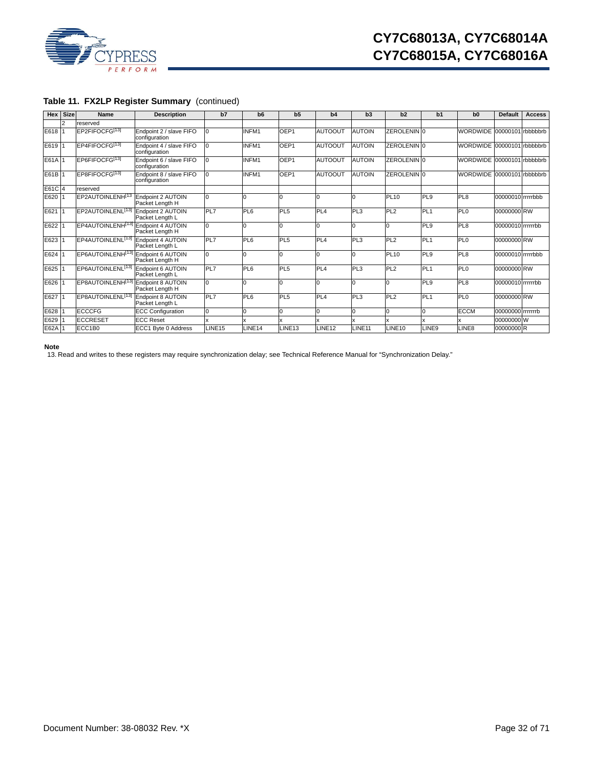**Table 11. FX2LP Register Summary** (continued)

| Hex | Size | Name | Description | b7 | b6 | b5 | b4 | b3 | b2 | b1 | b0 | Default | Access |
|---|---|---|---|---|---|---|---|---|---|---|---|---|---|
| | 2 | reserved | | | | | | | | | | | |
| E618 | 1 | EP2FIFOCFG[13] | Endpoint 2 / slave FIFO configuration | 0 | INFM1 | OEP1 | AUTOOUT | AUTOIN | ZEROLENIN | 0 | WORDWIDE | 00000101 | rbbbbbrb |
| E619 | 1 | EP4FIFOCFG[13] | Endpoint 4 / slave FIFO configuration | 0 | INFM1 | OEP1 | AUTOOUT | AUTOIN | ZEROLENIN | 0 | WORDWIDE | 00000101 | rbbbbbrb |
| E61A | 1 | EP6FIFOCFG[13] | Endpoint 6 / slave FIFO configuration | 0 | INFM1 | OEP1 | AUTOOUT | AUTOIN | ZEROLENIN | 0 | WORDWIDE | 00000101 | rbbbbbrb |
| E61B | 1 | EP8FIFOCFG[13] | Endpoint 8 / slave FIFO configuration | 0 | INFM1 | OEP1 | AUTOOUT | AUTOIN | ZEROLENIN | 0 | WORDWIDE | 00000101 | rbbbbbrb |
| E61C | 4 | reserved | | | | | | | | | | | |
| E620 | 1 | EP2AUTOINLENH[13] | Endpoint 2 AUTOIN Packet Length H | 0 | 0 | 0 | 0 | 0 | PL10 | PL9 | PL8 | 00000010 | rrrrrbbb |
| E621 | 1 | EP2AUTOINLENL[13] | Endpoint 2 AUTOIN Packet Length L | PL7 | PL6 | PL5 | PL4 | PL3 | PL2 | PL1 | PL0 | 00000000 | RW |
| E622 | 1 | EP4AUTOINLENH[13] | Endpoint 4 AUTOIN Packet Length H | 0 | 0 | 0 | 0 | 0 | 0 | PL9 | PL8 | 00000010 | rrrrrrbb |
| E623 | 1 | EP4AUTOINLENL[13] | Endpoint 4 AUTOIN Packet Length L | PL7 | PL6 | PL5 | PL4 | PL3 | PL2 | PL1 | PL0 | 00000000 | RW |
| E624 | 1 | EP6AUTOINLENH[13] | Endpoint 6 AUTOIN Packet Length H | 0 | 0 | 0 | 0 | 0 | PL10 | PL9 | PL8 | 00000010 | rrrrrbbb |
| E625 | 1 | EP6AUTOINLENL[13] | Endpoint 6 AUTOIN Packet Length L | PL7 | PL6 | PL5 | PL4 | PL3 | PL2 | PL1 | PL0 | 00000000 | RW |
| E626 | 1 | EP8AUTOINLENH[13] | Endpoint 8 AUTOIN Packet Length H | 0 | 0 | 0 | 0 | 0 | 0 | PL9 | PL8 | 00000010 | rrrrrrbb |
| E627 | 1 | EP8AUTOINLENL[13] | Endpoint 8 AUTOIN Packet Length L | PL7 | PL6 | PL5 | PL4 | PL3 | PL2 | PL1 | PL0 | 00000000 | RW |
| E628 | 1 | ECCCFG | ECC Configuration | 0 | 0 | 0 | 0 | 0 | 0 | 0 | ECCM | 00000000 | rrrrrrrb |
| E629 | 1 | ECCRESET | ECC Reset | x | x | x | x | x | x | x | x | 00000000 | W |
| E62A | 1 | ECC1B0 | ECC1 Byte 0 Address | LINE15 | LINE14 | LINE13 | LINE12 | LINE11 | LINE10 | LINE9 | LINE8 | 00000000 | R |

**Note**

13. Read and writes to these registers may require synchronization delay; see Technical Reference Manual for "Synchronization Delay."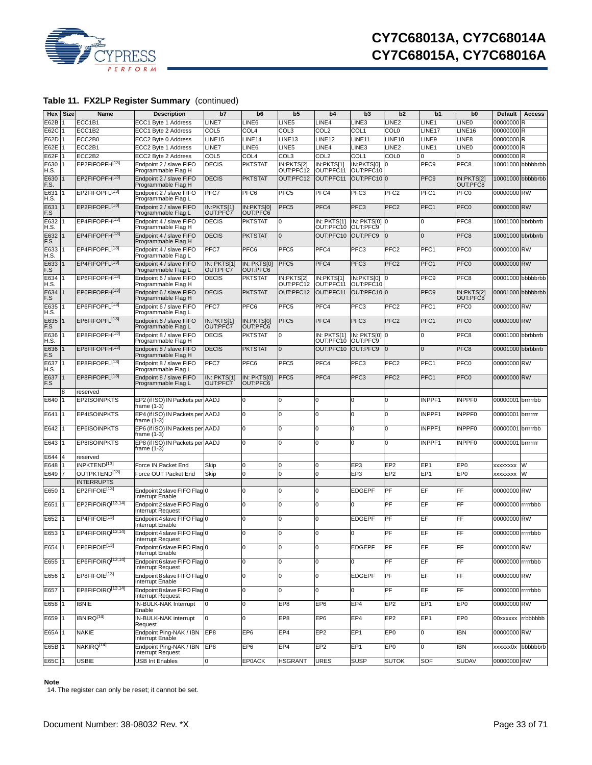**Table 11. FX2LP Register Summary** (continued)

| Hex | Size | Name | Description | b7 | b6 | b5 | b4 | b3 | b2 | b1 | b0 | Default | Access |
|---|---|---|---|---|---|---|---|---|---|---|---|---|---|
| E62B | 1 | ECC1B1 | ECC1 Byte 1 Address | LINE7 | LINE6 | LINE5 | LINE4 | LINE3 | LINE2 | LINE1 | LINE0 | 00000000 | R |
| E62C | 1 | ECC1B2 | ECC1 Byte 2 Address | COL5 | COL4 | COL3 | COL2 | COL1 | COL0 | LINE17 | LINE16 | 00000000 | R |
| E62D | 1 | ECC2B0 | ECC2 Byte 0 Address | LINE15 | LINE14 | LINE13 | LINE12 | LINE11 | LINE10 | LINE9 | LINE8 | 00000000 | R |
| E62E | 1 | ECC2B1 | ECC2 Byte 1 Address | LINE7 | LINE6 | LINE5 | LINE4 | LINE3 | LINE2 | LINE1 | LINE0 | 00000000 | R |
| E62F | 1 | ECC2B2 | ECC2 Byte 2 Address | COL5 | COL4 | COL3 | COL2 | COL1 | COL0 | 0 | 0 | 00000000 | R |
| E630 H.S. | 1 | EP2FIFOPFH[13] | Endpoint 2 / slave FIFO Programmable Flag H | DECIS | PKTSTAT | IN:PKTS[2] OUT:PFC12 | IN:PKTS[1] OUT:PFC11 | IN:PKTS[0] OUT:PFC10 | 0 | PFC9 | PFC8 | 10001000 | bbbbbrbb |
| E630 F.S. | 1 | EP2FIFOPFH[13] | Endpoint 2 / slave FIFO Programmable Flag H | DECIS | PKTSTAT | OUT:PFC12 | OUT:PFC11 | OUT:PFC10 | 0 | PFC9 | IN:PKTS[2] OUT:PFC8 | 10001000 | bbbbbrbb |
| E631 H.S. | 1 | EP2FIFOPFL[13] | Endpoint 2 / slave FIFO Programmable Flag L | PFC7 | PFC6 | PFC5 | PFC4 | PFC3 | PFC2 | PFC1 | PFC0 | 00000000 | RW |
| E631 F.S | 1 | EP2FIFOPFL[13] | Endpoint 2 / slave FIFO Programmable Flag L | IN:PKTS[1] OUT:PFC7 | IN:PKTS[0] OUT:PFC6 | PFC5 | PFC4 | PFC3 | PFC2 | PFC1 | PFC0 | 00000000 | RW |
| E632 H.S. | 1 | EP4FIFOPFH[13] | Endpoint 4 / slave FIFO Programmable Flag H | DECIS | PKTSTAT | 0 | IN: PKTS[1] OUT:PFC10 | IN: PKTS[0] OUT:PFC9 | 0 | 0 | PFC8 | 10001000 | bbrbbrrb |
| E632 F.S | 1 | EP4FIFOPFH[13] | Endpoint 4 / slave FIFO Programmable Flag H | DECIS | PKTSTAT | 0 | OUT:PFC10 | OUT:PFC9 | 0 | 0 | PFC8 | 10001000 | bbrbbrrb |
| E633 H.S. | 1 | EP4FIFOPFL[13] | Endpoint 4 / slave FIFO Programmable Flag L | PFC7 | PFC6 | PFC5 | PFC4 | PFC3 | PFC2 | PFC1 | PFC0 | 00000000 | RW |
| E633 F.S | 1 | EP4FIFOPFL[13] | Endpoint 4 / slave FIFO Programmable Flag L | IN: PKTS[1] OUT:PFC7 | IN: PKTS[0] OUT:PFC6 | PFC5 | PFC4 | PFC3 | PFC2 | PFC1 | PFC0 | 00000000 | RW |
| E634 H.S. | 1 | EP6FIFOPFH[13] | Endpoint 6 / slave FIFO Programmable Flag H | DECIS | PKTSTAT | IN:PKTS[2] OUT:PFC12 | IN:PKTS[1] OUT:PFC11 | IN:PKTS[0] OUT:PFC10 | 0 | PFC9 | PFC8 | 00001000 | bbbbbrbb |
| E634 F.S | 1 | EP6FIFOPFH[13] | Endpoint 6 / slave FIFO Programmable Flag H | DECIS | PKTSTAT | OUT:PFC12 | OUT:PFC11 | OUT:PFC10 | 0 | PFC9 | IN:PKTS[2] OUT:PFC8 | 00001000 | bbbbbrbb |
| E635 H.S. | 1 | EP6FIFOPFL[13] | Endpoint 6 / slave FIFO Programmable Flag L | PFC7 | PFC6 | PFC5 | PFC4 | PFC3 | PFC2 | PFC1 | PFC0 | 00000000 | RW |
| E635 F.S | 1 | EP6FIFOPFL[13] | Endpoint 6 / slave FIFO Programmable Flag L | IN:PKTS[1] OUT:PFC7 | IN:PKTS[0] OUT:PFC6 | PFC5 | PFC4 | PFC3 | PFC2 | PFC1 | PFC0 | 00000000 | RW |
| E636 H.S. | 1 | EP8FIFOPFH[13] | Endpoint 8 / slave FIFO Programmable Flag H | DECIS | PKTSTAT | 0 | IN: PKTS[1] OUT:PFC10 | IN: PKTS[0] OUT:PFC9 | 0 | 0 | PFC8 | 00001000 | bbrbbrrb |
| E636 F.S | 1 | EP8FIFOPFH[13] | Endpoint 8 / slave FIFO Programmable Flag H | DECIS | PKTSTAT | 0 | OUT:PFC10 | OUT:PFC9 | 0 | 0 | PFC8 | 00001000 | bbrbbrrb |
| E637 H.S. | 1 | EP8FIFOPFL[13] | Endpoint 8 / slave FIFO Programmable Flag L | PFC7 | PFC6 | PFC5 | PFC4 | PFC3 | PFC2 | PFC1 | PFC0 | 00000000 | RW |
| E637 F.S | 1 | EP8FIFOPFL[13] | Endpoint 8 / slave FIFO Programmable Flag L | IN: PKTS[1] OUT:PFC7 | IN: PKTS[0] OUT:PFC6 | PFC5 | PFC4 | PFC3 | PFC2 | PFC1 | PFC0 | 00000000 | RW |
| | 8 | reserved | | | | | | | | | | | |
| E640 | 1 | EP2ISOINPKTS | EP2 (if ISO) IN Packets per frame (1-3) | AADJ | 0 | 0 | 0 | 0 | 0 | INPPF1 | INPPF0 | 00000001 | brrrrrbb |
| E641 | 1 | EP4ISOINPKTS | EP4 (if ISO) IN Packets per frame (1-3) | AADJ | 0 | 0 | 0 | 0 | 0 | INPPF1 | INPPF0 | 00000001 | brrrrrrr |
| E642 | 1 | EP6ISOINPKTS | EP6 (if ISO) IN Packets per frame (1-3) | AADJ | 0 | 0 | 0 | 0 | 0 | INPPF1 | INPPF0 | 00000001 | brrrrrbb |
| E643 | 1 | EP8ISOINPKTS | EP8 (if ISO) IN Packets per frame (1-3) | AADJ | 0 | 0 | 0 | 0 | 0 | INPPF1 | INPPF0 | 00000001 | brrrrrrr |
| E644 | 4 | reserved | | | | | | | | | | | |
| E648 | 1 | INPKTEND[13] | Force IN Packet End | Skip | 0 | 0 | 0 | EP3 | EP2 | EP1 | EP0 | xxxxxxxx | W |
| E649 | 7 | OUTPKTEND[13] | Force OUT Packet End | Skip | 0 | 0 | 0 | EP3 | EP2 | EP1 | EP0 | xxxxxxxx | W |
| | | INTERRUPTS | | | | | | | | | | | |
| E650 | 1 | EP2FIFOIE[13] | Endpoint 2 slave FIFO Flag Interrupt Enable | 0 | 0 | 0 | 0 | EDGEPF | PF | EF | FF | 00000000 | RW |
| E651 | 1 | EP2FIFOIRQ[13,14] | Endpoint 2 slave FIFO Flag Interrupt Request | 0 | 0 | 0 | 0 | 0 | PF | EF | FF | 00000000 | rrrrrbbb |
| E652 | 1 | EP4FIFOIE[13] | Endpoint 4 slave FIFO Flag Interrupt Enable | 0 | 0 | 0 | 0 | EDGEPF | PF | EF | FF | 00000000 | RW |
| E653 | 1 | EP4FIFOIRQ[13,14] | Endpoint 4 slave FIFO Flag Interrupt Request | 0 | 0 | 0 | 0 | 0 | PF | EF | FF | 00000000 | rrrrrbbb |
| E654 | 1 | EP6FIFOIE[13] | Endpoint 6 slave FIFO Flag Interrupt Enable | 0 | 0 | 0 | 0 | EDGEPF | PF | EF | FF | 00000000 | RW |
| E655 | 1 | EP6FIFOIRQ[13,14] | Endpoint 6 slave FIFO Flag Interrupt Request | 0 | 0 | 0 | 0 | 0 | PF | EF | FF | 00000000 | rrrrrbbb |
| E656 | 1 | EP8FIFOIE[13] | Endpoint 8 slave FIFO Flag Interrupt Enable | 0 | 0 | 0 | 0 | EDGEPF | PF | EF | FF | 00000000 | RW |
| E657 | 1 | EP8FIFOIRQ[13,14] | Endpoint 8 slave FIFO Flag Interrupt Request | 0 | 0 | 0 | 0 | 0 | PF | EF | FF | 00000000 | rrrrrbbb |
| E658 | 1 | IBNIE | IN-BULK-NAK Interrupt Enable | 0 | 0 | EP8 | EP6 | EP4 | EP2 | EP1 | EP0 | 00000000 | RW |
| E659 | 1 | IBNIRQ[14] | IN-BULK-NAK interrupt Request | 0 | 0 | EP8 | EP6 | EP4 | EP2 | EP1 | EP0 | 00xxxxxx | rrbbbbbb |
| E65A | 1 | NAKIE | Endpoint Ping-NAK / IBN Interrupt Enable | EP8 | EP6 | EP4 | EP2 | EP1 | EP0 | 0 | IBN | 00000000 | RW |
| E65B | 1 | NAKIRQ[14] | Endpoint Ping-NAK / IBN Interrupt Request | EP8 | EP6 | EP4 | EP2 | EP1 | EP0 | 0 | IBN | xxxxxx0x | bbbbbbrb |
| E65C | 1 | USBIE | USB Int Enables | 0 | EP0ACK | HSGRANT | URES | SUSP | SUTOK | SOF | SUDAV | 00000000 | RW |

**Note**

14. The register can only be reset; it cannot be set.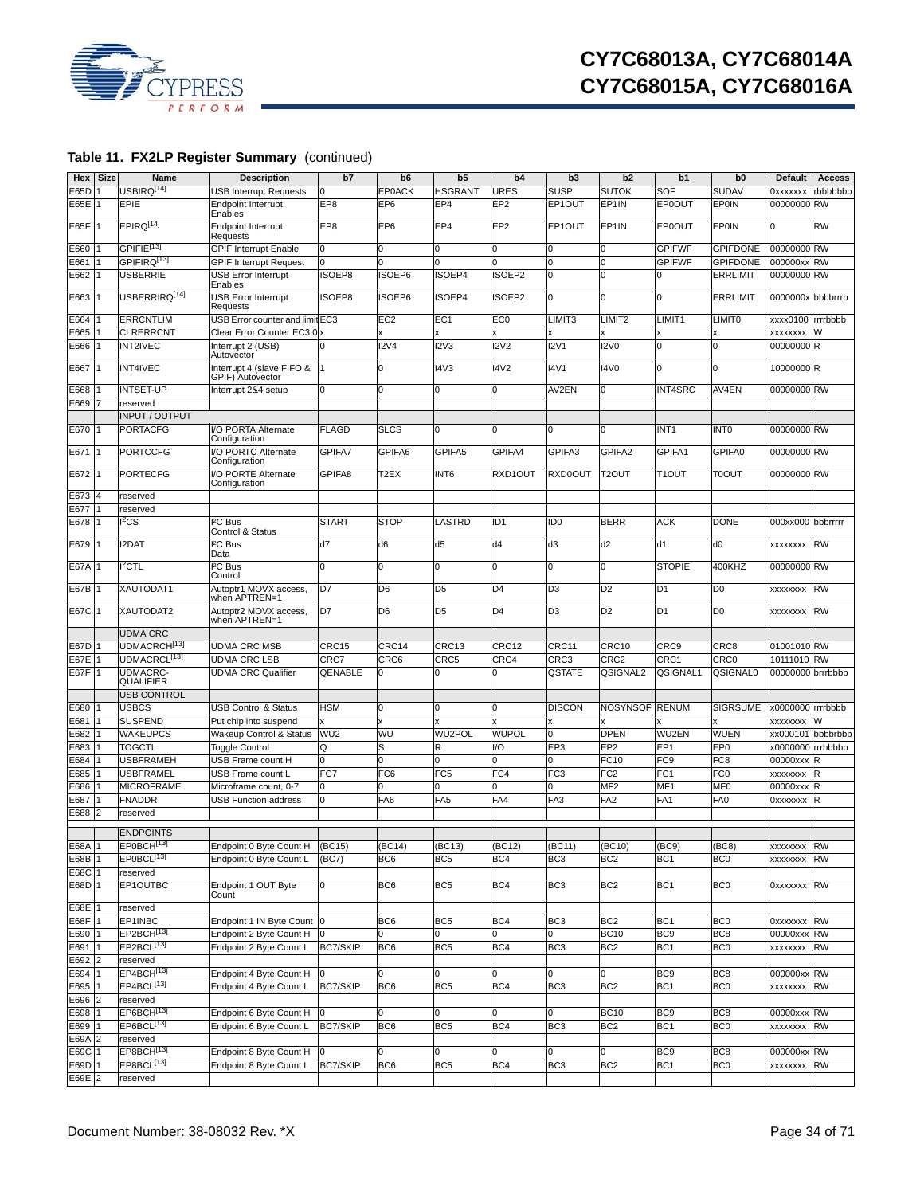**Table 11. FX2LP Register Summary** (continued)

| Hex | Size | Name | Description | b7 | b6 | b5 | b4 | b3 | b2 | b1 | b0 | Default | Access |
|---|---|---|---|---|---|---|---|---|---|---|---|---|---|
| E65D | 1 | USBIRQ[14] | USB Interrupt Requests | 0 | EP0ACK | HSGRANT | URES | SUSP | SUTOK | SOF | SUDAV | 0xxxxxxx | rbbbbbbb |
| E65E | 1 | EPIE | Endpoint Interrupt Enables | EP8 | EP6 | EP4 | EP2 | EP1OUT | EP1IN | EP0OUT | EP0IN | 00000000 | RW |
| E65F | 1 | EPIRQ[14] | Endpoint Interrupt Requests | EP8 | EP6 | EP4 | EP2 | EP1OUT | EP1IN | EP0OUT | EP0IN | 0 | RW |
| E660 | 1 | GPIFIE[13] | GPIF Interrupt Enable | 0 | 0 | 0 | 0 | 0 | 0 | GPIFWF | GPIFDONE | 00000000 | RW |
| E661 | 1 | GPIFIRQ[13] | GPIF Interrupt Request | 0 | 0 | 0 | 0 | 0 | 0 | GPIFWF | GPIFDONE | 000000xx | RW |
| E662 | 1 | USBERRIE | USB Error Interrupt Enables | ISOEP8 | ISOEP6 | ISOEP4 | ISOEP2 | 0 | 0 | 0 | ERRLIMIT | 00000000 | RW |
| E663 | 1 | USBERRIRQ[14] | USB Error Interrupt Requests | ISOEP8 | ISOEP6 | ISOEP4 | ISOEP2 | 0 | 0 | 0 | ERRLIMIT | 0000000x | bbbbrrrb |
| E664 | 1 | ERRCNTLIM | USB Error counter and limit | EC3 | EC2 | EC1 | EC0 | LIMIT3 | LIMIT2 | LIMIT1 | LIMIT0 | xxxx0100 | rrrrbbbb |
| E665 | 1 | CLRERRCNT | Clear Error Counter EC3:0 | x | x | x | x | x | x | x | x | xxxxxxxx | W |
| E666 | 1 | INT2IVEC | Interrupt 2 (USB) Autovector | 0 | I2V4 | I2V3 | I2V2 | I2V1 | I2V0 | 0 | 0 | 00000000 | R |
| E667 | 1 | INT4IVEC | Interrupt 4 (slave FIFO & GPIF) Autovector | 1 | 0 | I4V3 | I4V2 | I4V1 | I4V0 | 0 | 0 | 10000000 | R |
| E668 | 1 | INTSET-UP | Interrupt 2&4 setup | 0 | 0 | 0 | 0 | AV2EN | 0 | INT4SRC | AV4EN | 00000000 | RW |
| E669 | 7 | reserved | | | | | | | | | | | |
| | | INPUT / OUTPUT | | | | | | | | | | | |
| E670 | 1 | PORTACFG | I/O PORTA Alternate Configuration | FLAGD | SLCS | 0 | 0 | 0 | 0 | INT1 | INT0 | 00000000 | RW |
| E671 | 1 | PORTCCFG | I/O PORTC Alternate Configuration | GPIFA7 | GPIFA6 | GPIFA5 | GPIFA4 | GPIFA3 | GPIFA2 | GPIFA1 | GPIFA0 | 00000000 | RW |
| E672 | 1 | PORTECFG | I/O PORTE Alternate Configuration | GPIFA8 | T2EX | INT6 | RXD1OUT | RXD0OUT | T2OUT | T1OUT | T0OUT | 00000000 | RW |
| E673 | 4 | reserved | | | | | | | | | | | |
| E677 | 1 | reserved | | | | | | | | | | | |
| E678 | 1 | I²CS | I²C Bus Control & Status | START | STOP | LASTRD | ID1 | ID0 | BERR | ACK | DONE | 000xx000 | bbbrrrrr |
| E679 | 1 | I2DAT | I²C Bus Data | d7 | d6 | d5 | d4 | d3 | d2 | d1 | d0 | xxxxxxxx | RW |
| E67A | 1 | I²CTL | I²C Bus Control | 0 | 0 | 0 | 0 | 0 | 0 | STOPIE | 400KHZ | 00000000 | RW |
| E67B | 1 | XAUTODAT1 | Autoptr1 MOVX access, when APTREN=1 | D7 | D6 | D5 | D4 | D3 | D2 | D1 | D0 | xxxxxxxx | RW |
| E67C | 1 | XAUTODAT2 | Autoptr2 MOVX access, when APTREN=1 | D7 | D6 | D5 | D4 | D3 | D2 | D1 | D0 | xxxxxxxx | RW |
| | | UDMA CRC | | | | | | | | | | | |
| E67D | 1 | UDMACRCH[13] | UDMA CRC MSB | CRC15 | CRC14 | CRC13 | CRC12 | CRC11 | CRC10 | CRC9 | CRC8 | 01001010 | RW |
| E67E | 1 | UDMACRCL[13] | UDMA CRC LSB | CRC7 | CRC6 | CRC5 | CRC4 | CRC3 | CRC2 | CRC1 | CRC0 | 10111010 | RW |
| E67F | 1 | UDMACRC-QUALIFIER | UDMA CRC Qualifier | QENABLE | 0 | 0 | 0 | QSTATE | QSIGNAL2 | QSIGNAL1 | QSIGNAL0 | 00000000 | brrrbbbb |
| | | USB CONTROL | | | | | | | | | | | |
| E680 | 1 | USBCS | USB Control & Status | HSM | 0 | 0 | 0 | DISCON | NOSYNSOF | RENUM | SIGRSUME | x0000000 | rrrrbbbb |
| E681 | 1 | SUSPEND | Put chip into suspend | x | x | x | x | x | x | x | x | xxxxxxxx | W |
| E682 | 1 | WAKEUPCS | Wakeup Control & Status | WU2 | WU | WU2POL | WUPOL | 0 | DPEN | WU2EN | WUEN | xx000101 | bbbbrbbb |
| E683 | 1 | TOGCTL | Toggle Control | Q | S | R | I/O | EP3 | EP2 | EP1 | EP0 | x0000000 | rrrbbbbb |
| E684 | 1 | USBFRAMEH | USB Frame count H | 0 | 0 | 0 | 0 | 0 | FC10 | FC9 | FC8 | 00000xxx | R |
| E685 | 1 | USBFRAMEL | USB Frame count L | FC7 | FC6 | FC5 | FC4 | FC3 | FC2 | FC1 | FC0 | xxxxxxxx | R |
| E686 | 1 | MICROFRAME | Microframe count, 0-7 | 0 | 0 | 0 | 0 | 0 | MF2 | MF1 | MF0 | 00000xxx | R |
| E687 | 1 | FNADDR | USB Function address | 0 | FA6 | FA5 | FA4 | FA3 | FA2 | FA1 | FA0 | 0xxxxxxx | R |
| E688 | 2 | reserved | | | | | | | | | | | |
| | | ENDPOINTS | | | | | | | | | | | |
| E68A | 1 | EP0BCH[13] | Endpoint 0 Byte Count H | (BC15) | (BC14) | (BC13) | (BC12) | (BC11) | (BC10) | (BC9) | (BC8) | xxxxxxxx | RW |
| E68B | 1 | EP0BCL[13] | Endpoint 0 Byte Count L | (BC7) | BC6 | BC5 | BC4 | BC3 | BC2 | BC1 | BC0 | xxxxxxxx | RW |
| E68C | 1 | reserved | | | | | | | | | | | |
| E68D | 1 | EP1OUTBC | Endpoint 1 OUT Byte Count | 0 | BC6 | BC5 | BC4 | BC3 | BC2 | BC1 | BC0 | 0xxxxxxx | RW |
| E68E | 1 | reserved | | | | | | | | | | | |
| E68F | 1 | EP1INBC | Endpoint 1 IN Byte Count | 0 | BC6 | BC5 | BC4 | BC3 | BC2 | BC1 | BC0 | 0xxxxxxx | RW |
| E690 | 1 | EP2BCH[13] | Endpoint 2 Byte Count H | 0 | 0 | 0 | 0 | 0 | BC10 | BC9 | BC8 | 00000xxx | RW |
| E691 | 1 | EP2BCL[13] | Endpoint 2 Byte Count L | BC7/SKIP | BC6 | BC5 | BC4 | BC3 | BC2 | BC1 | BC0 | xxxxxxxx | RW |
| E692 | 2 | reserved | | | | | | | | | | | |
| E694 | 1 | EP4BCH[13] | Endpoint 4 Byte Count H | 0 | 0 | 0 | 0 | 0 | 0 | BC9 | BC8 | 000000xx | RW |
| E695 | 1 | EP4BCL[13] | Endpoint 4 Byte Count L | BC7/SKIP | BC6 | BC5 | BC4 | BC3 | BC2 | BC1 | BC0 | xxxxxxxx | RW |
| E696 | 2 | reserved | | | | | | | | | | | |
| E698 | 1 | EP6BCH[13] | Endpoint 6 Byte Count H | 0 | 0 | 0 | 0 | 0 | BC10 | BC9 | BC8 | 00000xxx | RW |
| E699 | 1 | EP6BCL[13] | Endpoint 6 Byte Count L | BC7/SKIP | BC6 | BC5 | BC4 | BC3 | BC2 | BC1 | BC0 | xxxxxxxx | RW |
| E69A | 2 | reserved | | | | | | | | | | | |
| E69C | 1 | EP8BCH[13] | Endpoint 8 Byte Count H | 0 | 0 | 0 | 0 | 0 | 0 | BC9 | BC8 | 000000xx | RW |
| E69D | 1 | EP8BCL[13] | Endpoint 8 Byte Count L | BC7/SKIP | BC6 | BC5 | BC4 | BC3 | BC2 | BC1 | BC0 | xxxxxxxx | RW |
| E69E | 2 | reserved | | | | | | | | | | | |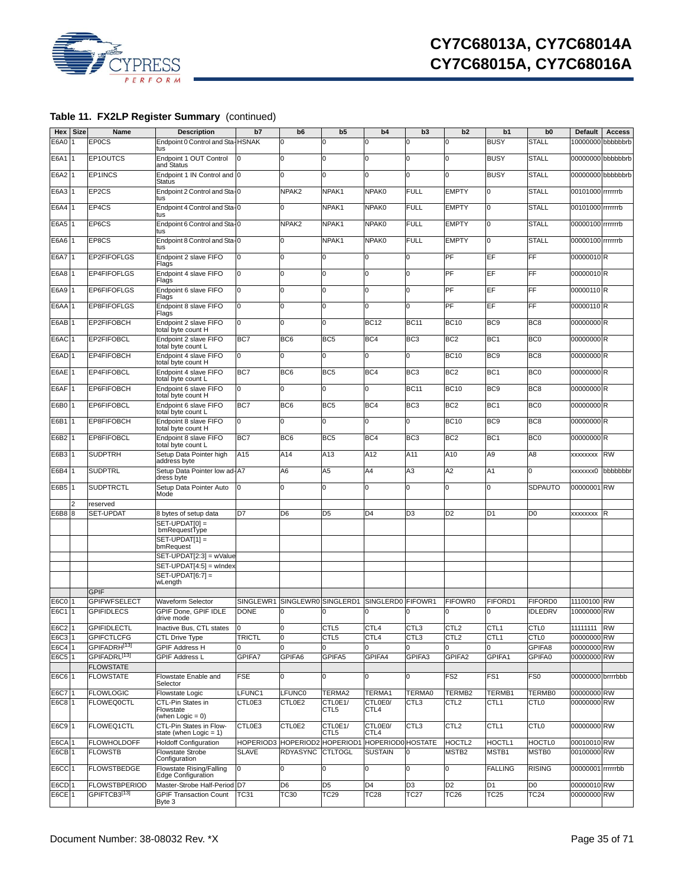**Table 11. FX2LP Register Summary** (continued)

| Hex | Size | Name | Description | b7 | b6 | b5 | b4 | b3 | b2 | b1 | b0 | Default | Access |
|---|---|---|---|---|---|---|---|---|---|---|---|---|---|
| E6A0 | 1 | EP0CS | Endpoint 0 Control and Status | HSNAK | 0 | 0 | 0 | 0 | 0 | BUSY | STALL | 10000000 | bbbbbbrb |
| E6A1 | 1 | EP1OUTCS | Endpoint 1 OUT Control and Status | 0 | 0 | 0 | 0 | 0 | 0 | BUSY | STALL | 00000000 | bbbbbbrb |
| E6A2 | 1 | EP1INCS | Endpoint 1 IN Control and Status | 0 | 0 | 0 | 0 | 0 | 0 | BUSY | STALL | 00000000 | bbbbbbrb |
| E6A3 | 1 | EP2CS | Endpoint 2 Control and Status | 0 | NPAK2 | NPAK1 | NPAK0 | FULL | EMPTY | 0 | STALL | 00101000 | rrrrrrrb |
| E6A4 | 1 | EP4CS | Endpoint 4 Control and Status | 0 | 0 | NPAK1 | NPAK0 | FULL | EMPTY | 0 | STALL | 00101000 | rrrrrrrb |
| E6A5 | 1 | EP6CS | Endpoint 6 Control and Status | 0 | NPAK2 | NPAK1 | NPAK0 | FULL | EMPTY | 0 | STALL | 00000100 | rrrrrrrb |
| E6A6 | 1 | EP8CS | Endpoint 8 Control and Status | 0 | 0 | NPAK1 | NPAK0 | FULL | EMPTY | 0 | STALL | 00000100 | rrrrrrrb |
| E6A7 | 1 | EP2FIFOFLGS | Endpoint 2 slave FIFO Flags | 0 | 0 | 0 | 0 | 0 | PF | EF | FF | 00000010 | R |
| E6A8 | 1 | EP4FIFOFLGS | Endpoint 4 slave FIFO Flags | 0 | 0 | 0 | 0 | 0 | PF | EF | FF | 00000010 | R |
| E6A9 | 1 | EP6FIFOFLGS | Endpoint 6 slave FIFO Flags | 0 | 0 | 0 | 0 | 0 | PF | EF | FF | 00000110 | R |
| E6AA | 1 | EP8FIFOFLGS | Endpoint 8 slave FIFO Flags | 0 | 0 | 0 | 0 | 0 | PF | EF | FF | 00000110 | R |
| E6AB | 1 | EP2FIFOBCH | Endpoint 2 slave FIFO total byte count H | 0 | 0 | 0 | BC12 | BC11 | BC10 | BC9 | BC8 | 00000000 | R |
| E6AC | 1 | EP2FIFOBCL | Endpoint 2 slave FIFO total byte count L | BC7 | BC6 | BC5 | BC4 | BC3 | BC2 | BC1 | BC0 | 00000000 | R |
| E6AD | 1 | EP4FIFOBCH | Endpoint 4 slave FIFO total byte count H | 0 | 0 | 0 | 0 | 0 | BC10 | BC9 | BC8 | 00000000 | R |
| E6AE | 1 | EP4FIFOBCL | Endpoint 4 slave FIFO total byte count L | BC7 | BC6 | BC5 | BC4 | BC3 | BC2 | BC1 | BC0 | 00000000 | R |
| E6AF | 1 | EP6FIFOBCH | Endpoint 6 slave FIFO total byte count H | 0 | 0 | 0 | 0 | BC11 | BC10 | BC9 | BC8 | 00000000 | R |
| E6B0 | 1 | EP6FIFOBCL | Endpoint 6 slave FIFO total byte count L | BC7 | BC6 | BC5 | BC4 | BC3 | BC2 | BC1 | BC0 | 00000000 | R |
| E6B1 | 1 | EP8FIFOBCH | Endpoint 8 slave FIFO total byte count H | 0 | 0 | 0 | 0 | 0 | BC10 | BC9 | BC8 | 00000000 | R |
| E6B2 | 1 | EP8FIFOBCL | Endpoint 8 slave FIFO total byte count L | BC7 | BC6 | BC5 | BC4 | BC3 | BC2 | BC1 | BC0 | 00000000 | R |
| E6B3 | 1 | SUDPTRH | Setup Data Pointer high address byte | A15 | A14 | A13 | A12 | A11 | A10 | A9 | A8 | xxxxxxxx | RW |
| E6B4 | 1 | SUDPTRL | Setup Data Pointer low address byte | A7 | A6 | A5 | A4 | A3 | A2 | A1 | 0 | xxxxxxx0 | bbbbbbbr |
| E6B5 | 1 | SUDPTRCTL | Setup Data Pointer Auto Mode | 0 | 0 | 0 | 0 | 0 | 0 | 0 | SDPAUTO | 00000001 | RW |
| | 2 | reserved | | | | | | | | | | | |
| E6B8 | 8 | SET-UPDAT | 8 bytes of setup data | D7 | D6 | D5 | D4 | D3 | D2 | D1 | D0 | xxxxxxxx | R |
| | | | SET-UPDAT[0] = bmRequestType | | | | | | | | | | |
| | | | SET-UPDAT[1] = bmRequest | | | | | | | | | | |
| | | | SET-UPDAT[2:3] = wValue | | | | | | | | | | |
| | | | SET-UPDAT[4:5] = wIndex | | | | | | | | | | |
| | | | SET-UPDAT[6:7] = wLength | | | | | | | | | | |
| | | GPIF | | | | | | | | | | | |
| E6C0 | 1 | GPIFWFSELECT | Waveform Selector | SINGLEWR1 | SINGLEWR0 | SINGLERD1 | SINGLERD0 | FIFOWR1 | FIFOWR0 | FIFORD1 | FIFORD0 | 11100100 | RW |
| E6C1 | 1 | GPIFIDLECS | GPIF Done, GPIF IDLE drive mode | DONE | 0 | 0 | 0 | 0 | 0 | 0 | IDLEDRV | 10000000 | RW |
| E6C2 | 1 | GPIFIDLECTL | Inactive Bus, CTL states | 0 | 0 | CTL5 | CTL4 | CTL3 | CTL2 | CTL1 | CTL0 | 11111111 | RW |
| E6C3 | 1 | GPIFCTLCFG | CTL Drive Type | TRICTL | 0 | CTL5 | CTL4 | CTL3 | CTL2 | CTL1 | CTL0 | 00000000 | RW |
| E6C4 | 1 | GPIFADRH[13] | GPIF Address H | 0 | 0 | 0 | 0 | 0 | 0 | 0 | GPIFA8 | 00000000 | RW |
| E6C5 | 1 | GPIFADRL[13] | GPIF Address L | GPIFA7 | GPIFA6 | GPIFA5 | GPIFA4 | GPIFA3 | GPIFA2 | GPIFA1 | GPIFA0 | 00000000 | RW |
| | | FLOWSTATE | | | | | | | | | | | |
| E6C6 | 1 | FLOWSTATE | Flowstate Enable and Selector | FSE | 0 | 0 | 0 | 0 | FS2 | FS1 | FS0 | 00000000 | brrrrbbb |
| E6C7 | 1 | FLOWLOGIC | Flowstate Logic | LFUNC1 | LFUNC0 | TERMA2 | TERMA1 | TERMA0 | TERMB2 | TERMB1 | TERMB0 | 00000000 | RW |
| E6C8 | 1 | FLOWEQ0CTL | CTL-Pin States in Flowstate (when Logic = 0) | CTL0E3 | CTL0E2 | CTL0E1/ CTL5 | CTL0E0/ CTL4 | CTL3 | CTL2 | CTL1 | CTL0 | 00000000 | RW |
| E6C9 | 1 | FLOWEQ1CTL | CTL-Pin States in Flowstate (when Logic = 1) | CTL0E3 | CTL0E2 | CTL0E1/ CTL5 | CTL0E0/ CTL4 | CTL3 | CTL2 | CTL1 | CTL0 | 00000000 | RW |
| E6CA | 1 | FLOWHOLDOFF | Holdoff Configuration | HOPERIOD3 | HOPERIOD2 | HOPERIOD1 | HOPERIOD0 | HOSTATE | HOCTL2 | HOCTL1 | HOCTL0 | 00010010 | RW |
| E6CB | 1 | FLOWSTB | Flowstate Strobe Configuration | SLAVE | RDYASYNC | CTLTOGL | SUSTAIN | 0 | MSTB2 | MSTB1 | MSTB0 | 00100000 | RW |
| E6CC | 1 | FLOWSTBEDGE | Flowstate Rising/Falling Edge Configuration | 0 | 0 | 0 | 0 | 0 | 0 | FALLING | RISING | 00000001 | rrrrrrbb |
| E6CD | 1 | FLOWSTBPERIOD | Master-Strobe Half-Period | D7 | D6 | D5 | D4 | D3 | D2 | D1 | D0 | 00000010 | RW |
| E6CE | 1 | GPIFTCB3[13] | GPIF Transaction Count Byte 3 | TC31 | TC30 | TC29 | TC28 | TC27 | TC26 | TC25 | TC24 | 00000000 | RW |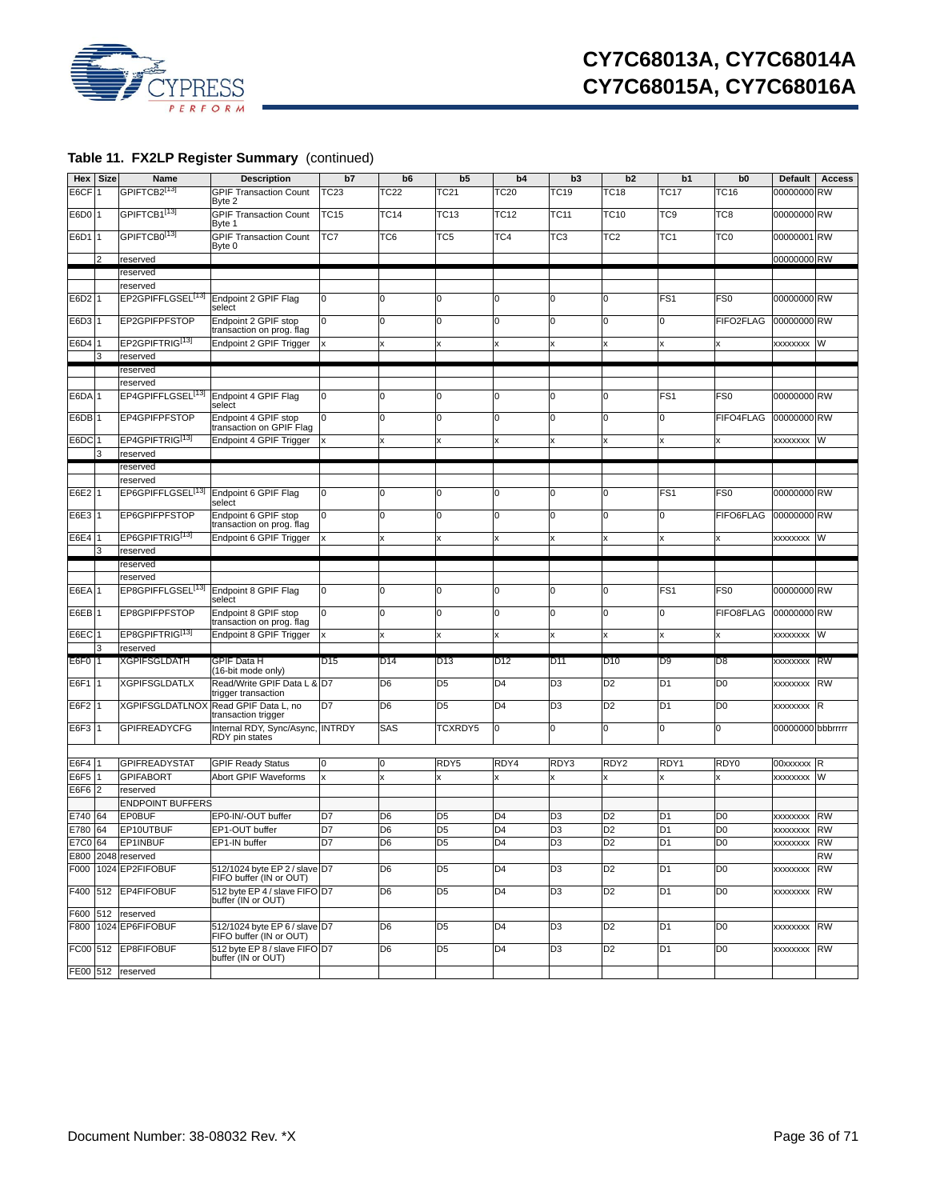### Table 11. FX2LP Register Summary (continued)

| Hex | Size | Name | Description | b7 | b6 | b5 | b4 | b3 | b2 | b1 | b0 | Default | Access |
|---|---|---|---|---|---|---|---|---|---|---|---|---|---|
| E6CF | 1 | GPIFTCB2[13] | GPIF Transaction Count Byte 2 | TC23 | TC22 | TC21 | TC20 | TC19 | TC18 | TC17 | TC16 | 00000000 | RW |
| E6D0 | 1 | GPIFTCB1[13] | GPIF Transaction Count Byte 1 | TC15 | TC14 | TC13 | TC12 | TC11 | TC10 | TC9 | TC8 | 00000000 | RW |
| E6D1 | 1 | GPIFTCB0[13] | GPIF Transaction Count Byte 0 | TC7 | TC6 | TC5 | TC4 | TC3 | TC2 | TC1 | TC0 | 00000001 | RW |
| | 2 | reserved | | | | | | | | | | 00000000 | RW |
| | | reserved | | | | | | | | | | | |
| | | reserved | | | | | | | | | | | |
| E6D2 | 1 | EP2GPIFFLGSEL[13] | Endpoint 2 GPIF Flag select | 0 | 0 | 0 | 0 | 0 | 0 | FS1 | FS0 | 00000000 | RW |
| E6D3 | 1 | EP2GPIFPFSTOP | Endpoint 2 GPIF stop transaction on prog. flag | 0 | 0 | 0 | 0 | 0 | 0 | 0 | FIFO2FLAG | 00000000 | RW |
| E6D4 | 1 | EP2GPIFTRIG[13] | Endpoint 2 GPIF Trigger | x | x | x | x | x | x | x | x | xxxxxxxx | W |
| | 3 | reserved | | | | | | | | | | | |
| | | reserved | | | | | | | | | | | |
| | | reserved | | | | | | | | | | | |
| E6DA | 1 | EP4GPIFFLGSEL[13] | Endpoint 4 GPIF Flag select | 0 | 0 | 0 | 0 | 0 | 0 | FS1 | FS0 | 00000000 | RW |
| E6DB | 1 | EP4GPIFPFSTOP | Endpoint 4 GPIF stop transaction on GPIF Flag | 0 | 0 | 0 | 0 | 0 | 0 | 0 | FIFO4FLAG | 00000000 | RW |
| E6DC | 1 | EP4GPIFTRIG[13] | Endpoint 4 GPIF Trigger | x | x | x | x | x | x | x | x | xxxxxxxx | W |
| | 3 | reserved | | | | | | | | | | | |
| | | reserved | | | | | | | | | | | |
| | | reserved | | | | | | | | | | | |
| E6E2 | 1 | EP6GPIFFLGSEL[13] | Endpoint 6 GPIF Flag select | 0 | 0 | 0 | 0 | 0 | 0 | FS1 | FS0 | 00000000 | RW |
| E6E3 | 1 | EP6GPIFPFSTOP | Endpoint 6 GPIF stop transaction on prog. flag | 0 | 0 | 0 | 0 | 0 | 0 | 0 | FIFO6FLAG | 00000000 | RW |
| E6E4 | 1 | EP6GPIFTRIG[13] | Endpoint 6 GPIF Trigger | x | x | x | x | x | x | x | x | xxxxxxxx | W |
| | 3 | reserved | | | | | | | | | | | |
| | | reserved | | | | | | | | | | | |
| | | reserved | | | | | | | | | | | |
| E6EA | 1 | EP8GPIFFLGSEL[13] | Endpoint 8 GPIF Flag select | 0 | 0 | 0 | 0 | 0 | 0 | FS1 | FS0 | 00000000 | RW |
| E6EB | 1 | EP8GPIFPFSTOP | Endpoint 8 GPIF stop transaction on prog. flag | 0 | 0 | 0 | 0 | 0 | 0 | 0 | FIFO8FLAG | 00000000 | RW |
| E6EC | 1 | EP8GPIFTRIG[13] | Endpoint 8 GPIF Trigger | x | x | x | x | x | x | x | x | xxxxxxxx | W |
| | 3 | reserved | | | | | | | | | | | |
| E6F0 | 1 | XGPIFSGLDATH | GPIF Data H (16-bit mode only) | D15 | D14 | D13 | D12 | D11 | D10 | D9 | D8 | xxxxxxxx | RW |
| E6F1 | 1 | XGPIFSGLDATLX | Read/Write GPIF Data L & trigger transaction | D7 | D6 | D5 | D4 | D3 | D2 | D1 | D0 | xxxxxxxx | RW |
| E6F2 | 1 | XGPIFSGLDATLNOX | Read GPIF Data L, no transaction trigger | D7 | D6 | D5 | D4 | D3 | D2 | D1 | D0 | xxxxxxxx | R |
| E6F3 | 1 | GPIFREADYCFG | Internal RDY, Sync/Async, RDY pin states | INTRDY | SAS | TCXRDY5 | 0 | 0 | 0 | 0 | 0 | 00000000 | bbbrrrrr |
| | | | | | | | | | | | | | |
| E6F4 | 1 | GPIFREADYSTAT | GPIF Ready Status | 0 | 0 | RDY5 | RDY4 | RDY3 | RDY2 | RDY1 | RDY0 | 00xxxxxx | R |
| E6F5 | 1 | GPIFABORT | Abort GPIF Waveforms | x | x | x | x | x | x | x | x | xxxxxxxx | W |
| E6F6 | 2 | reserved | | | | | | | | | | | |
| | | ENDPOINT BUFFERS | | | | | | | | | | | |
| E740 | 64 | EP0BUF | EP0-IN/-OUT buffer | D7 | D6 | D5 | D4 | D3 | D2 | D1 | D0 | xxxxxxxx | RW |
| E780 | 64 | EP10UTBUF | EP1-OUT buffer | D7 | D6 | D5 | D4 | D3 | D2 | D1 | D0 | xxxxxxxx | RW |
| E7C0 | 64 | EP1INBUF | EP1-IN buffer | D7 | D6 | D5 | D4 | D3 | D2 | D1 | D0 | xxxxxxxx | RW |
| E800 | 2048 | reserved | | | | | | | | | | | RW |
| F000 | 1024 | EP2FIFOBUF | 512/1024 byte EP 2 / slave FIFO buffer (IN or OUT) | D7 | D6 | D5 | D4 | D3 | D2 | D1 | D0 | xxxxxxxx | RW |
| F400 | 512 | EP4FIFOBUF | 512 byte EP 4 / slave FIFO buffer (IN or OUT) | D7 | D6 | D5 | D4 | D3 | D2 | D1 | D0 | xxxxxxxx | RW |
| F600 | 512 | reserved | | | | | | | | | | | |
| F800 | 1024 | EP6FIFOBUF | 512/1024 byte EP 6 / slave FIFO buffer (IN or OUT) | D7 | D6 | D5 | D4 | D3 | D2 | D1 | D0 | xxxxxxxx | RW |
| FC00 | 512 | EP8FIFOBUF | 512 byte EP 8 / slave FIFO buffer (IN or OUT) | D7 | D6 | D5 | D4 | D3 | D2 | D1 | D0 | xxxxxxxx | RW |
| FE00 | 512 | reserved | | | | | | | | | | | |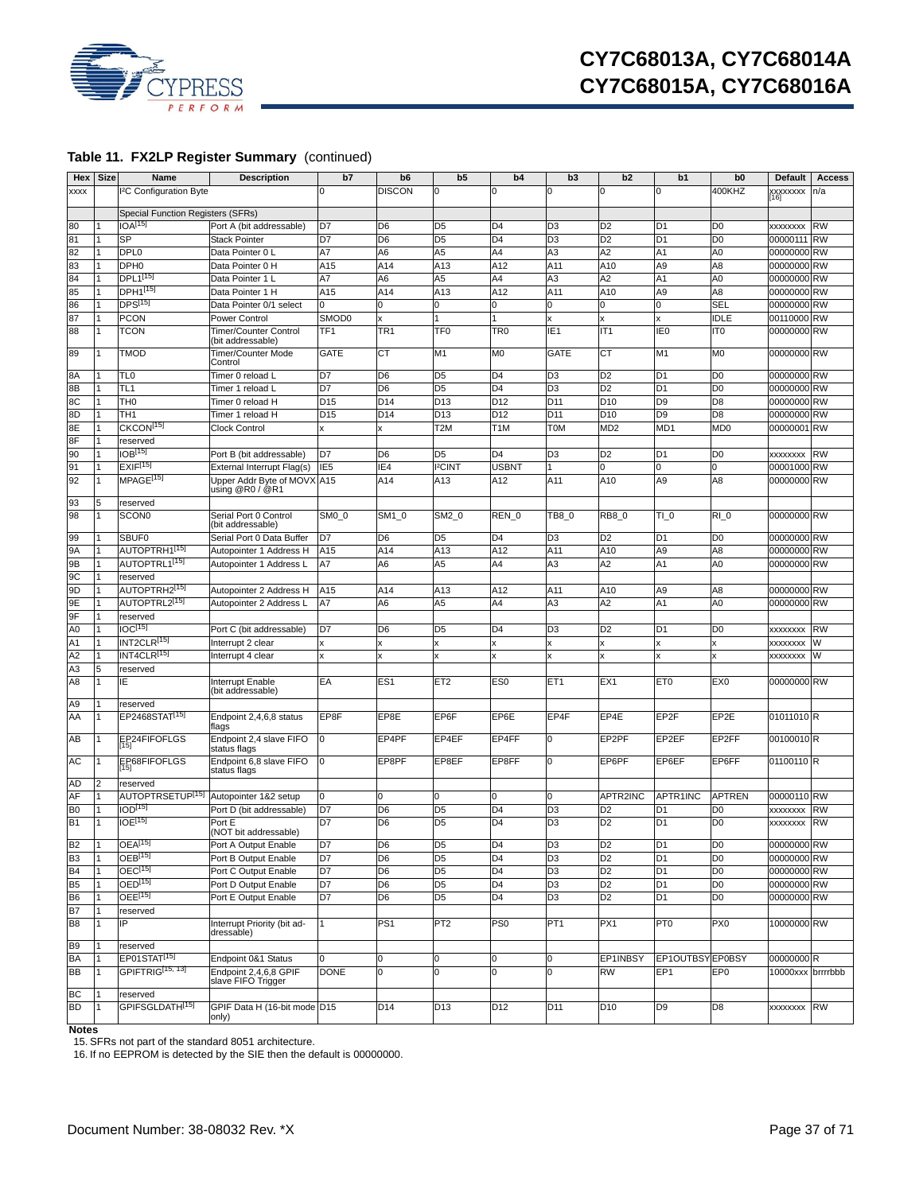**Table 11. FX2LP Register Summary** (continued)

| Hex | Size | Name | Description | b7 | b6 | b5 | b4 | b3 | b2 | b1 | b0 | Default | Access |
|---|---|---|---|---|---|---|---|---|---|---|---|---|---|
| xxxx | | I²C Configuration Byte | | 0 | DISCON | 0 | 0 | 0 | 0 | 0 | 400KHZ | xxxxxxxx [16] | n/a |
| | | Special Function Registers (SFRs) | | | | | | | | | | | |
| 80 | 1 | IOA[15] | Port A (bit addressable) | D7 | D6 | D5 | D4 | D3 | D2 | D1 | D0 | xxxxxxxx | RW |
| 81 | 1 | SP | Stack Pointer | D7 | D6 | D5 | D4 | D3 | D2 | D1 | D0 | 00000111 | RW |
| 82 | 1 | DPL0 | Data Pointer 0 L | A7 | A6 | A5 | A4 | A3 | A2 | A1 | A0 | 00000000 | RW |
| 83 | 1 | DPH0 | Data Pointer 0 H | A15 | A14 | A13 | A12 | A11 | A10 | A9 | A8 | 00000000 | RW |
| 84 | 1 | DPL1[15] | Data Pointer 1 L | A7 | A6 | A5 | A4 | A3 | A2 | A1 | A0 | 00000000 | RW |
| 85 | 1 | DPH1[15] | Data Pointer 1 H | A15 | A14 | A13 | A12 | A11 | A10 | A9 | A8 | 00000000 | RW |
| 86 | 1 | DPS[15] | Data Pointer 0/1 select | 0 | 0 | 0 | 0 | 0 | 0 | 0 | SEL | 00000000 | RW |
| 87 | 1 | PCON | Power Control | SMOD0 | x | 1 | 1 | x | x | x | IDLE | 00110000 | RW |
| 88 | 1 | TCON | Timer/Counter Control (bit addressable) | TF1 | TR1 | TF0 | TR0 | IE1 | IT1 | IE0 | IT0 | 00000000 | RW |
| 89 | 1 | TMOD | Timer/Counter Mode Control | GATE | CT | M1 | M0 | GATE | CT | M1 | M0 | 00000000 | RW |
| 8A | 1 | TL0 | Timer 0 reload L | D7 | D6 | D5 | D4 | D3 | D2 | D1 | D0 | 00000000 | RW |
| 8B | 1 | TL1 | Timer 1 reload L | D7 | D6 | D5 | D4 | D3 | D2 | D1 | D0 | 00000000 | RW |
| 8C | 1 | TH0 | Timer 0 reload H | D15 | D14 | D13 | D12 | D11 | D10 | D9 | D8 | 00000000 | RW |
| 8D | 1 | TH1 | Timer 1 reload H | D15 | D14 | D13 | D12 | D11 | D10 | D9 | D8 | 00000000 | RW |
| 8E | 1 | CKCON[15] | Clock Control | x | x | T2M | T1M | T0M | MD2 | MD1 | MD0 | 00000001 | RW |
| 8F | 1 | reserved | | | | | | | | | | | |
| 90 | 1 | IOB[15] | Port B (bit addressable) | D7 | D6 | D5 | D4 | D3 | D2 | D1 | D0 | xxxxxxxx | RW |
| 91 | 1 | EXIF[15] | External Interrupt Flag(s) | IE5 | IE4 | I²CINT | USBNT | 1 | 0 | 0 | 0 | 00001000 | RW |
| 92 | 1 | MPAGE[15] | Upper Addr Byte of MOVX using @R0 / @R1 | A15 | A14 | A13 | A12 | A11 | A10 | A9 | A8 | 00000000 | RW |
| 93 | 5 | reserved | | | | | | | | | | | |
| 98 | 1 | SCON0 | Serial Port 0 Control (bit addressable) | SM0_0 | SM1_0 | SM2_0 | REN_0 | TB8_0 | RB8_0 | TI_0 | RI_0 | 00000000 | RW |
| 99 | 1 | SBUF0 | Serial Port 0 Data Buffer | D7 | D6 | D5 | D4 | D3 | D2 | D1 | D0 | 00000000 | RW |
| 9A | 1 | AUTOPTRH1[15] | Autopointer 1 Address H | A15 | A14 | A13 | A12 | A11 | A10 | A9 | A8 | 00000000 | RW |
| 9B | 1 | AUTOPTRL1[15] | Autopointer 1 Address L | A7 | A6 | A5 | A4 | A3 | A2 | A1 | A0 | 00000000 | RW |
| 9C | 1 | reserved | | | | | | | | | | | |
| 9D | 1 | AUTOPTRH2[15] | Autopointer 2 Address H | A15 | A14 | A13 | A12 | A11 | A10 | A9 | A8 | 00000000 | RW |
| 9E | 1 | AUTOPTRL2[15] | Autopointer 2 Address L | A7 | A6 | A5 | A4 | A3 | A2 | A1 | A0 | 00000000 | RW |
| 9F | 1 | reserved | | | | | | | | | | | |
| A0 | 1 | IOC[15] | Port C (bit addressable) | D7 | D6 | D5 | D4 | D3 | D2 | D1 | D0 | xxxxxxxx | RW |
| A1 | 1 | INT2CLR[15] | Interrupt 2 clear | x | x | x | x | x | x | x | x | xxxxxxxx | W |
| A2 | 1 | INT4CLR[15] | Interrupt 4 clear | x | x | x | x | x | x | x | x | xxxxxxxx | W |
| A3 | 5 | reserved | | | | | | | | | | | |
| A8 | 1 | IE | Interrupt Enable (bit addressable) | EA | ES1 | ET2 | ES0 | ET1 | EX1 | ET0 | EX0 | 00000000 | RW |
| A9 | 1 | reserved | | | | | | | | | | | |
| AA | 1 | EP2468STAT[15] | Endpoint 2,4,6,8 status flags | EP8F | EP8E | EP6F | EP6E | EP4F | EP4E | EP2F | EP2E | 01011010 | R |
| AB | 1 | EP24FIFOFLGS [15] | Endpoint 2,4 slave FIFO status flags | 0 | EP4PF | EP4EF | EP4FF | 0 | EP2PF | EP2EF | EP2FF | 00100010 | R |
| AC | 1 | EP68FIFOFLGS [15] | Endpoint 6,8 slave FIFO status flags | 0 | EP8PF | EP8EF | EP8FF | 0 | EP6PF | EP6EF | EP6FF | 01100110 | R |
| AD | 2 | reserved | | | | | | | | | | | |
| AF | 1 | AUTOPTRSETUP[15] | Autopointer 1&2 setup | 0 | 0 | 0 | 0 | 0 | APTR2INC | APTR1INC | APTREN | 00000110 | RW |
| B0 | 1 | IOD[15] | Port D (bit addressable) | D7 | D6 | D5 | D4 | D3 | D2 | D1 | D0 | xxxxxxxx | RW |
| B1 | 1 | IOE[15] | Port E (NOT bit addressable) | D7 | D6 | D5 | D4 | D3 | D2 | D1 | D0 | xxxxxxxx | RW |
| B2 | 1 | OEA[15] | Port A Output Enable | D7 | D6 | D5 | D4 | D3 | D2 | D1 | D0 | 00000000 | RW |
| B3 | 1 | OEB[15] | Port B Output Enable | D7 | D6 | D5 | D4 | D3 | D2 | D1 | D0 | 00000000 | RW |
| B4 | 1 | OEC[15] | Port C Output Enable | D7 | D6 | D5 | D4 | D3 | D2 | D1 | D0 | 00000000 | RW |
| B5 | 1 | OED[15] | Port D Output Enable | D7 | D6 | D5 | D4 | D3 | D2 | D1 | D0 | 00000000 | RW |
| B6 | 1 | OEE[15] | Port E Output Enable | D7 | D6 | D5 | D4 | D3 | D2 | D1 | D0 | 00000000 | RW |
| B7 | 1 | reserved | | | | | | | | | | | |
| B8 | 1 | IP | Interrupt Priority (bit addressable) | 1 | PS1 | PT2 | PS0 | PT1 | PX1 | PT0 | PX0 | 10000000 | RW |
| B9 | 1 | reserved | | | | | | | | | | | |
| BA | 1 | EP01STAT[15] | Endpoint 0&1 Status | 0 | 0 | 0 | 0 | 0 | EP1INBSY | EP1OUTBSY | EP0BSY | 00000000 | R |
| BB | 1 | GPIFTRIG[15, 13] | Endpoint 2,4,6,8 GPIF slave FIFO Trigger | DONE | 0 | 0 | 0 | 0 | RW | EP1 | EP0 | 10000xxx | brrrrbbb |
| BC | 1 | reserved | | | | | | | | | | | |
| BD | 1 | GPIFSGLDATH[15] | GPIF Data H (16-bit mode only) | D15 | D14 | D13 | D12 | D11 | D10 | D9 | D8 | xxxxxxxx | RW |

**Notes**

15. SFRs not part of the standard 8051 architecture.
16. If no EEPROM is detected by the SIE then the default is 00000000.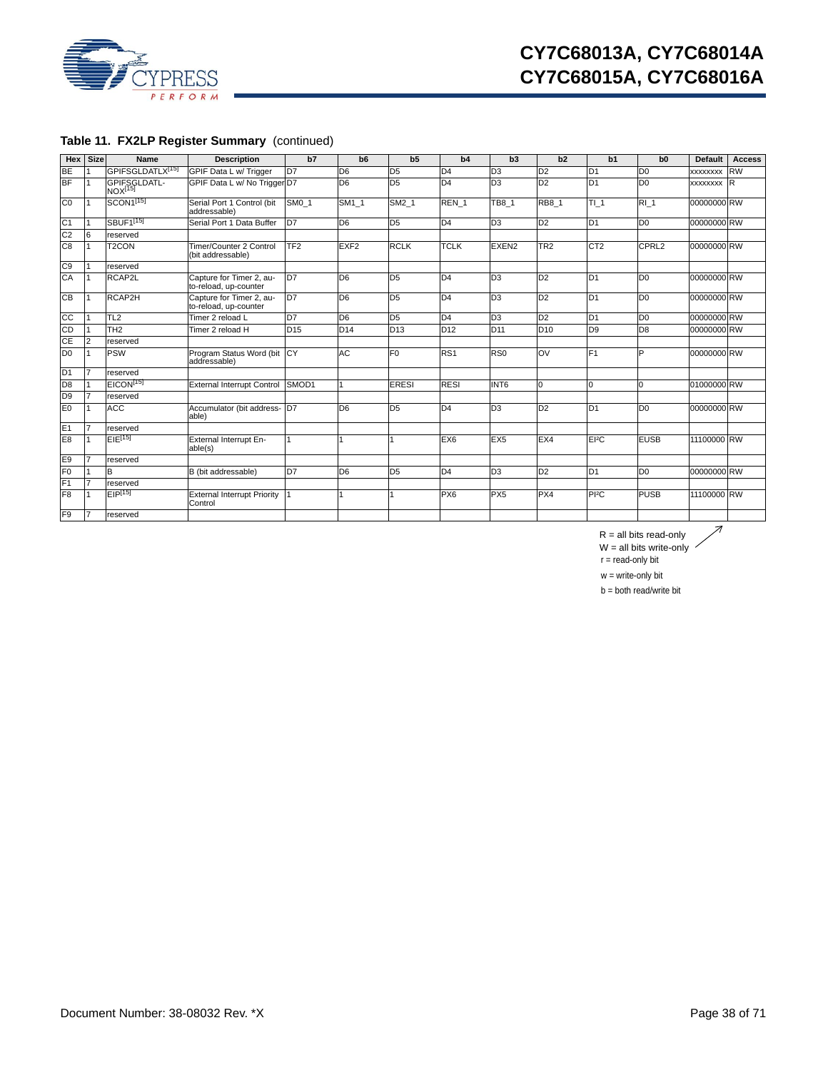**Table 11. FX2LP Register Summary** (continued)

| Hex | Size | Name | Description | b7 | b6 | b5 | b4 | b3 | b2 | b1 | b0 | Default | Access |
|---|---|---|---|---|---|---|---|---|---|---|---|---|---|
| BE | 1 | GPIFSGLDATLX[15] | GPIF Data L w/ Trigger | D7 | D6 | D5 | D4 | D3 | D2 | D1 | D0 | xxxxxxxx | RW |
| BF | 1 | GPIFSGLDATL-NOX[15] | GPIF Data L w/ No Trigger | D7 | D6 | D5 | D4 | D3 | D2 | D1 | D0 | xxxxxxxx | R |
| C0 | 1 | SCON1[15] | Serial Port 1 Control (bit addressable) | SM0_1 | SM1_1 | SM2_1 | REN_1 | TB8_1 | RB8_1 | TI_1 | RI_1 | 00000000 | RW |
| C1 | 1 | SBUF1[15] | Serial Port 1 Data Buffer | D7 | D6 | D5 | D4 | D3 | D2 | D1 | D0 | 00000000 | RW |
| C2 | 6 | reserved | | | | | | | | | | | |
| C8 | 1 | T2CON | Timer/Counter 2 Control (bit addressable) | TF2 | EXF2 | RCLK | TCLK | EXEN2 | TR2 | CT2 | CPRL2 | 00000000 | RW |
| C9 | 1 | reserved | | | | | | | | | | | |
| CA | 1 | RCAP2L | Capture for Timer 2, auto-reload, up-counter | D7 | D6 | D5 | D4 | D3 | D2 | D1 | D0 | 00000000 | RW |
| CB | 1 | RCAP2H | Capture for Timer 2, auto-reload, up-counter | D7 | D6 | D5 | D4 | D3 | D2 | D1 | D0 | 00000000 | RW |
| CC | 1 | TL2 | Timer 2 reload L | D7 | D6 | D5 | D4 | D3 | D2 | D1 | D0 | 00000000 | RW |
| CD | 1 | TH2 | Timer 2 reload H | D15 | D14 | D13 | D12 | D11 | D10 | D9 | D8 | 00000000 | RW |
| CE | 2 | reserved | | | | | | | | | | | |
| D0 | 1 | PSW | Program Status Word (bit addressable) | CY | AC | F0 | RS1 | RS0 | OV | F1 | P | 00000000 | RW |
| D1 | 7 | reserved | | | | | | | | | | | |
| D8 | 1 | EICON[15] | External Interrupt Control | SMOD1 | 1 | ERESI | RESI | INT6 | 0 | 0 | 0 | 01000000 | RW |
| D9 | 7 | reserved | | | | | | | | | | | |
| E0 | 1 | ACC | Accumulator (bit addressable) | D7 | D6 | D5 | D4 | D3 | D2 | D1 | D0 | 00000000 | RW |
| E1 | 7 | reserved | | | | | | | | | | | |
| E8 | 1 | EIE[15] | External Interrupt Enable(s) | 1 | 1 | 1 | EX6 | EX5 | EX4 | EI²C | EUSB | 11100000 | RW |
| E9 | 7 | reserved | | | | | | | | | | | |
| F0 | 1 | B | B (bit addressable) | D7 | D6 | D5 | D4 | D3 | D2 | D1 | D0 | 00000000 | RW |
| F1 | 7 | reserved | | | | | | | | | | | |
| F8 | 1 | EIP[15] | External Interrupt Priority Control | 1 | 1 | 1 | PX6 | PX5 | PX4 | PI²C | PUSB | 11100000 | RW |
| F9 | 7 | reserved | | | | | | | | | | | |

R = all bits read-only
W = all bits write-only
r = read-only bit
w = write-only bit
b = both read/write bit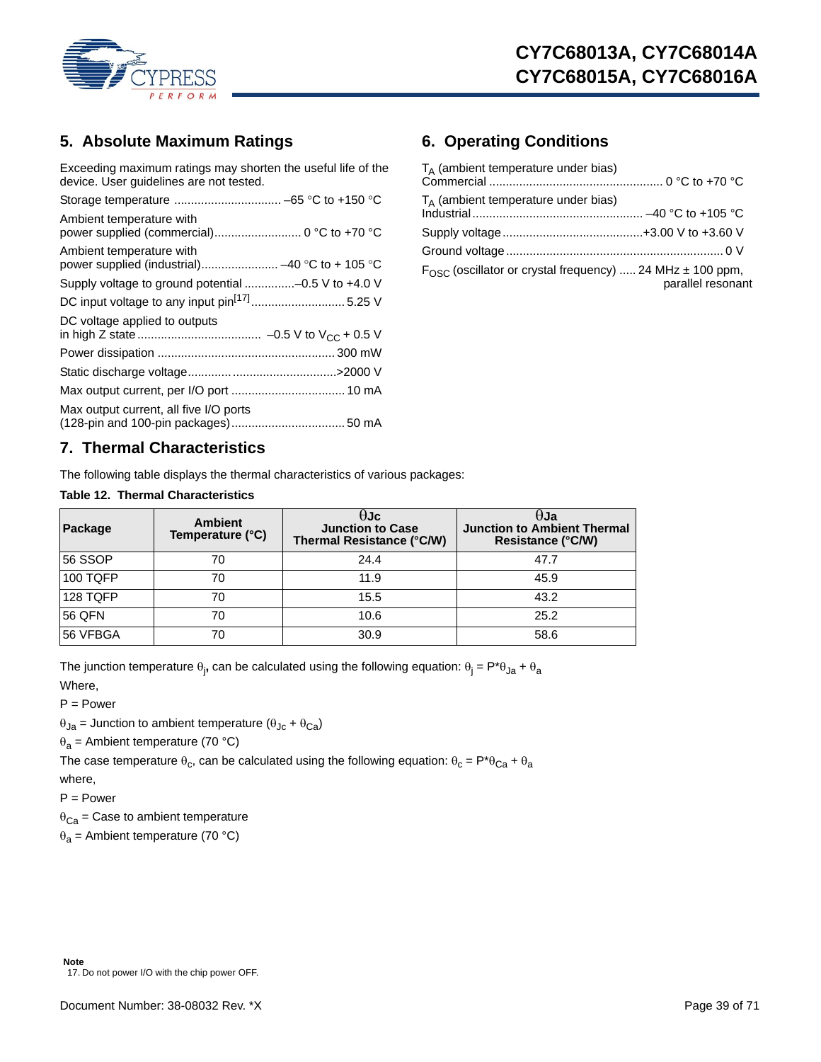## 5. Absolute Maximum Ratings

Exceeding maximum ratings may shorten the useful life of the device. User guidelines are not tested.

Storage temperature ................................ –65 °C to +150 °C

Ambient temperature with power supplied (commercial).......................... 0 °C to +70 °C

Ambient temperature with power supplied (industrial)....................... –40 °C to + 105 °C

Supply voltage to ground potential ...............–0.5 V to +4.0 V

DC input voltage to any input pin[17]............................ 5.25 V

DC voltage applied to outputs in high Z state ..................................... –0.5 V to $V_{CC}$ + 0.5 V

Power dissipation ..................................................... 300 mW

Static discharge voltage........................................... >2000 V

Max output current, per I/O port .................................. 10 mA

Max output current, all five I/O ports (128-pin and 100-pin packages).................................. 50 mA

## 6. Operating Conditions

$T_A$ (ambient temperature under bias) Commercial ................................................... 0 °C to +70 °C

$T_A$ (ambient temperature under bias) Industrial .................................................. –40 °C to +105 °C

Supply voltage ..........................................+3.00 V to +3.60 V

Ground voltage ................................................................ 0 V

$F_{OSC}$ (oscillator or crystal frequency) ..... 24 MHz ± 100 ppm, parallel resonant

## 7. Thermal Characteristics

The following table displays the thermal characteristics of various packages:

**Table 12. Thermal Characteristics**

| Package | Ambient Temperature (°C) | θJc Junction to Case Thermal Resistance (°C/W) | θJa Junction to Ambient Thermal Resistance (°C/W) |
|---|---|---|---|
| 56 SSOP | 70 | 24.4 | 47.7 |
| 100 TQFP | 70 | 11.9 | 45.9 |
| 128 TQFP | 70 | 15.5 | 43.2 |
| 56 QFN | 70 | 10.6 | 25.2 |
| 56 VFBGA | 70 | 30.9 | 58.6 |

The junction temperature $\theta_j$, can be calculated using the following equation: $\theta_j = P*\theta_{Ja} + \theta_a$

Where,

P = Power

$\theta_{Ja}$ = Junction to ambient temperature ($\theta_{Jc} + \theta_{Ca}$)

$\theta_a$ = Ambient temperature (70 °C)

The case temperature $\theta_c$, can be calculated using the following equation: $\theta_c = P*\theta_{Ca} + \theta_a$

where,

P = Power

$\theta_{Ca}$ = Case to ambient temperature

$\theta_a$ = Ambient temperature (70 °C)

**Note**

17. Do not power I/O with the chip power OFF.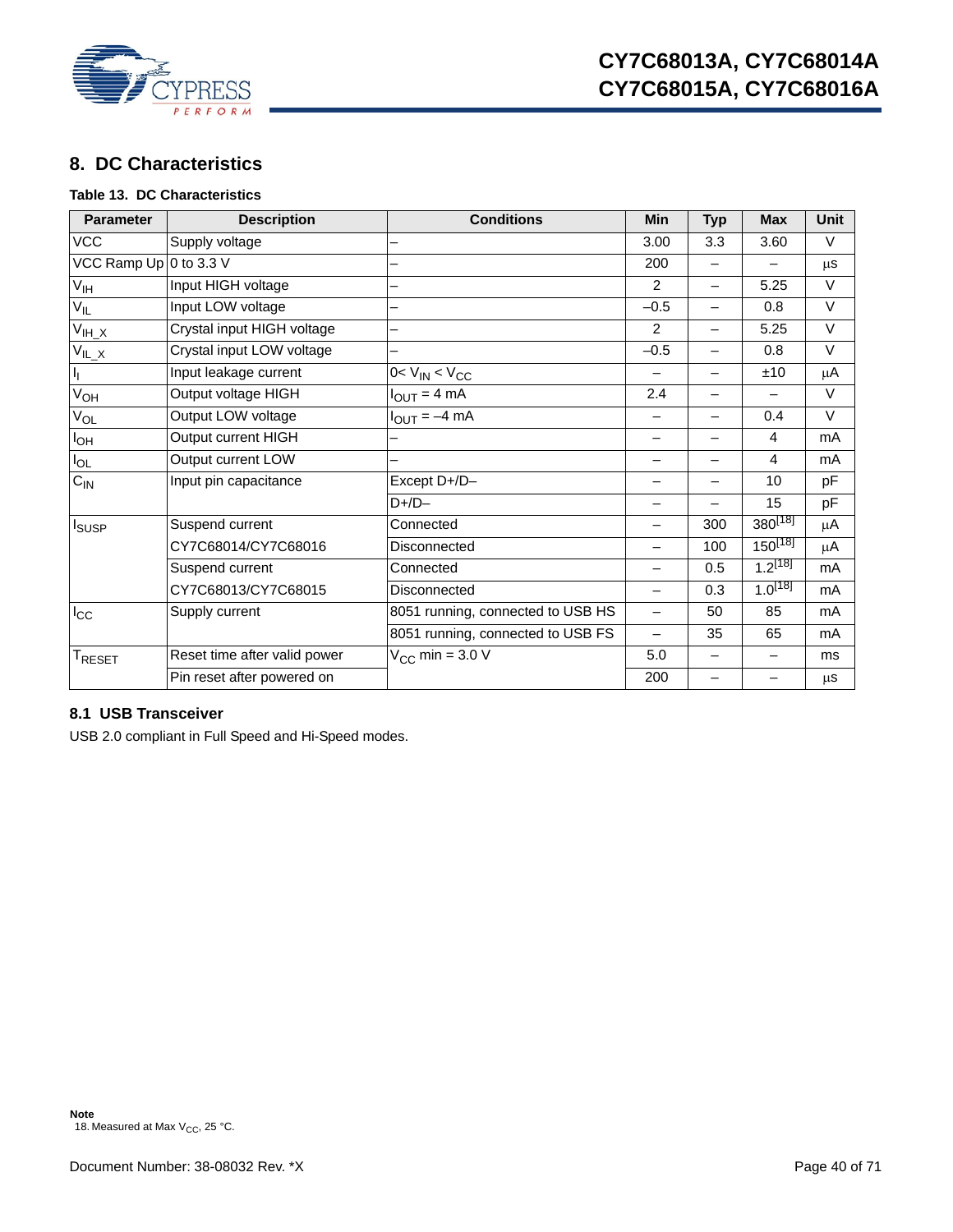## 8. DC Characteristics

**Table 13. DC Characteristics**

| Parameter | Description | Conditions | Min | Typ | Max | Unit |
|---|---|---|---|---|---|---|
| VCC | Supply voltage | – | 3.00 | 3.3 | 3.60 | V |
| VCC Ramp Up | 0 to 3.3 V | – | 200 | – | – | μs |
| $V_{IH}$ | Input HIGH voltage | – | 2 | – | 5.25 | V |
| $V_{IL}$ | Input LOW voltage | – | –0.5 | – | 0.8 | V |
| $V_{IH\_X}$ | Crystal input HIGH voltage | – | 2 | – | 5.25 | V |
| $V_{IL\_X}$ | Crystal input LOW voltage | – | –0.5 | – | 0.8 | V |
| $I_I$ | Input leakage current | $0 < V_{IN} < V_{CC}$ | – | – | ±10 | μA |
| $V_{OH}$ | Output voltage HIGH | $I_{OUT}$ = 4 mA | 2.4 | – | – | V |
| $V_{OL}$ | Output LOW voltage | $I_{OUT}$ = –4 mA | – | – | 0.4 | V |
| $I_{OH}$ | Output current HIGH | – | – | – | 4 | mA |
| $I_{OL}$ | Output current LOW | – | – | – | 4 | mA |
| $C_{IN}$ | Input pin capacitance | Except D+/D– | – | – | 10 | pF |
| | | D+/D– | – | – | 15 | pF |
| $I_{SUSP}$ | Suspend current | Connected | – | 300 | 380[18] | μA |
| | CY7C68014/CY7C68016 | Disconnected | – | 100 | 150[18] | μA |
| | Suspend current | Connected | – | 0.5 | 1.2[18] | mA |
| | CY7C68013/CY7C68015 | Disconnected | – | 0.3 | 1.0[18] | mA |
| $I_{CC}$ | Supply current | 8051 running, connected to USB HS | – | 50 | 85 | mA |
| | | 8051 running, connected to USB FS | – | 35 | 65 | mA |
| $T_{RESET}$ | Reset time after valid power | $V_{CC}$ min = 3.0 V | 5.0 | – | – | ms |
| | Pin reset after powered on | | 200 | – | – | μs |

### 8.1 USB Transceiver

USB 2.0 compliant in Full Speed and Hi-Speed modes.

**Note**

18. Measured at Max $V_{CC}$, 25 °C.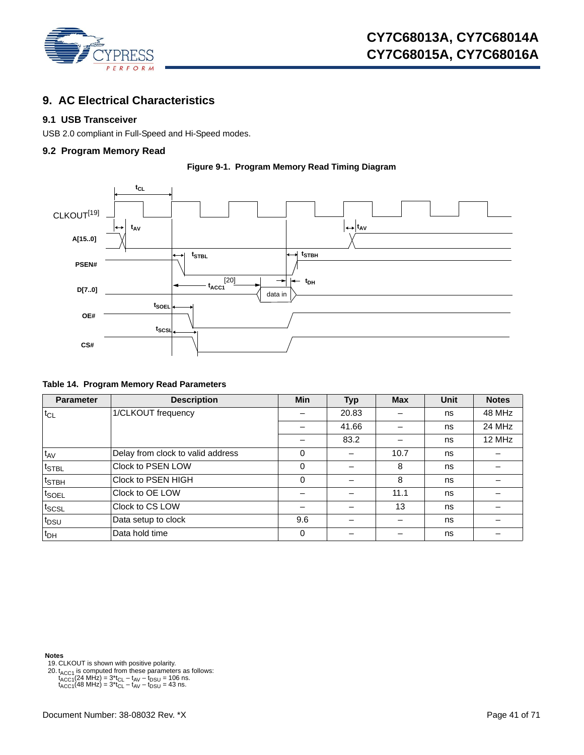## 9. AC Electrical Characteristics

### 9.1 USB Transceiver

USB 2.0 compliant in Full-Speed and Hi-Speed modes.

### 9.2 Program Memory Read

**Figure 9-1. Program Memory Read Timing Diagram**

**Table 14. Program Memory Read Parameters**

| Parameter | Description | Min | Typ | Max | Unit | Notes |
|---|---|---|---|---|---|---|
| $t_{CL}$ | 1/CLKOUT frequency | – | 20.83 | – | ns | 48 MHz |
| | | – | 41.66 | – | ns | 24 MHz |
| | | – | 83.2 | – | ns | 12 MHz |
| $t_{AV}$ | Delay from clock to valid address | 0 | – | 10.7 | ns | – |
| $t_{STBL}$ | Clock to PSEN LOW | 0 | – | 8 | ns | – |
| $t_{STBH}$ | Clock to PSEN HIGH | 0 | – | 8 | ns | – |
| $t_{SOEL}$ | Clock to OE LOW | – | – | 11.1 | ns | – |
| $t_{SCSL}$ | Clock to CS LOW | – | – | 13 | ns | – |
| $t_{DSU}$ | Data setup to clock | 9.6 | – | – | ns | – |
| $t_{DH}$ | Data hold time | 0 | – | – | ns | – |

**Notes**

19. CLKOUT is shown with positive polarity.
20. $t_{ACC1}$ is computed from these parameters as follows:
    $t_{ACC1}(24\ MHz) = 3*t_{CL} - t_{AV} - t_{DSU} = 106$ ns.
    $t_{ACC1}(48\ MHz) = 3*t_{CL} - t_{AV} - t_{DSU} = 43$ ns.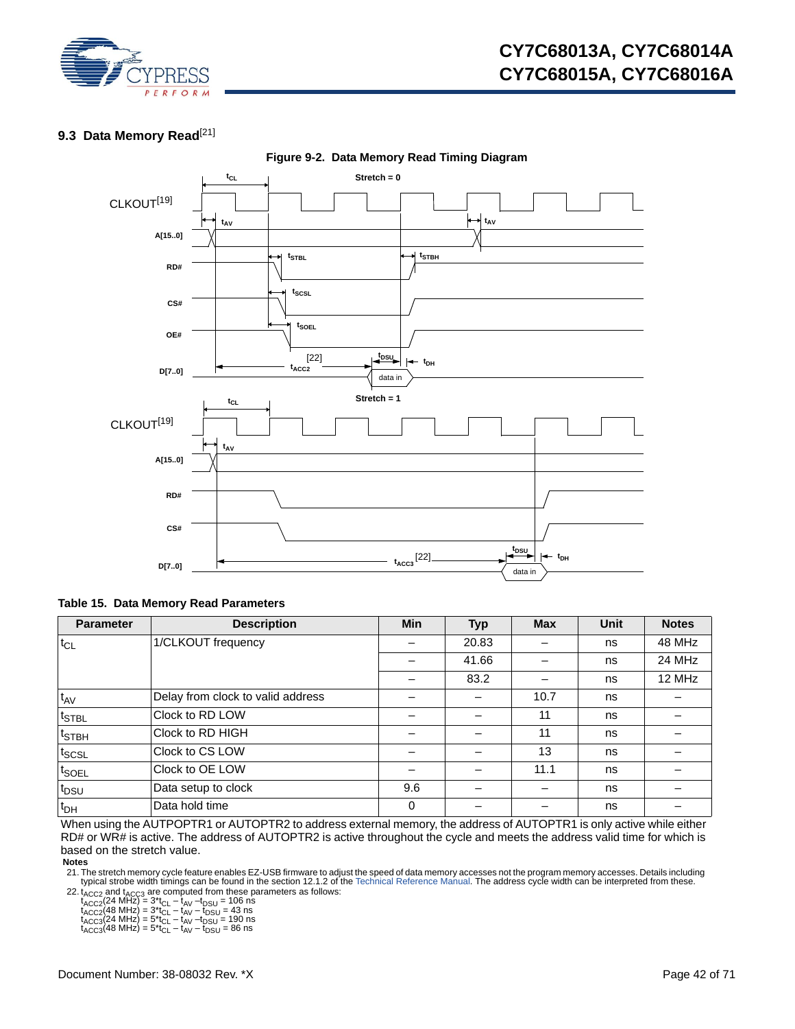### 9.3 Data Memory Read[21]

**Figure 9-2. Data Memory Read Timing Diagram**

**Table 15. Data Memory Read Parameters**

| Parameter | Description | Min | Typ | Max | Unit | Notes |
|---|---|---|---|---|---|---|
| $t_{CL}$ | 1/CLKOUT frequency | – | 20.83 | – | ns | 48 MHz |
| | | – | 41.66 | – | ns | 24 MHz |
| | | – | 83.2 | – | ns | 12 MHz |
| $t_{AV}$ | Delay from clock to valid address | – | – | 10.7 | ns | – |
| $t_{STBL}$ | Clock to RD LOW | – | – | 11 | ns | – |
| $t_{STBH}$ | Clock to RD HIGH | – | – | 11 | ns | – |
| $t_{SCSL}$ | Clock to CS LOW | – | – | 13 | ns | – |
| $t_{SOEL}$ | Clock to OE LOW | – | – | 11.1 | ns | – |
| $t_{DSU}$ | Data setup to clock | 9.6 | – | – | ns | – |
| $t_{DH}$ | Data hold time | 0 | – | – | ns | – |

When using the AUTPOPTR1 or AUTOPTR2 to address external memory, the address of AUTOPTR1 is only active while either RD# or WR# is active. The address of AUTOPTR2 is active throughout the cycle and meets the address valid time for which is based on the stretch value.

**Notes**

21. The stretch memory cycle feature enables EZ-USB firmware to adjust the speed of data memory accesses not the program memory accesses. Details including typical strobe width timings can be found in the section 12.1.2 of the Technical Reference Manual. The address cycle width can be interpreted from these.
22. $t_{ACC2}$ and $t_{ACC3}$ are computed from these parameters as follows:
    $t_{ACC2}$(24 MHz) = $3 * t_{CL} - t_{AV} - t_{DSU}$ = 106 ns
    $t_{ACC2}$(48 MHz) = $3 * t_{CL} - t_{AV} - t_{DSU}$ = 43 ns
    $t_{ACC3}$(24 MHz) = $5 * t_{CL} - t_{AV} - t_{DSU}$ = 190 ns
    $t_{ACC3}$(48 MHz) = $5 * t_{CL} - t_{AV} - t_{DSU}$ = 86 ns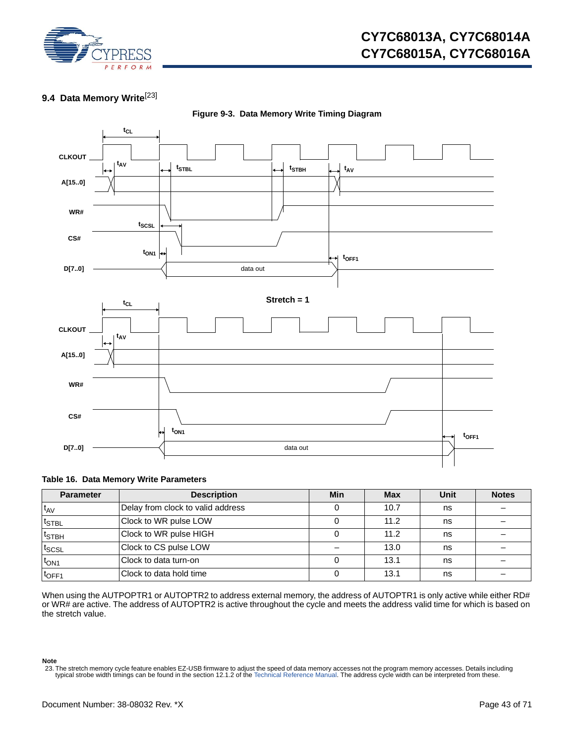### 9.4 Data Memory Write[23]

**Figure 9-3. Data Memory Write Timing Diagram**

**Table 16. Data Memory Write Parameters**

| Parameter | Description | Min | Max | Unit | Notes |
|---|---|---|---|---|---|
| $t_{AV}$ | Delay from clock to valid address | 0 | 10.7 | ns | – |
| $t_{STBL}$ | Clock to WR pulse LOW | 0 | 11.2 | ns | – |
| $t_{STBH}$ | Clock to WR pulse HIGH | 0 | 11.2 | ns | – |
| $t_{SCSL}$ | Clock to CS pulse LOW | – | 13.0 | ns | – |
| $t_{ON1}$ | Clock to data turn-on | 0 | 13.1 | ns | – |
| $t_{OFF1}$ | Clock to data hold time | 0 | 13.1 | ns | – |

When using the AUTPOPTR1 or AUTOPTR2 to address external memory, the address of AUTOPTR1 is only active while either RD# or WR# are active. The address of AUTOPTR2 is active throughout the cycle and meets the address valid time for which is based on the stretch value.

**Note**

23. The stretch memory cycle feature enables EZ-USB firmware to adjust the speed of data memory accesses not the program memory accesses. Details including typical strobe width timings can be found in the section 12.1.2 of the Technical Reference Manual. The address cycle width can be interpreted from these.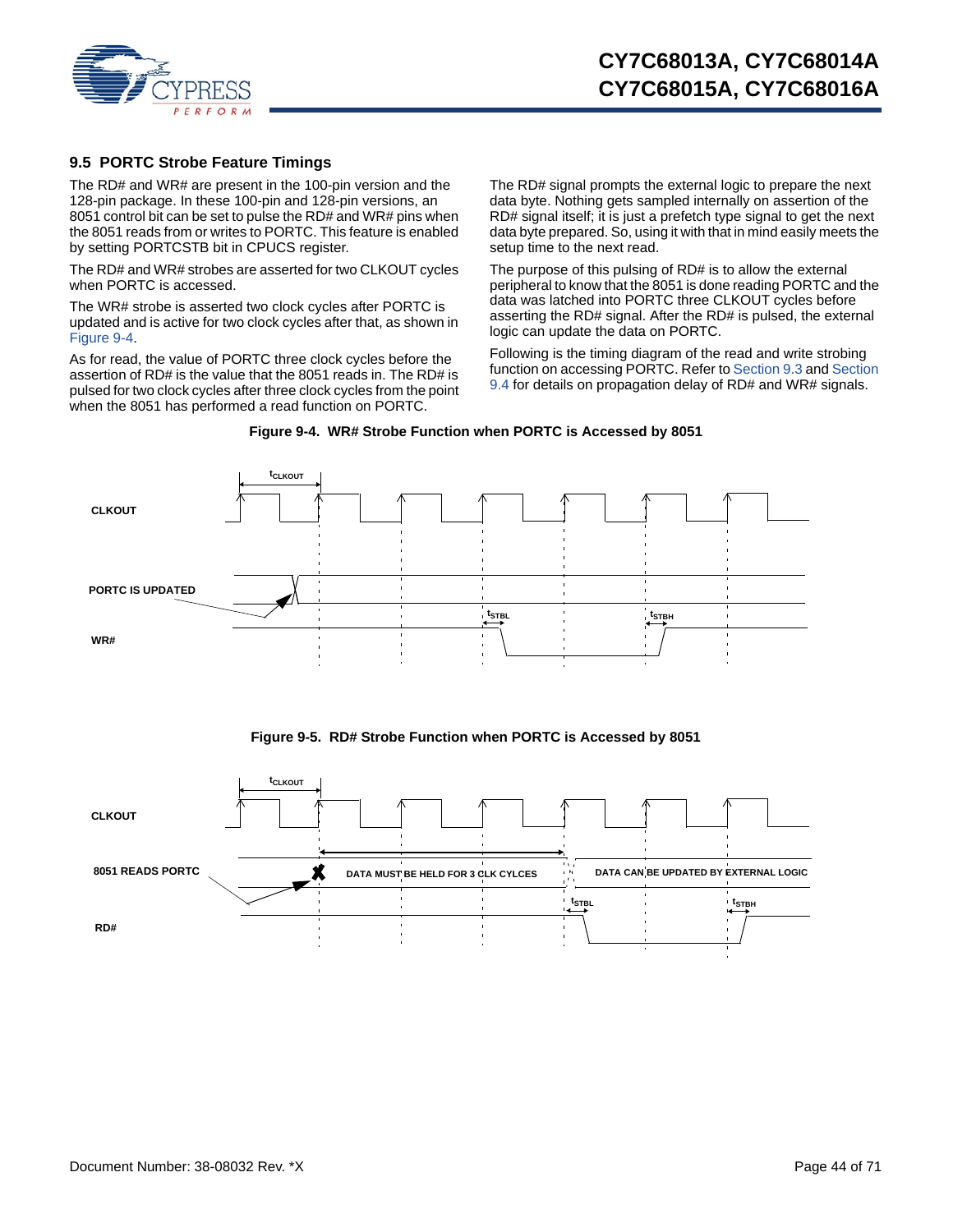### 9.5 PORTC Strobe Feature Timings

The RD# and WR# are present in the 100-pin version and the 128-pin package. In these 100-pin and 128-pin versions, an 8051 control bit can be set to pulse the RD# and WR# pins when the 8051 reads from or writes to PORTC. This feature is enabled by setting PORTCSTB bit in CPUCS register.

The RD# and WR# strobes are asserted for two CLKOUT cycles when PORTC is accessed.

The WR# strobe is asserted two clock cycles after PORTC is updated and is active for two clock cycles after that, as shown in Figure 9-4.

As for read, the value of PORTC three clock cycles before the assertion of RD# is the value that the 8051 reads in. The RD# is pulsed for two clock cycles after three clock cycles from the point when the 8051 has performed a read function on PORTC.

The RD# signal prompts the external logic to prepare the next data byte. Nothing gets sampled internally on assertion of the RD# signal itself; it is just a prefetch type signal to get the next data byte prepared. So, using it with that in mind easily meets the setup time to the next read.

The purpose of this pulsing of RD# is to allow the external peripheral to know that the 8051 is done reading PORTC and the data was latched into PORTC three CLKOUT cycles before asserting the RD# signal. After the RD# is pulsed, the external logic can update the data on PORTC.

Following is the timing diagram of the read and write strobing function on accessing PORTC. Refer to Section 9.3 and Section 9.4 for details on propagation delay of RD# and WR# signals.

**Figure 9-4. WR# Strobe Function when PORTC is Accessed by 8051**

**Figure 9-5. RD# Strobe Function when PORTC is Accessed by 8051**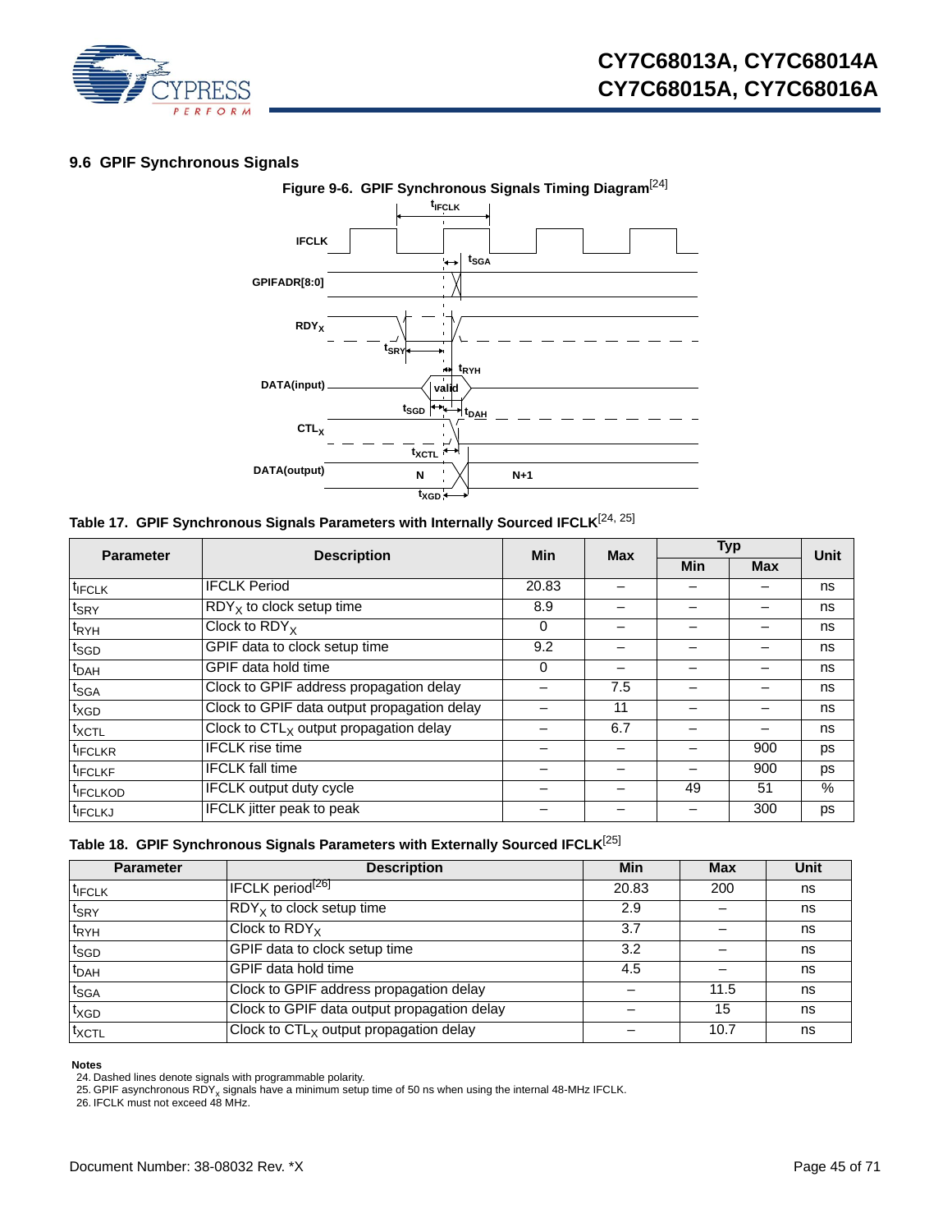### 9.6 GPIF Synchronous Signals

**Figure 9-6. GPIF Synchronous Signals Timing Diagram**[24]

**Table 17. GPIF Synchronous Signals Parameters with Internally Sourced IFCLK**[24, 25]

| Parameter | Description | Min | Max | Typ | | Unit |
|---|---|---|---|---|---|---|
| | | | | Min | Max | |
| $t_{IFCLK}$ | IFCLK Period | 20.83 | – | – | – | ns |
| $t_{SRY}$ | $RDY_X$ to clock setup time | 8.9 | – | – | – | ns |
| $t_{RYH}$ | Clock to $RDY_X$ | 0 | – | – | – | ns |
| $t_{SGD}$ | GPIF data to clock setup time | 9.2 | – | – | – | ns |
| $t_{DAH}$ | GPIF data hold time | 0 | – | – | – | ns |
| $t_{SGA}$ | Clock to GPIF address propagation delay | – | 7.5 | – | – | ns |
| $t_{XGD}$ | Clock to GPIF data output propagation delay | – | 11 | – | – | ns |
| $t_{XCTL}$ | Clock to $CTL_X$ output propagation delay | – | 6.7 | – | – | ns |
| $t_{IFCLKR}$ | IFCLK rise time | – | – | – | 900 | ps |
| $t_{IFCLKF}$ | IFCLK fall time | – | – | – | 900 | ps |
| $t_{IFCLKOD}$ | IFCLK output duty cycle | – | – | 49 | 51 | % |
| $t_{IFCLKJ}$ | IFCLK jitter peak to peak | – | – | – | 300 | ps |

**Table 18. GPIF Synchronous Signals Parameters with Externally Sourced IFCLK**[25]

| Parameter | Description | Min | Max | Unit |
|---|---|---|---|---|
| $t_{IFCLK}$ | IFCLK period[26] | 20.83 | 200 | ns |
| $t_{SRY}$ | $RDY_X$ to clock setup time | 2.9 | – | ns |
| $t_{RYH}$ | Clock to $RDY_X$ | 3.7 | – | ns |
| $t_{SGD}$ | GPIF data to clock setup time | 3.2 | – | ns |
| $t_{DAH}$ | GPIF data hold time | 4.5 | – | ns |
| $t_{SGA}$ | Clock to GPIF address propagation delay | – | 11.5 | ns |
| $t_{XGD}$ | Clock to GPIF data output propagation delay | – | 15 | ns |
| $t_{XCTL}$ | Clock to $CTL_X$ output propagation delay | – | 10.7 | ns |

**Notes**

24. Dashed lines denote signals with programmable polarity.
25. GPIF asynchronous $RDY_x$ signals have a minimum setup time of 50 ns when using the internal 48-MHz IFCLK.
26. IFCLK must not exceed 48 MHz.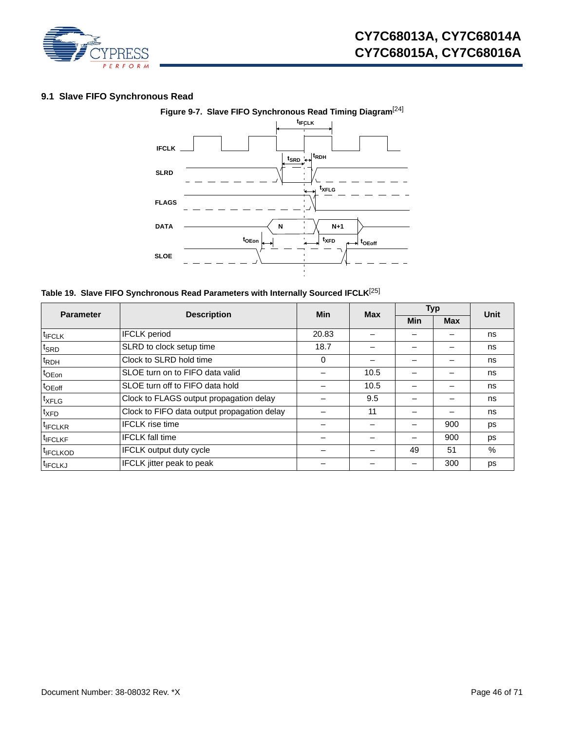### 9.1 Slave FIFO Synchronous Read

**Figure 9-7. Slave FIFO Synchronous Read Timing Diagram**[24]

**Table 19. Slave FIFO Synchronous Read Parameters with Internally Sourced IFCLK**[25]

| Parameter | Description | Min | Max | Typ | | Unit |
|---|---|---|---|---|---|---|
| | | | | Min | Max | |
| $t_{IFCLK}$ | IFCLK period | 20.83 | – | – | – | ns |
| $t_{SRD}$ | SLRD to clock setup time | 18.7 | – | – | – | ns |
| $t_{RDH}$ | Clock to SLRD hold time | 0 | – | – | – | ns |
| $t_{OEon}$ | SLOE turn on to FIFO data valid | – | 10.5 | – | – | ns |
| $t_{OEoff}$ | SLOE turn off to FIFO data hold | – | 10.5 | – | – | ns |
| $t_{XFLG}$ | Clock to FLAGS output propagation delay | – | 9.5 | – | – | ns |
| $t_{XFD}$ | Clock to FIFO data output propagation delay | – | 11 | – | – | ns |
| $t_{IFCLKR}$ | IFCLK rise time | – | – | – | 900 | ps |
| $t_{IFCLKF}$ | IFCLK fall time | – | – | – | 900 | ps |
| $t_{IFCLKOD}$ | IFCLK output duty cycle | – | – | 49 | 51 | % |
| $t_{IFCLKJ}$ | IFCLK jitter peak to peak | – | – | – | 300 | ps |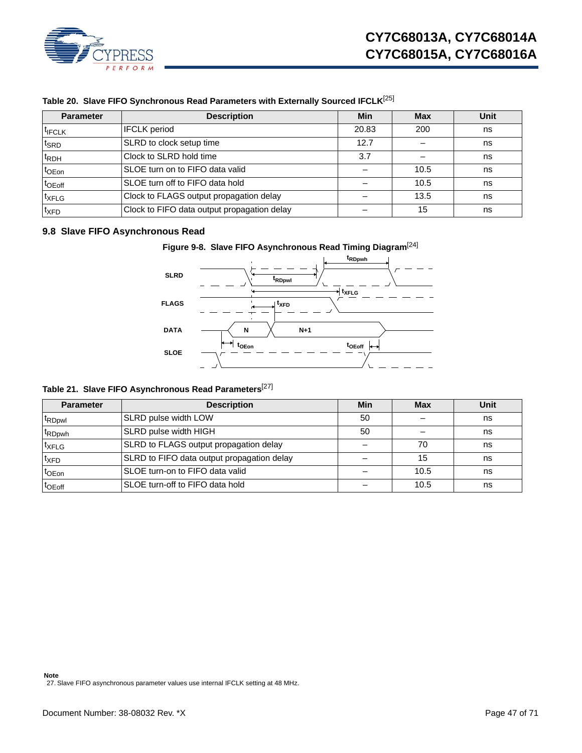**Table 20. Slave FIFO Synchronous Read Parameters with Externally Sourced IFCLK**[25]

| Parameter | Description | Min | Max | Unit |
|---|---|---|---|---|
| $t_{IFCLK}$ | IFCLK period | 20.83 | 200 | ns |
| $t_{SRD}$ | SLRD to clock setup time | 12.7 | – | ns |
| $t_{RDH}$ | Clock to SLRD hold time | 3.7 | – | ns |
| $t_{OEon}$ | SLOE turn on to FIFO data valid | – | 10.5 | ns |
| $t_{OEoff}$ | SLOE turn off to FIFO data hold | – | 10.5 | ns |
| $t_{XFLG}$ | Clock to FLAGS output propagation delay | – | 13.5 | ns |
| $t_{XFD}$ | Clock to FIFO data output propagation delay | – | 15 | ns |

### 9.8 Slave FIFO Asynchronous Read

**Figure 9-8. Slave FIFO Asynchronous Read Timing Diagram**[24]

**Table 21. Slave FIFO Asynchronous Read Parameters**[27]

| Parameter | Description | Min | Max | Unit |
|---|---|---|---|---|
| $t_{RDpwl}$ | SLRD pulse width LOW | 50 | – | ns |
| $t_{RDpwh}$ | SLRD pulse width HIGH | 50 | – | ns |
| $t_{XFLG}$ | SLRD to FLAGS output propagation delay | – | 70 | ns |
| $t_{XFD}$ | SLRD to FIFO data output propagation delay | – | 15 | ns |
| $t_{OEon}$ | SLOE turn-on to FIFO data valid | – | 10.5 | ns |
| $t_{OEoff}$ | SLOE turn-off to FIFO data hold | – | 10.5 | ns |

**Note**

27. Slave FIFO asynchronous parameter values use internal IFCLK setting at 48 MHz.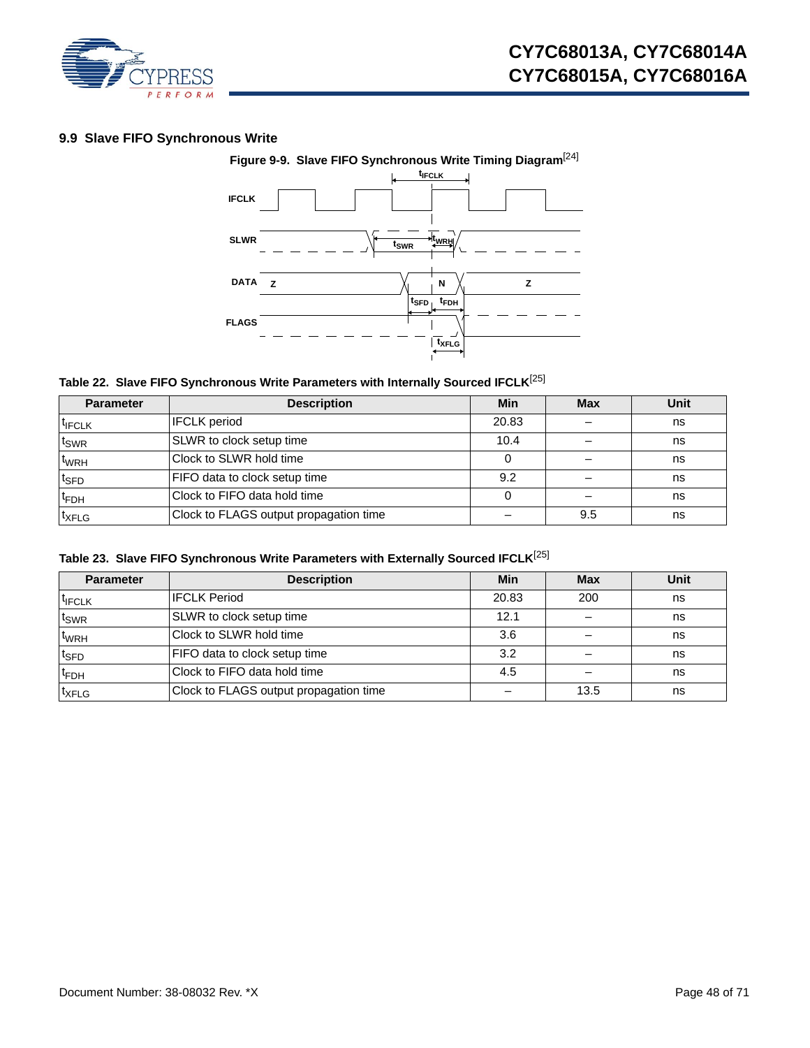## 9.9 Slave FIFO Synchronous Write

**Figure 9-9. Slave FIFO Synchronous Write Timing Diagram**[24]

**Table 22. Slave FIFO Synchronous Write Parameters with Internally Sourced IFCLK**[25]

| Parameter | Description | Min | Max | Unit |
|---|---|---|---|---|
| $t_{IFCLK}$ | IFCLK period | 20.83 | – | ns |
| $t_{SWR}$ | SLWR to clock setup time | 10.4 | – | ns |
| $t_{WRH}$ | Clock to SLWR hold time | 0 | – | ns |
| $t_{SFD}$ | FIFO data to clock setup time | 9.2 | – | ns |
| $t_{FDH}$ | Clock to FIFO data hold time | 0 | – | ns |
| $t_{XFLG}$ | Clock to FLAGS output propagation time | – | 9.5 | ns |

**Table 23. Slave FIFO Synchronous Write Parameters with Externally Sourced IFCLK**[25]

| Parameter | Description | Min | Max | Unit |
|---|---|---|---|---|
| $t_{IFCLK}$ | IFCLK Period | 20.83 | 200 | ns |
| $t_{SWR}$ | SLWR to clock setup time | 12.1 | – | ns |
| $t_{WRH}$ | Clock to SLWR hold time | 3.6 | – | ns |
| $t_{SFD}$ | FIFO data to clock setup time | 3.2 | – | ns |
| $t_{FDH}$ | Clock to FIFO data hold time | 4.5 | – | ns |
| $t_{XFLG}$ | Clock to FLAGS output propagation time | – | 13.5 | ns |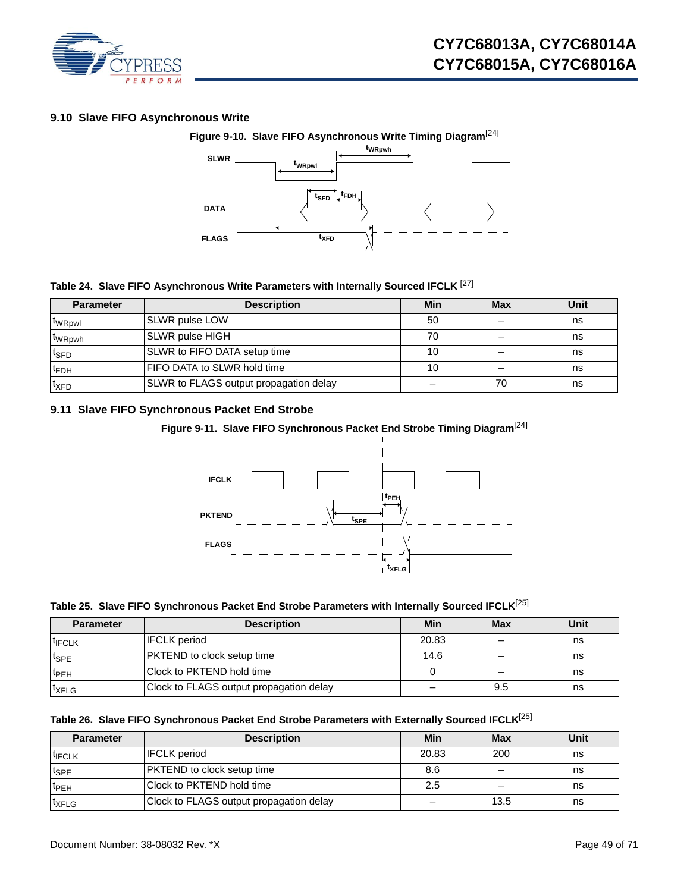### 9.10 Slave FIFO Asynchronous Write

**Figure 9-10. Slave FIFO Asynchronous Write Timing Diagram**[24]

**Table 24. Slave FIFO Asynchronous Write Parameters with Internally Sourced IFCLK** [27]

| Parameter | Description | Min | Max | Unit |
|---|---|---|---|---|
| $t_{WRpwl}$ | SLWR pulse LOW | 50 | – | ns |
| $t_{WRpwh}$ | SLWR pulse HIGH | 70 | – | ns |
| $t_{SFD}$ | SLWR to FIFO DATA setup time | 10 | – | ns |
| $t_{FDH}$ | FIFO DATA to SLWR hold time | 10 | – | ns |
| $t_{XFD}$ | SLWR to FLAGS output propagation delay | – | 70 | ns |

### 9.11 Slave FIFO Synchronous Packet End Strobe

**Figure 9-11. Slave FIFO Synchronous Packet End Strobe Timing Diagram**[24]

**Table 25. Slave FIFO Synchronous Packet End Strobe Parameters with Internally Sourced IFCLK**[25]

| Parameter | Description | Min | Max | Unit |
|---|---|---|---|---|
| $t_{IFCLK}$ | IFCLK period | 20.83 | – | ns |
| $t_{SPE}$ | PKTEND to clock setup time | 14.6 | – | ns |
| $t_{PEH}$ | Clock to PKTEND hold time | 0 | – | ns |
| $t_{XFLG}$ | Clock to FLAGS output propagation delay | – | 9.5 | ns |

**Table 26. Slave FIFO Synchronous Packet End Strobe Parameters with Externally Sourced IFCLK**[25]

| Parameter | Description | Min | Max | Unit |
|---|---|---|---|---|
| $t_{IFCLK}$ | IFCLK period | 20.83 | 200 | ns |
| $t_{SPE}$ | PKTEND to clock setup time | 8.6 | – | ns |
| $t_{PEH}$ | Clock to PKTEND hold time | 2.5 | – | ns |
| $t_{XFLG}$ | Clock to FLAGS output propagation delay | – | 13.5 | ns |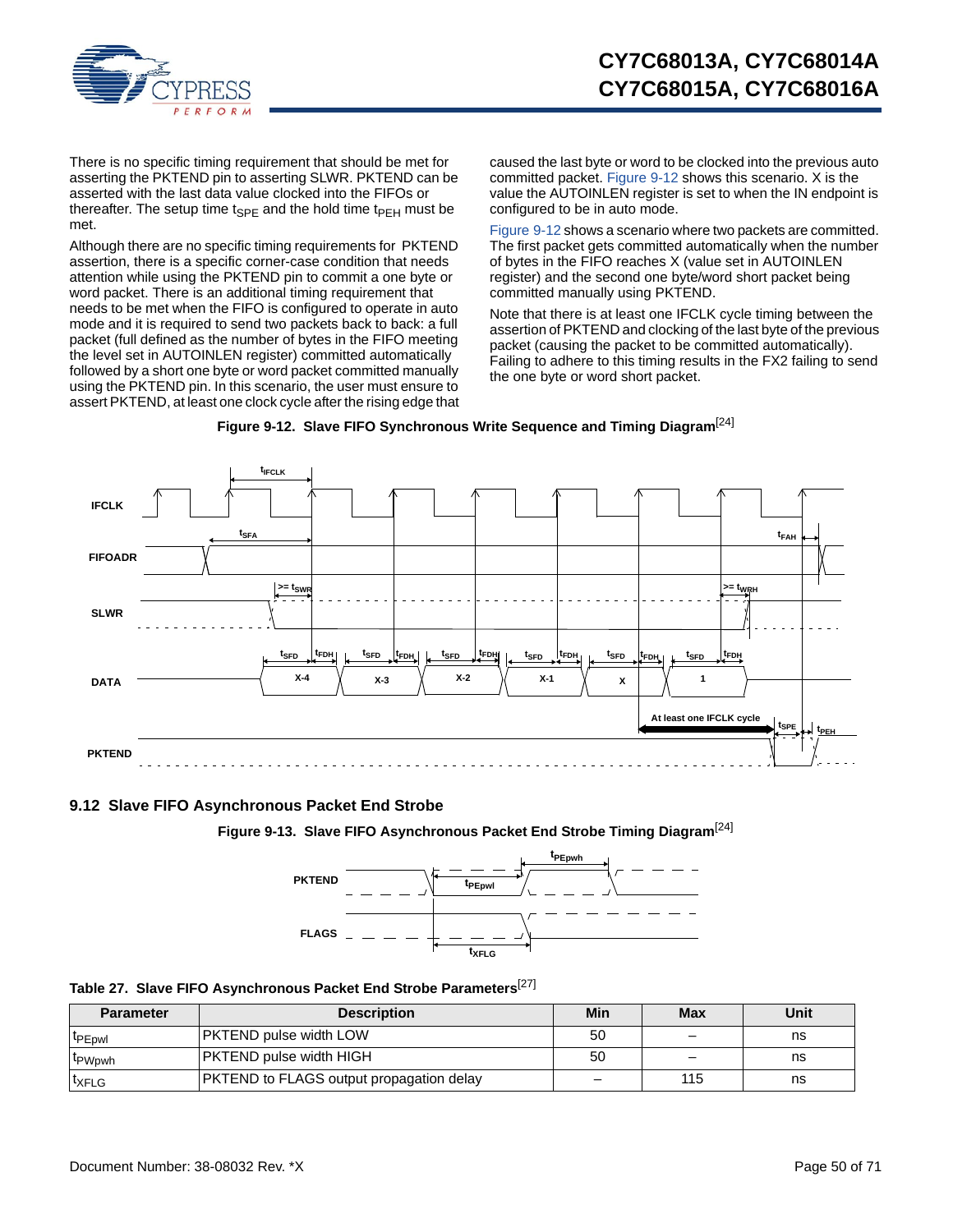There is no specific timing requirement that should be met for asserting the PKTEND pin to asserting SLWR. PKTEND can be asserted with the last data value clocked into the FIFOs or thereafter. The setup time $t_{SPE}$ and the hold time $t_{PEH}$ must be met.

Although there are no specific timing requirements for PKTEND assertion, there is a specific corner-case condition that needs attention while using the PKTEND pin to commit a one byte or word packet. There is an additional timing requirement that needs to be met when the FIFO is configured to operate in auto mode and it is required to send two packets back to back: a full packet (full defined as the number of bytes in the FIFO meeting the level set in AUTOINLEN register) committed automatically followed by a short one byte or word packet committed manually using the PKTEND pin. In this scenario, the user must ensure to assert PKTEND, at least one clock cycle after the rising edge that caused the last byte or word to be clocked into the previous auto committed packet. Figure 9-12 shows this scenario. X is the value the AUTOINLEN register is set to when the IN endpoint is configured to be in auto mode.

Figure 9-12 shows a scenario where two packets are committed. The first packet gets committed automatically when the number of bytes in the FIFO reaches X (value set in AUTOINLEN register) and the second one byte/word short packet being committed manually using PKTEND.

Note that there is at least one IFCLK cycle timing between the assertion of PKTEND and clocking of the last byte of the previous packet (causing the packet to be committed automatically). Failing to adhere to this timing results in the FX2 failing to send the one byte or word short packet.

**Figure 9-12. Slave FIFO Synchronous Write Sequence and Timing Diagram**[24]

## 9.12 Slave FIFO Asynchronous Packet End Strobe

**Figure 9-13. Slave FIFO Asynchronous Packet End Strobe Timing Diagram**[24]

**Table 27. Slave FIFO Asynchronous Packet End Strobe Parameters**[27]

| Parameter | Description | Min | Max | Unit |
|---|---|---|---|---|
| $t_{PEpwl}$ | PKTEND pulse width LOW | 50 | – | ns |
| $t_{PWpwh}$ | PKTEND pulse width HIGH | 50 | – | ns |
| $t_{XFLG}$ | PKTEND to FLAGS output propagation delay | – | 115 | ns |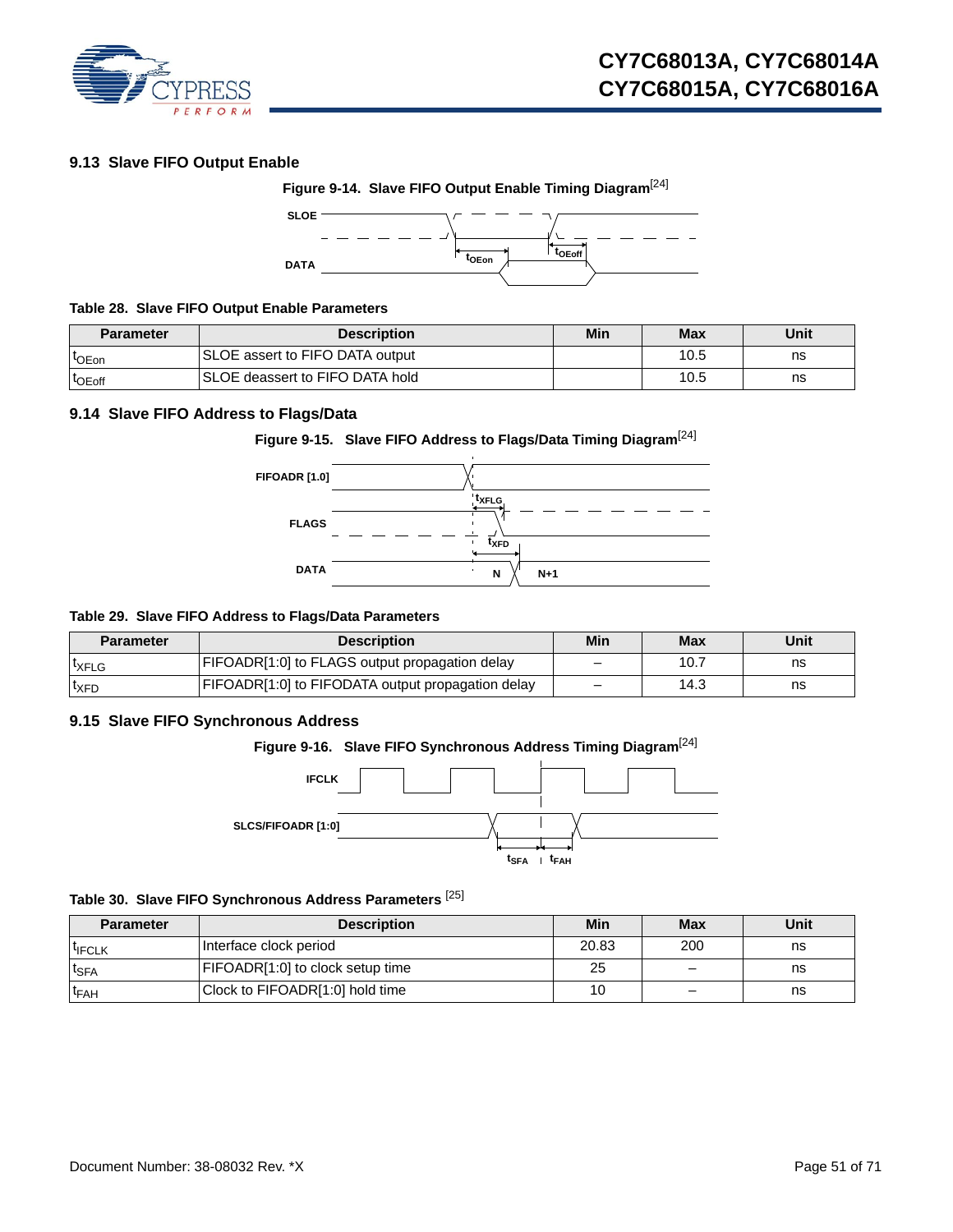### 9.13 Slave FIFO Output Enable

**Figure 9-14. Slave FIFO Output Enable Timing Diagram**[24]

**Table 28. Slave FIFO Output Enable Parameters**

| Parameter | Description | Min | Max | Unit |
|---|---|---|---|---|
| $t_{OEon}$ | SLOE assert to FIFO DATA output | | 10.5 | ns |
| $t_{OEoff}$ | SLOE deassert to FIFO DATA hold | | 10.5 | ns |

### 9.14 Slave FIFO Address to Flags/Data

**Figure 9-15. Slave FIFO Address to Flags/Data Timing Diagram**[24]

**Table 29. Slave FIFO Address to Flags/Data Parameters**

| Parameter | Description | Min | Max | Unit |
|---|---|---|---|---|
| $t_{XFLG}$ | FIFOADR[1:0] to FLAGS output propagation delay | – | 10.7 | ns |
| $t_{XFD}$ | FIFOADR[1:0] to FIFODATA output propagation delay | – | 14.3 | ns |

### 9.15 Slave FIFO Synchronous Address

**Figure 9-16. Slave FIFO Synchronous Address Timing Diagram**[24]

**Table 30. Slave FIFO Synchronous Address Parameters** [25]

| Parameter | Description | Min | Max | Unit |
|---|---|---|---|---|
| $t_{IFCLK}$ | Interface clock period | 20.83 | 200 | ns |
| $t_{SFA}$ | FIFOADR[1:0] to clock setup time | 25 | – | ns |
| $t_{FAH}$ | Clock to FIFOADR[1:0] hold time | 10 | – | ns |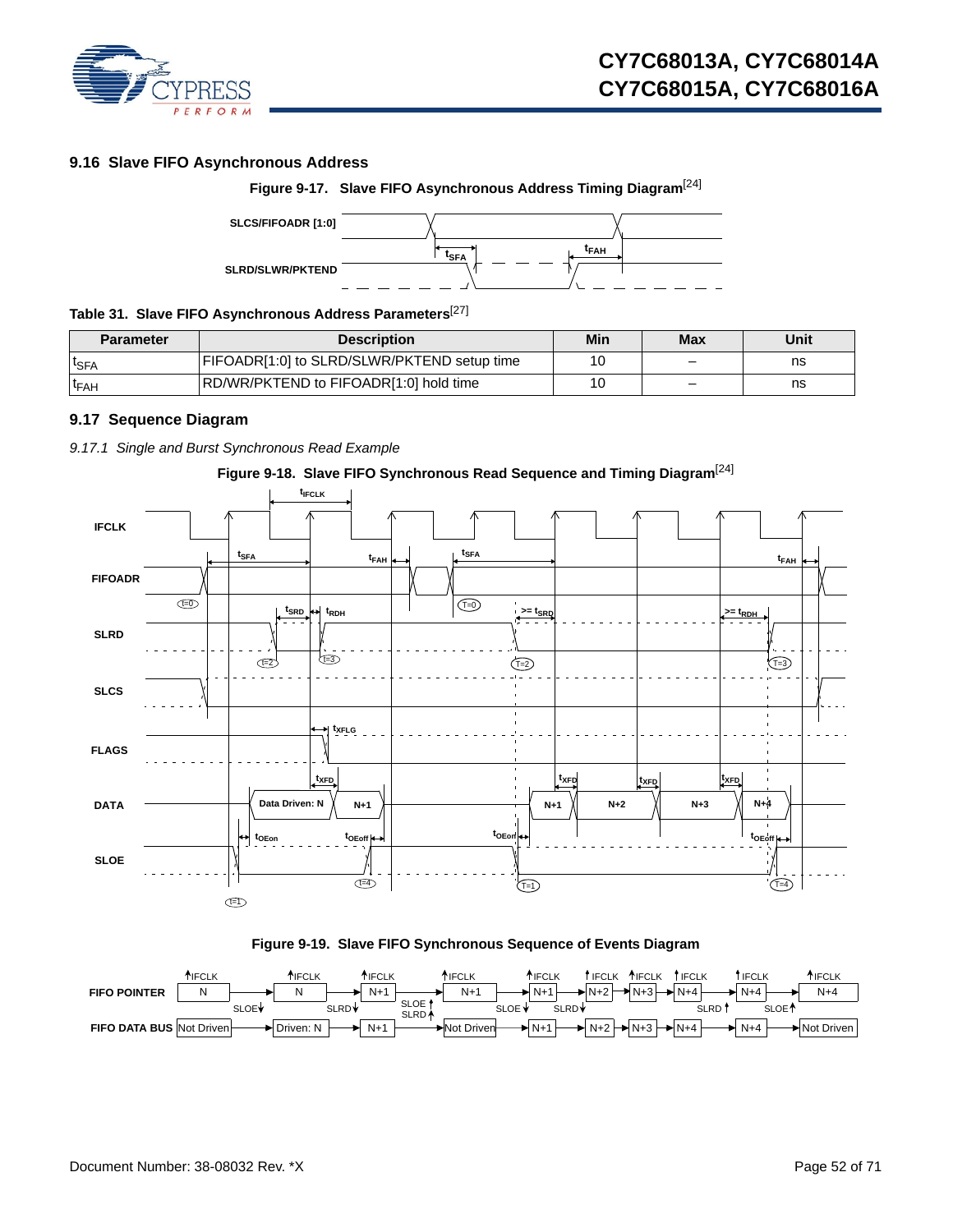## 9.16 Slave FIFO Asynchronous Address

**Figure 9-17. Slave FIFO Asynchronous Address Timing Diagram**[24]

**Table 31. Slave FIFO Asynchronous Address Parameters**[27]

| Parameter | Description | Min | Max | Unit |
|---|---|---|---|---|
| $t_{SFA}$ | FIFOADR[1:0] to SLRD/SLWR/PKTEND setup time | 10 | – | ns |
| $t_{FAH}$ | RD/WR/PKTEND to FIFOADR[1:0] hold time | 10 | – | ns |

## 9.17 Sequence Diagram

### *9.17.1 Single and Burst Synchronous Read Example*

**Figure 9-18. Slave FIFO Synchronous Read Sequence and Timing Diagram**[24]

**Figure 9-19. Slave FIFO Synchronous Sequence of Events Diagram**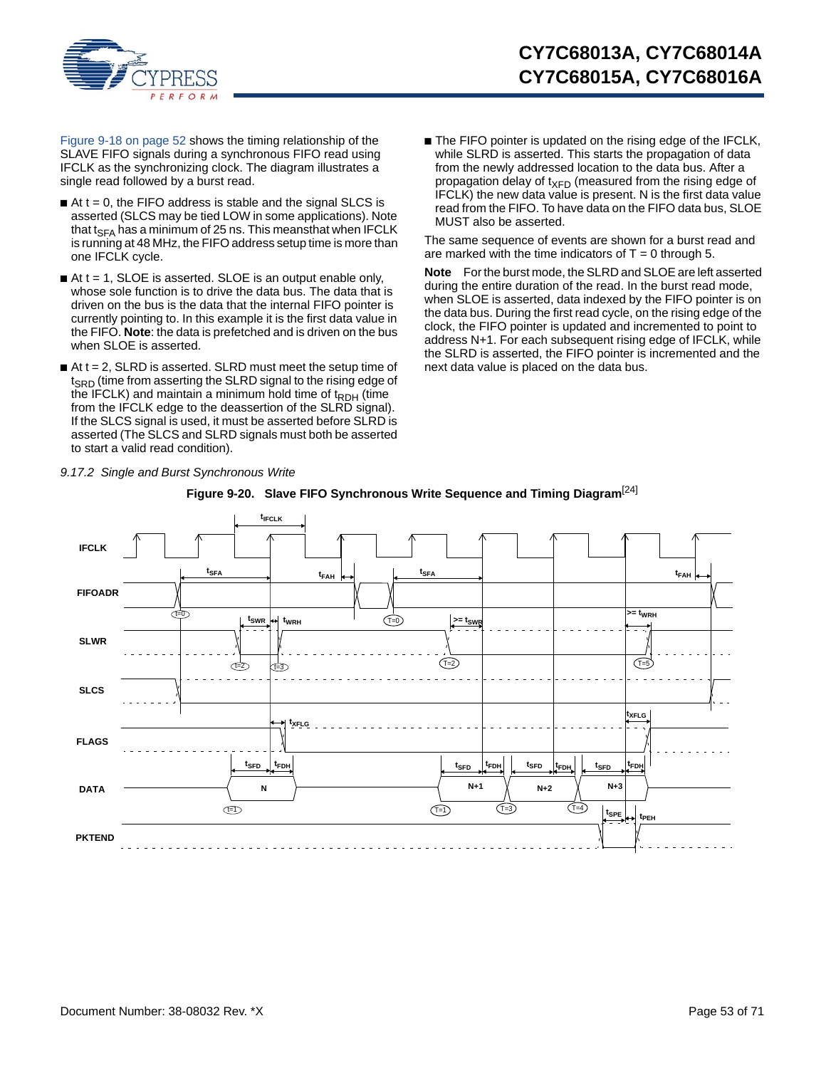Figure 9-18 on page 52 shows the timing relationship of the SLAVE FIFO signals during a synchronous FIFO read using IFCLK as the synchronizing clock. The diagram illustrates a single read followed by a burst read.

- At t = 0, the FIFO address is stable and the signal SLCS is asserted (SLCS may be tied LOW in some applications). Note that $t_{SFA}$ has a minimum of 25 ns. This meansthat when IFCLK is running at 48 MHz, the FIFO address setup time is more than one IFCLK cycle.
- At t = 1, SLOE is asserted. SLOE is an output enable only, whose sole function is to drive the data bus. The data that is driven on the bus is the data that the internal FIFO pointer is currently pointing to. In this example it is the first data value in the FIFO. **Note**: the data is prefetched and is driven on the bus when SLOE is asserted.
- At t = 2, SLRD is asserted. SLRD must meet the setup time of $t_{SRD}$ (time from asserting the SLRD signal to the rising edge of the IFCLK) and maintain a minimum hold time of $t_{RDH}$ (time from the IFCLK edge to the deassertion of the SLRD signal). If the SLCS signal is used, it must be asserted before SLRD is asserted (The SLCS and SLRD signals must both be asserted to start a valid read condition).
- The FIFO pointer is updated on the rising edge of the IFCLK, while SLRD is asserted. This starts the propagation of data from the newly addressed location to the data bus. After a propagation delay of $t_{XFD}$ (measured from the rising edge of IFCLK) the new data value is present. N is the first data value read from the FIFO. To have data on the FIFO data bus, SLOE MUST also be asserted.

The same sequence of events are shown for a burst read and are marked with the time indicators of T = 0 through 5.

**Note** For the burst mode, the SLRD and SLOE are left asserted during the entire duration of the read. In the burst read mode, when SLOE is asserted, data indexed by the FIFO pointer is on the data bus. During the first read cycle, on the rising edge of the clock, the FIFO pointer is updated and incremented to point to address N+1. For each subsequent rising edge of IFCLK, while the SLRD is asserted, the FIFO pointer is incremented and the next data value is placed on the data bus.

### 9.17.2 Single and Burst Synchronous Write

**Figure 9-20. Slave FIFO Synchronous Write Sequence and Timing Diagram**[24]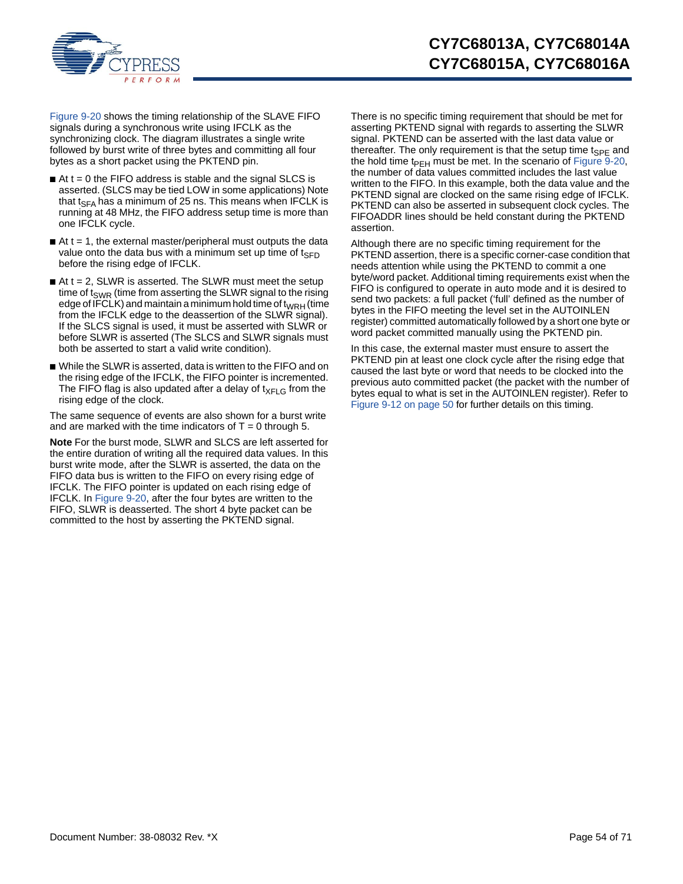Figure 9-20 shows the timing relationship of the SLAVE FIFO signals during a synchronous write using IFCLK as the synchronizing clock. The diagram illustrates a single write followed by burst write of three bytes and committing all four bytes as a short packet using the PKTEND pin.

- At t = 0 the FIFO address is stable and the signal SLCS is asserted. (SLCS may be tied LOW in some applications) Note that $t_{SFA}$ has a minimum of 25 ns. This means when IFCLK is running at 48 MHz, the FIFO address setup time is more than one IFCLK cycle.
- At t = 1, the external master/peripheral must outputs the data value onto the data bus with a minimum set up time of $t_{SFD}$ before the rising edge of IFCLK.
- At t = 2, SLWR is asserted. The SLWR must meet the setup time of $t_{SWR}$ (time from asserting the SLWR signal to the rising edge of IFCLK) and maintain a minimum hold time of $t_{WRH}$ (time from the IFCLK edge to the deassertion of the SLWR signal). If the SLCS signal is used, it must be asserted with SLWR or before SLWR is asserted (The SLCS and SLWR signals must both be asserted to start a valid write condition).
- While the SLWR is asserted, data is written to the FIFO and on the rising edge of the IFCLK, the FIFO pointer is incremented. The FIFO flag is also updated after a delay of $t_{XFLG}$ from the rising edge of the clock.

The same sequence of events are also shown for a burst write and are marked with the time indicators of T = 0 through 5.

**Note** For the burst mode, SLWR and SLCS are left asserted for the entire duration of writing all the required data values. In this burst write mode, after the SLWR is asserted, the data on the FIFO data bus is written to the FIFO on every rising edge of IFCLK. The FIFO pointer is updated on each rising edge of IFCLK. In Figure 9-20, after the four bytes are written to the FIFO, SLWR is deasserted. The short 4 byte packet can be committed to the host by asserting the PKTEND signal.

There is no specific timing requirement that should be met for asserting PKTEND signal with regards to asserting the SLWR signal. PKTEND can be asserted with the last data value or thereafter. The only requirement is that the setup time $t_{SPE}$ and the hold time $t_{PEH}$ must be met. In the scenario of Figure 9-20, the number of data values committed includes the last value written to the FIFO. In this example, both the data value and the PKTEND signal are clocked on the same rising edge of IFCLK. PKTEND can also be asserted in subsequent clock cycles. The FIFOADDR lines should be held constant during the PKTEND assertion.

Although there are no specific timing requirement for the PKTEND assertion, there is a specific corner-case condition that needs attention while using the PKTEND to commit a one byte/word packet. Additional timing requirements exist when the FIFO is configured to operate in auto mode and it is desired to send two packets: a full packet ('full' defined as the number of bytes in the FIFO meeting the level set in the AUTOINLEN register) committed automatically followed by a short one byte or word packet committed manually using the PKTEND pin.

In this case, the external master must ensure to assert the PKTEND pin at least one clock cycle after the rising edge that caused the last byte or word that needs to be clocked into the previous auto committed packet (the packet with the number of bytes equal to what is set in the AUTOINLEN register). Refer to Figure 9-12 on page 50 for further details on this timing.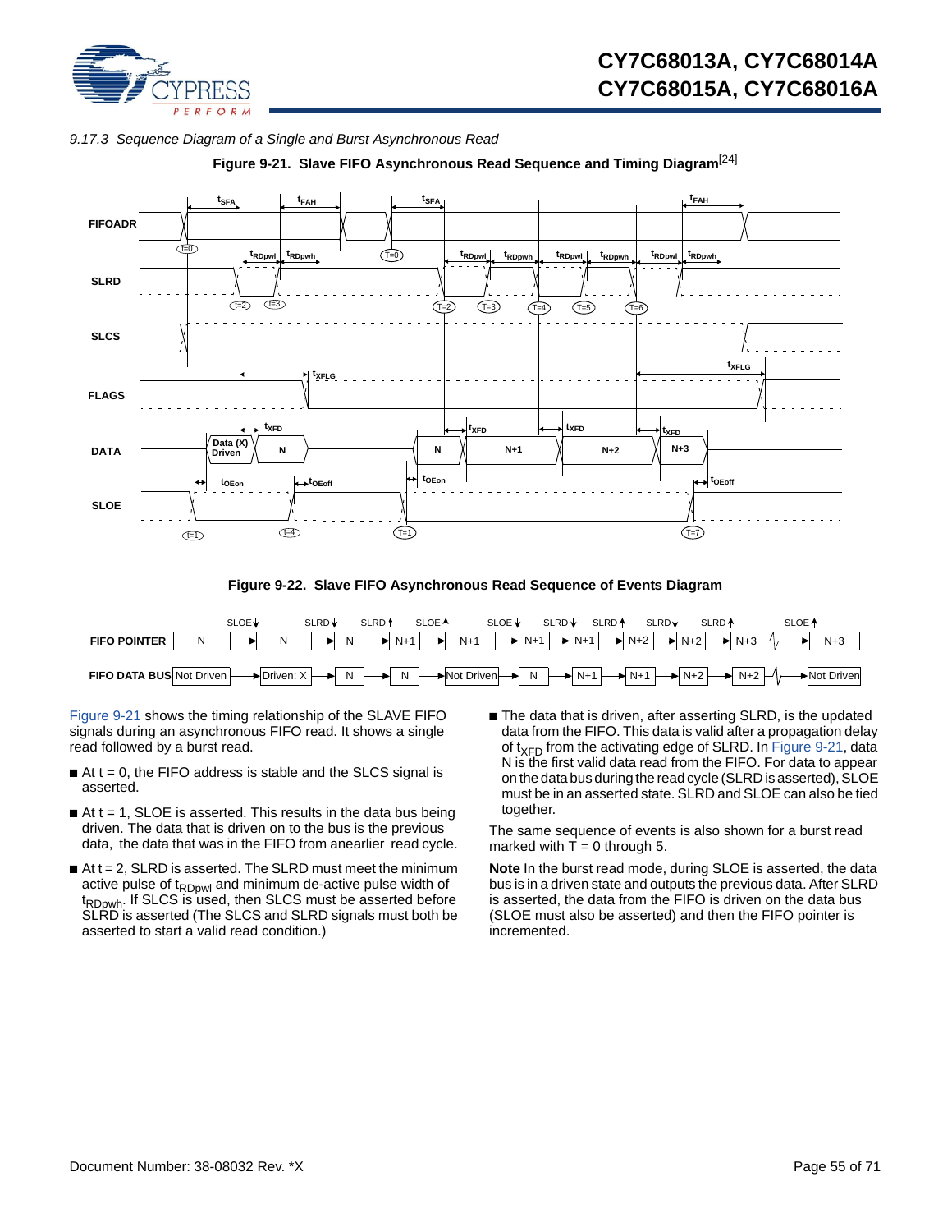### 9.17.3 Sequence Diagram of a Single and Burst Asynchronous Read

**Figure 9-21. Slave FIFO Asynchronous Read Sequence and Timing Diagram**[24]

**Figure 9-22. Slave FIFO Asynchronous Read Sequence of Events Diagram**

Figure 9-21 shows the timing relationship of the SLAVE FIFO signals during an asynchronous FIFO read. It shows a single read followed by a burst read.

- At t = 0, the FIFO address is stable and the SLCS signal is asserted.
- At t = 1, SLOE is asserted. This results in the data bus being driven. The data that is driven on to the bus is the previous data, the data that was in the FIFO from anearlier read cycle.
- At t = 2, SLRD is asserted. The SLRD must meet the minimum active pulse of $t_{RDpwl}$ and minimum de-active pulse width of $t_{RDpwh}$. If SLCS is used, then SLCS must be asserted before SLRD is asserted (The SLCS and SLRD signals must both be asserted to start a valid read condition.)
- The data that is driven, after asserting SLRD, is the updated data from the FIFO. This data is valid after a propagation delay of $t_{XFD}$ from the activating edge of SLRD. In Figure 9-21, data N is the first valid data read from the FIFO. For data to appear on the data bus during the read cycle (SLRD is asserted), SLOE must be in an asserted state. SLRD and SLOE can also be tied together.

The same sequence of events is also shown for a burst read marked with T = 0 through 5.

**Note** In the burst read mode, during SLOE is asserted, the data bus is in a driven state and outputs the previous data. After SLRD is asserted, the data from the FIFO is driven on the data bus (SLOE must also be asserted) and then the FIFO pointer is incremented.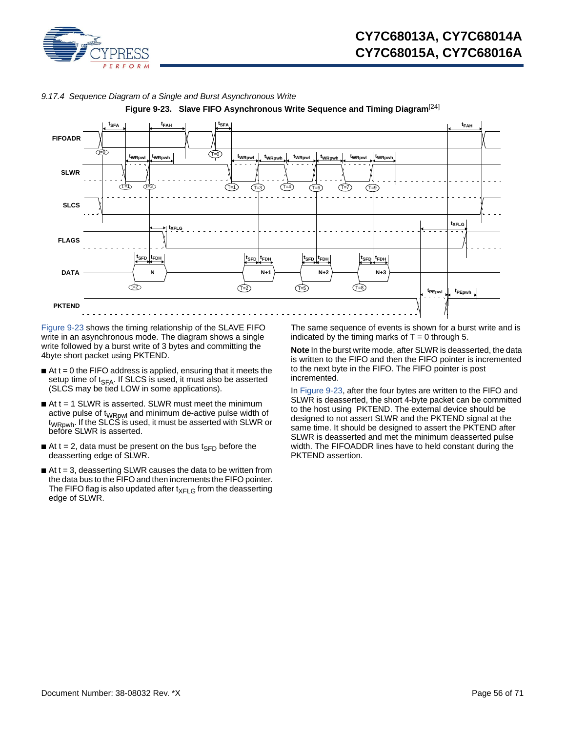#### 9.17.4 Sequence Diagram of a Single and Burst Asynchronous Write

**Figure 9-23. Slave FIFO Asynchronous Write Sequence and Timing Diagram**[24]

Figure 9-23 shows the timing relationship of the SLAVE FIFO write in an asynchronous mode. The diagram shows a single write followed by a burst write of 3 bytes and committing the 4byte short packet using PKTEND.

- At t = 0 the FIFO address is applied, ensuring that it meets the setup time of $t_{SFA}$. If SLCS is used, it must also be asserted (SLCS may be tied LOW in some applications).
- At t = 1 SLWR is asserted. SLWR must meet the minimum active pulse of $t_{WRpwl}$ and minimum de-active pulse width of $t_{WRpwh}$. If the SLCS is used, it must be asserted with SLWR or before SLWR is asserted.
- At t = 2, data must be present on the bus $t_{SFD}$ before the deasserting edge of SLWR.
- At t = 3, deasserting SLWR causes the data to be written from the data bus to the FIFO and then increments the FIFO pointer. The FIFO flag is also updated after $t_{XFLG}$ from the deasserting edge of SLWR.

The same sequence of events is shown for a burst write and is indicated by the timing marks of T = 0 through 5.

**Note** In the burst write mode, after SLWR is deasserted, the data is written to the FIFO and then the FIFO pointer is incremented to the next byte in the FIFO. The FIFO pointer is post incremented.

In Figure 9-23, after the four bytes are written to the FIFO and SLWR is deasserted, the short 4-byte packet can be committed to the host using PKTEND. The external device should be designed to not assert SLWR and the PKTEND signal at the same time. It should be designed to assert the PKTEND after SLWR is deasserted and met the minimum deasserted pulse width. The FIFOADDR lines have to held constant during the PKTEND assertion.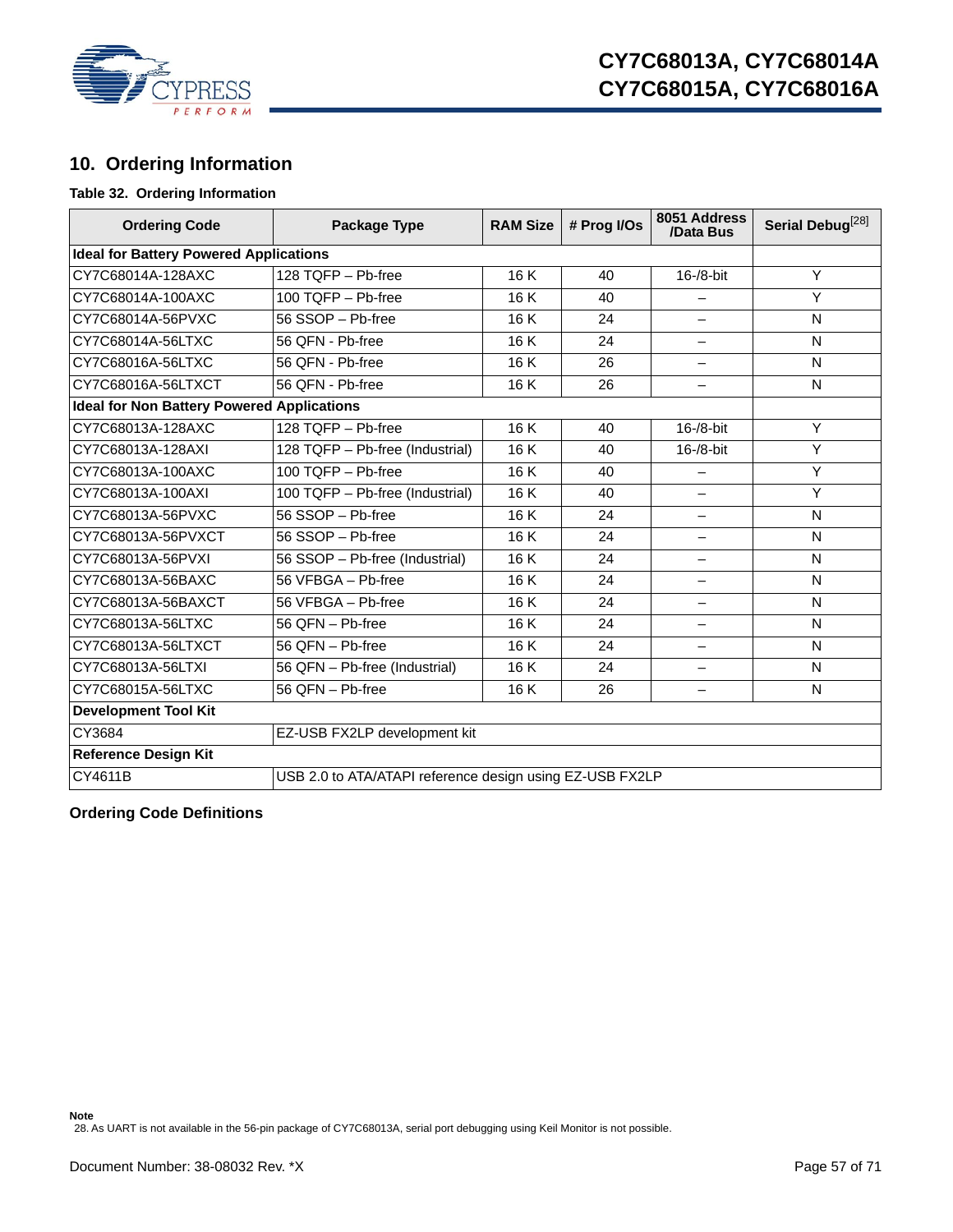## 10. Ordering Information

**Table 32. Ordering Information**

| Ordering Code | Package Type | RAM Size | # Prog I/Os | 8051 Address /Data Bus | Serial Debug[28] |
|---|---|---|---|---|---|
| **Ideal for Battery Powered Applications** | | | | | |
| CY7C68014A-128AXC | 128 TQFP – Pb-free | 16 K | 40 | 16-/8-bit | Y |
| CY7C68014A-100AXC | 100 TQFP – Pb-free | 16 K | 40 | – | Y |
| CY7C68014A-56PVXC | 56 SSOP – Pb-free | 16 K | 24 | – | N |
| CY7C68014A-56LTXC | 56 QFN - Pb-free | 16 K | 24 | – | N |
| CY7C68016A-56LTXC | 56 QFN - Pb-free | 16 K | 26 | – | N |
| CY7C68016A-56LTXCT | 56 QFN - Pb-free | 16 K | 26 | – | N |
| **Ideal for Non Battery Powered Applications** | | | | | |
| CY7C68013A-128AXC | 128 TQFP – Pb-free | 16 K | 40 | 16-/8-bit | Y |
| CY7C68013A-128AXI | 128 TQFP – Pb-free (Industrial) | 16 K | 40 | 16-/8-bit | Y |
| CY7C68013A-100AXC | 100 TQFP – Pb-free | 16 K | 40 | – | Y |
| CY7C68013A-100AXI | 100 TQFP – Pb-free (Industrial) | 16 K | 40 | – | Y |
| CY7C68013A-56PVXC | 56 SSOP – Pb-free | 16 K | 24 | – | N |
| CY7C68013A-56PVXCT | 56 SSOP – Pb-free | 16 K | 24 | – | N |
| CY7C68013A-56PVXI | 56 SSOP – Pb-free (Industrial) | 16 K | 24 | – | N |
| CY7C68013A-56BAXC | 56 VFBGA – Pb-free | 16 K | 24 | – | N |
| CY7C68013A-56BAXCT | 56 VFBGA – Pb-free | 16 K | 24 | – | N |
| CY7C68013A-56LTXC | 56 QFN – Pb-free | 16 K | 24 | – | N |
| CY7C68013A-56LTXCT | 56 QFN – Pb-free | 16 K | 24 | – | N |
| CY7C68013A-56LTXI | 56 QFN – Pb-free (Industrial) | 16 K | 24 | – | N |
| CY7C68015A-56LTXC | 56 QFN – Pb-free | 16 K | 26 | – | N |
| **Development Tool Kit** | | | | | |
| CY3684 | EZ-USB FX2LP development kit | | | | |
| **Reference Design Kit** | | | | | |
| CY4611B | USB 2.0 to ATA/ATAPI reference design using EZ-USB FX2LP | | | | |

### Ordering Code Definitions

**Note**
28. As UART is not available in the 56-pin package of CY7C68013A, serial port debugging using Keil Monitor is not possible.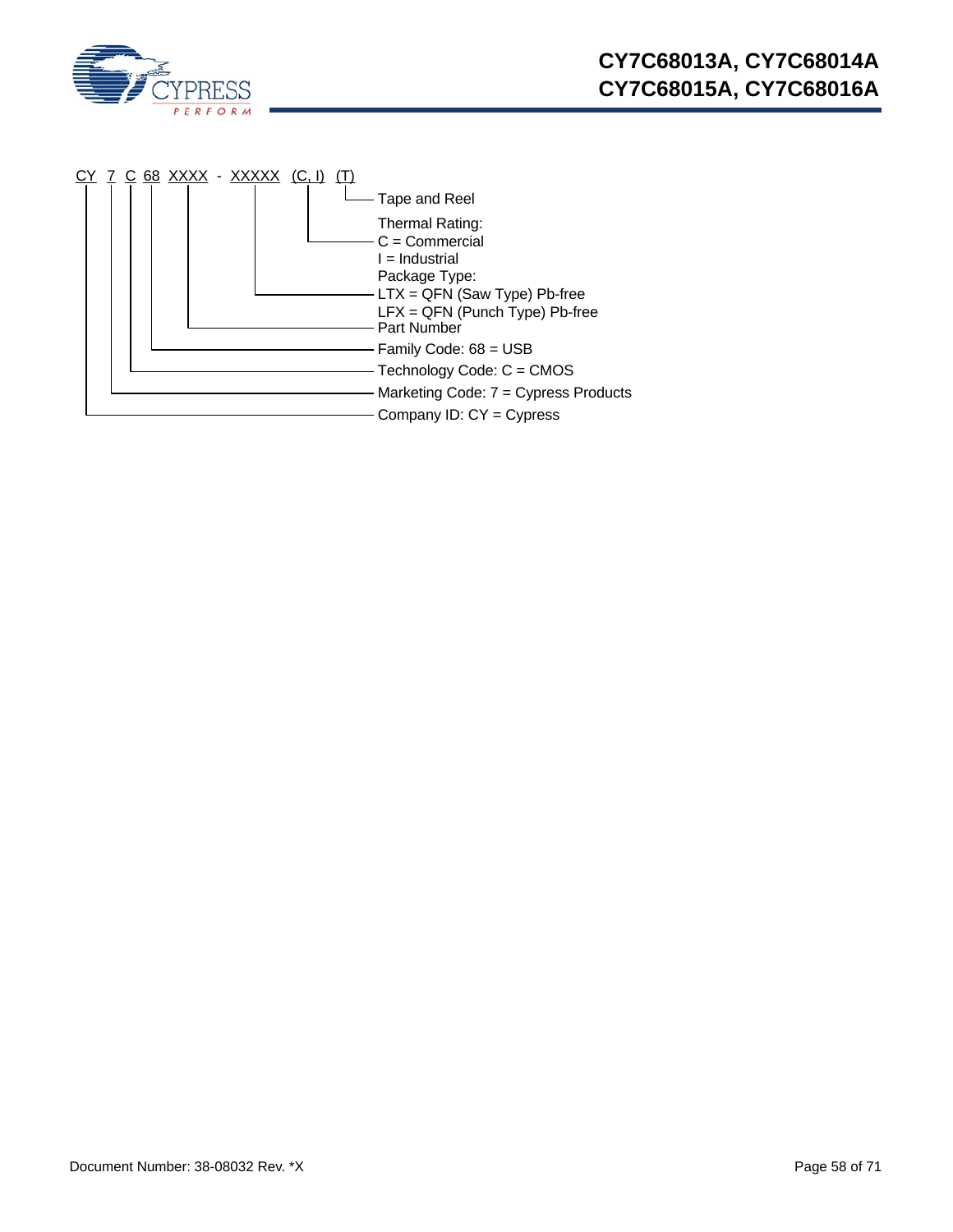CY 7 C 68 XXXX - XXXXX (C, I) (T)

- (T): Tape and Reel
- (C, I): Thermal Rating:
  - C = Commercial
  - I = Industrial
- XXXXX: Package Type:
  - LTX = QFN (Saw Type) Pb-free
  - LFX = QFN (Punch Type) Pb-free
- XXXX: Part Number
- 68: Family Code: 68 = USB
- C: Technology Code: C = CMOS
- 7: Marketing Code: 7 = Cypress Products
- CY: Company ID: CY = Cypress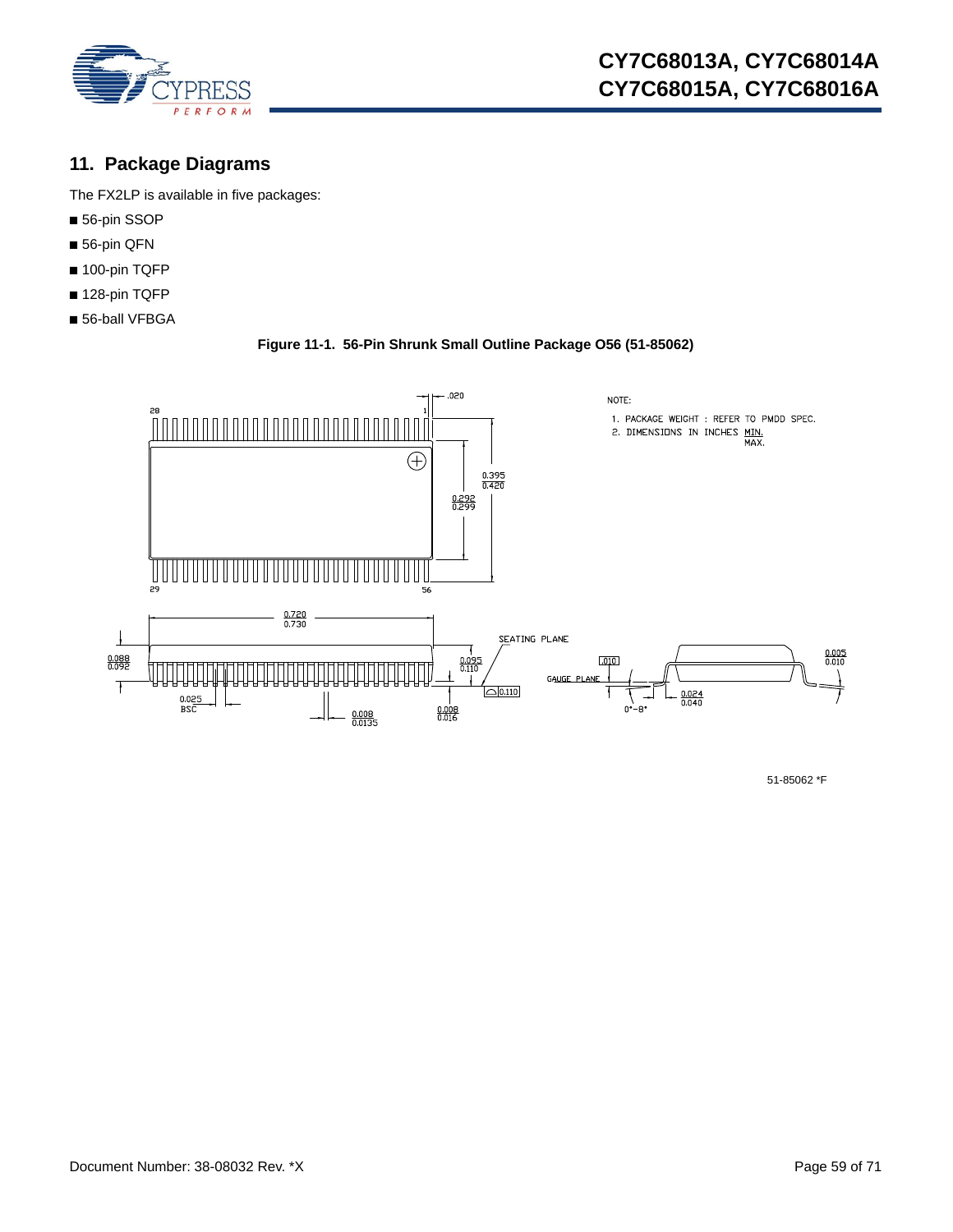## 11. Package Diagrams

The FX2LP is available in five packages:

- 56-pin SSOP
- 56-pin QFN
- 100-pin TQFP
- 128-pin TQFP
- 56-ball VFBGA

**Figure 11-1. 56-Pin Shrunk Small Outline Package O56 (51-85062)**

NOTE:

1. PACKAGE WEIGHT : REFER TO PMDD SPEC.
2. DIMENSIONS IN INCHES MIN. / MAX.

51-85062 *F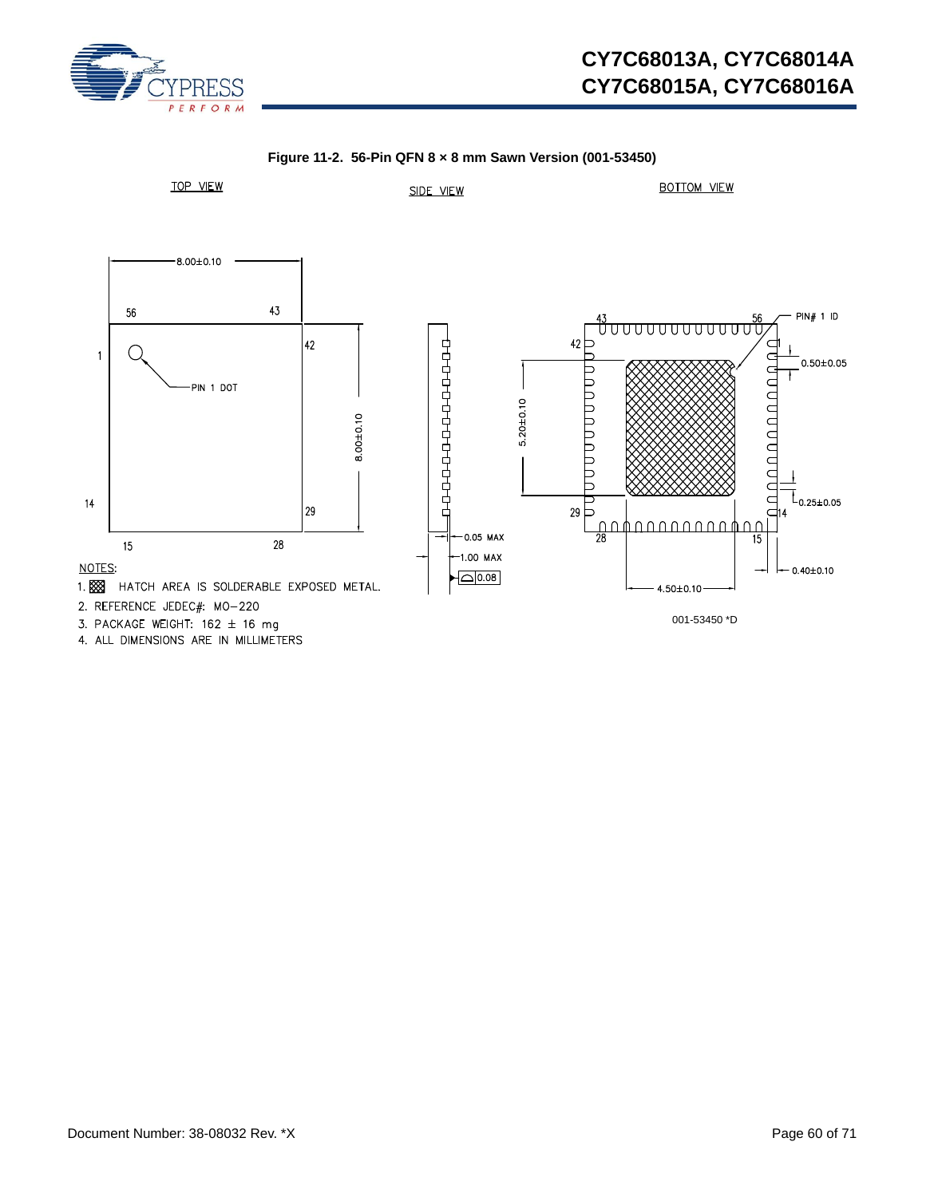**Figure 11-2. 56-Pin QFN 8 × 8 mm Sawn Version (001-53450)**

TOP VIEW

SIDE VIEW

BOTTOM VIEW

8.00±0.10

56 43

1

42

PIN 1 DOT

8.00±0.10

14

29

15 28

0.05 MAX

1.00 MAX

0.08

43 56 PIN# 1 ID

42

1

0.50±0.05

5.20±0.10

0.25±0.05

29

14

28 15

0.40±0.10

4.50±0.10

NOTES:

1. HATCH AREA IS SOLDERABLE EXPOSED METAL.
2. REFERENCE JEDEC#: MO-220
3. PACKAGE WEIGHT: 162 ± 16 mg
4. ALL DIMENSIONS ARE IN MILLIMETERS

001-53450 *D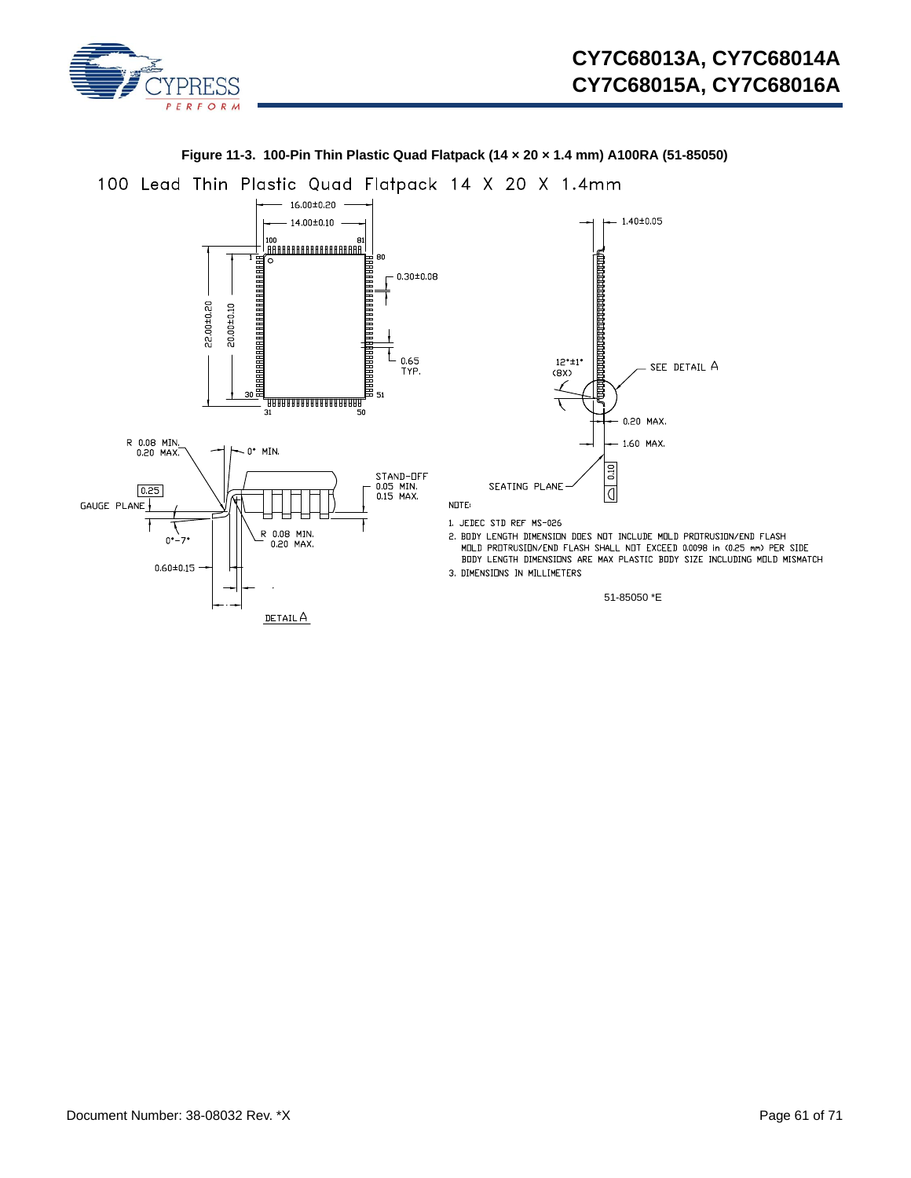**Figure 11-3. 100-Pin Thin Plastic Quad Flatpack (14 × 20 × 1.4 mm) A100RA (51-85050)**

100 Lead Thin Plastic Quad Flatpack 14 X 20 X 1.4mm

NOTE:

1. JEDEC STD REF MS-026
2. BODY LENGTH DIMENSION DOES NOT INCLUDE MOLD PROTRUSION/END FLASH
   MOLD PROTRUSION/END FLASH SHALL NOT EXCEED 0.0098 in (0.25 mm) PER SIDE
   BODY LENGTH DIMENSIONS ARE MAX PLASTIC BODY SIZE INCLUDING MOLD MISMATCH
3. DIMENSIONS IN MILLIMETERS

51-85050 *E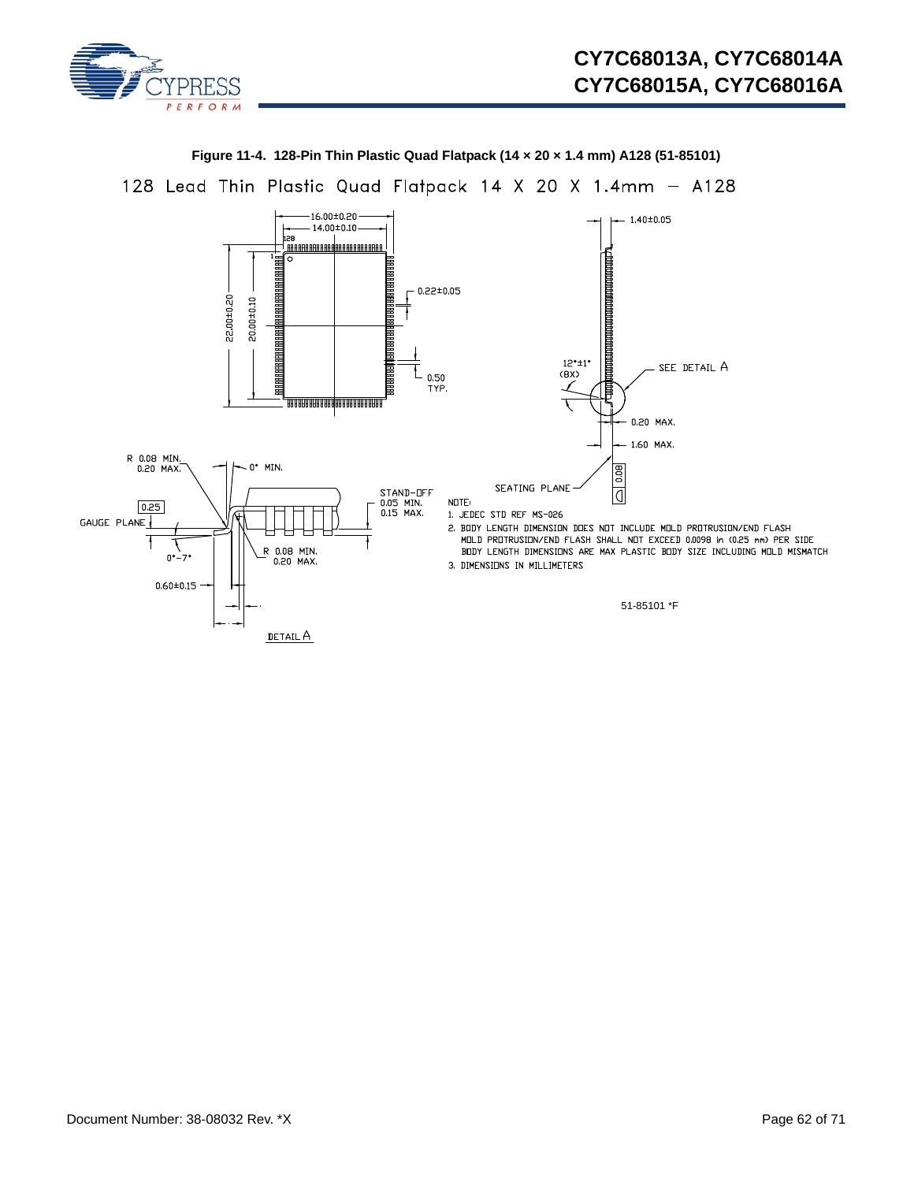**Figure 11-4. 128-Pin Thin Plastic Quad Flatpack (14 × 20 × 1.4 mm) A128 (51-85101)**

128 Lead Thin Plastic Quad Flatpack 14 X 20 X 1.4mm – A128

16.00±0.20
14.00±0.10
128
1
22.00±0.20
20.00±0.10
0.22±0.05
0.50 TYP.
1.40±0.05
12°±1° (8X)
SEE DETAIL A
0.20 MAX.
1.60 MAX.
SEATING PLANE
0.08
R 0.08 MIN. 0.20 MAX.
0° MIN.
0.25
GAUGE PLANE
0°-7°
R 0.08 MIN. 0.20 MAX.
STAND-OFF 0.05 MIN. 0.15 MAX.
0.60±0.15
1.00 REF.
DETAIL A

NOTE:

1. JEDEC STD REF MS-026
2. BODY LENGTH DIMENSION DOES NOT INCLUDE MOLD PROTRUSION/END FLASH
   MOLD PROTRUSION/END FLASH SHALL NOT EXCEED 0.0098 in (0.25 mm) PER SIDE
   BODY LENGTH DIMENSIONS ARE MAX PLASTIC BODY SIZE INCLUDING MOLD MISMATCH
3. DIMENSIONS IN MILLIMETERS

51-85101 *F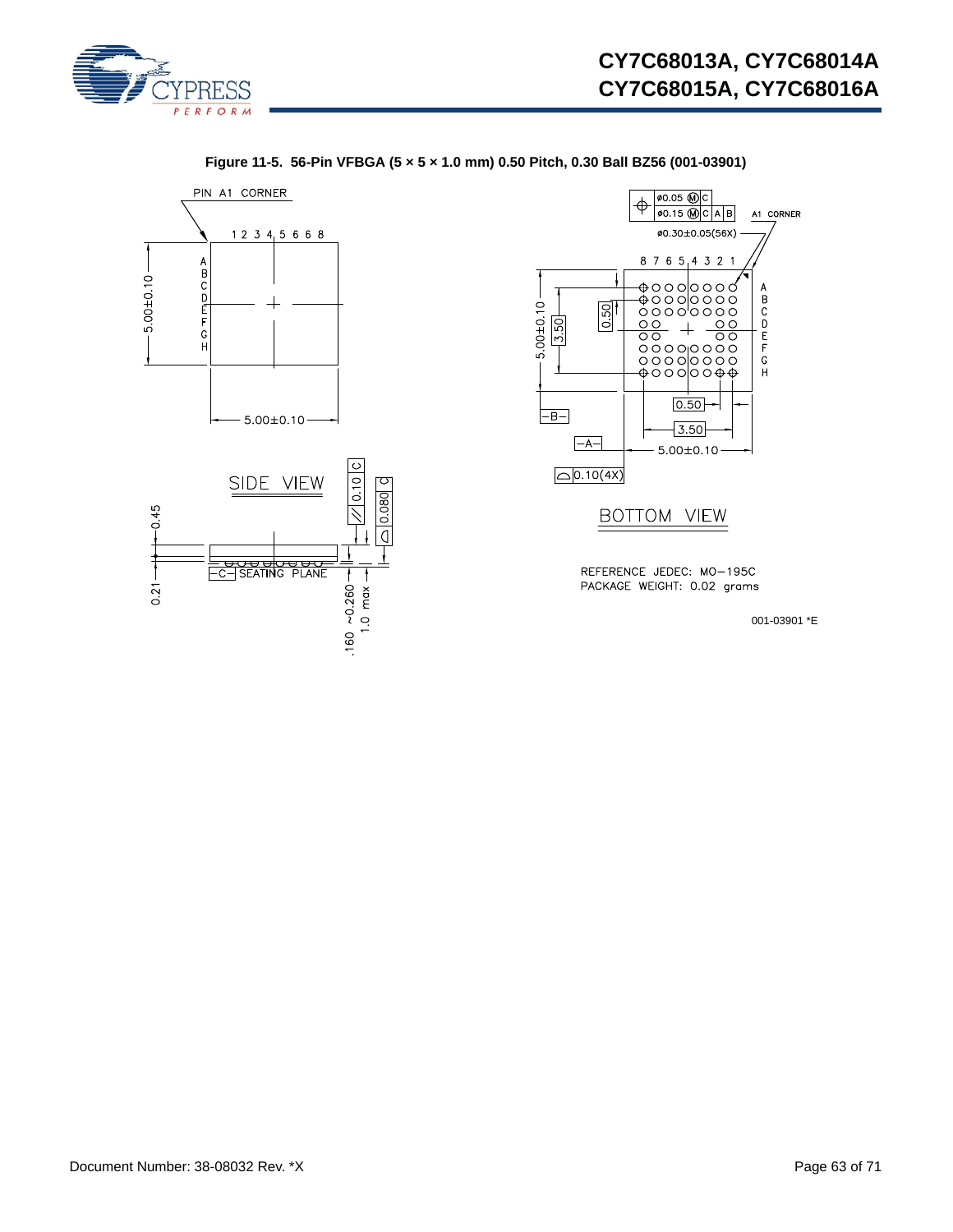**Figure 11-5. 56-Pin VFBGA (5 × 5 × 1.0 mm) 0.50 Pitch, 0.30 Ball BZ56 (001-03901)**

PIN A1 CORNER

1 2 3 4 5 6 6 8

A B C D E F G H

5.00±0.10

5.00±0.10

SIDE VIEW

0.45

0.21

0.10 C

0.080 C

C SEATING PLANE

0.160 ~0.260

1.0 max

ø0.05 Ⓜ C

ø0.15 Ⓜ C A B

A1 CORNER

ø0.30±0.05(56X)

8 7 6 5 4 3 2 1

A B C D E F G H

5.00±0.10

3.50

0.50

0.50

3.50

5.00±0.10

B

A

0.10(4X)

BOTTOM VIEW

REFERENCE JEDEC: MO-195C

PACKAGE WEIGHT: 0.02 grams

001-03901 *E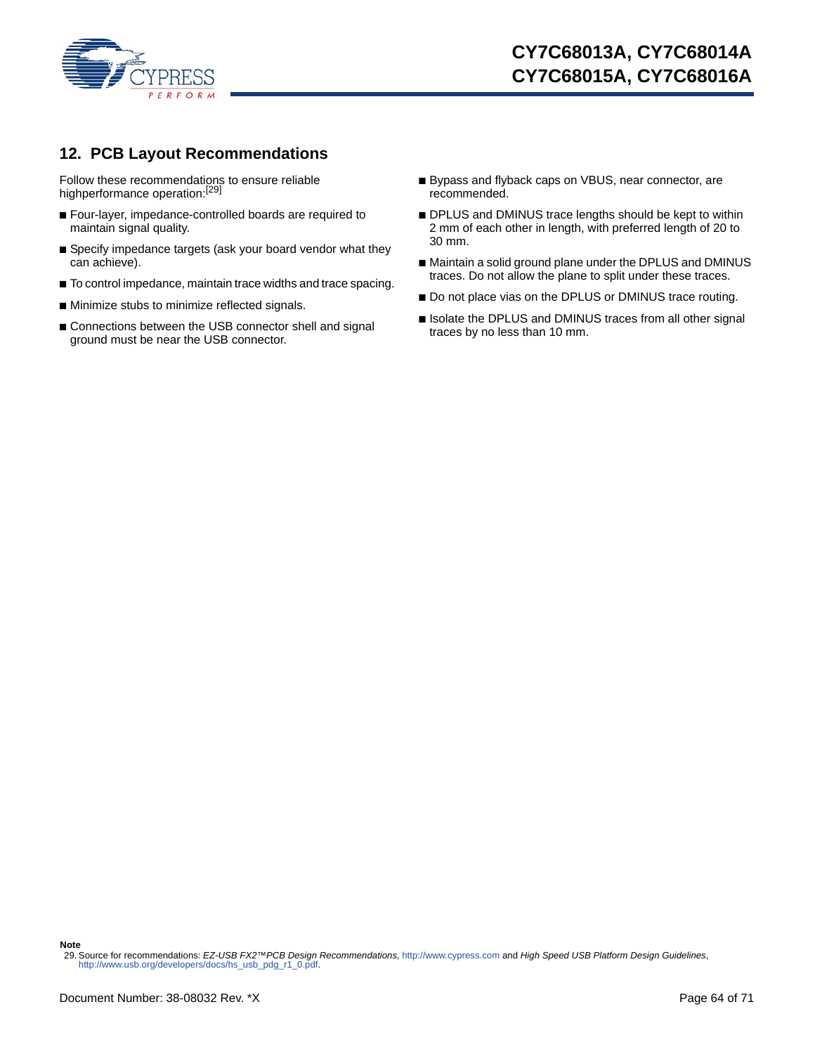## 12. PCB Layout Recommendations

Follow these recommendations to ensure reliable highperformance operation:[29]

- Four-layer, impedance-controlled boards are required to maintain signal quality.
- Specify impedance targets (ask your board vendor what they can achieve).
- To control impedance, maintain trace widths and trace spacing.
- Minimize stubs to minimize reflected signals.
- Connections between the USB connector shell and signal ground must be near the USB connector.
- Bypass and flyback caps on VBUS, near connector, are recommended.
- DPLUS and DMINUS trace lengths should be kept to within 2 mm of each other in length, with preferred length of 20 to 30 mm.
- Maintain a solid ground plane under the DPLUS and DMINUS traces. Do not allow the plane to split under these traces.
- Do not place vias on the DPLUS or DMINUS trace routing.
- Isolate the DPLUS and DMINUS traces from all other signal traces by no less than 10 mm.

**Note**

29. Source for recommendations: *EZ-USB FX2™PCB Design Recommendations*, http://www.cypress.com and *High Speed USB Platform Design Guidelines*, http://www.usb.org/developers/docs/hs_usb_pdg_r1_0.pdf.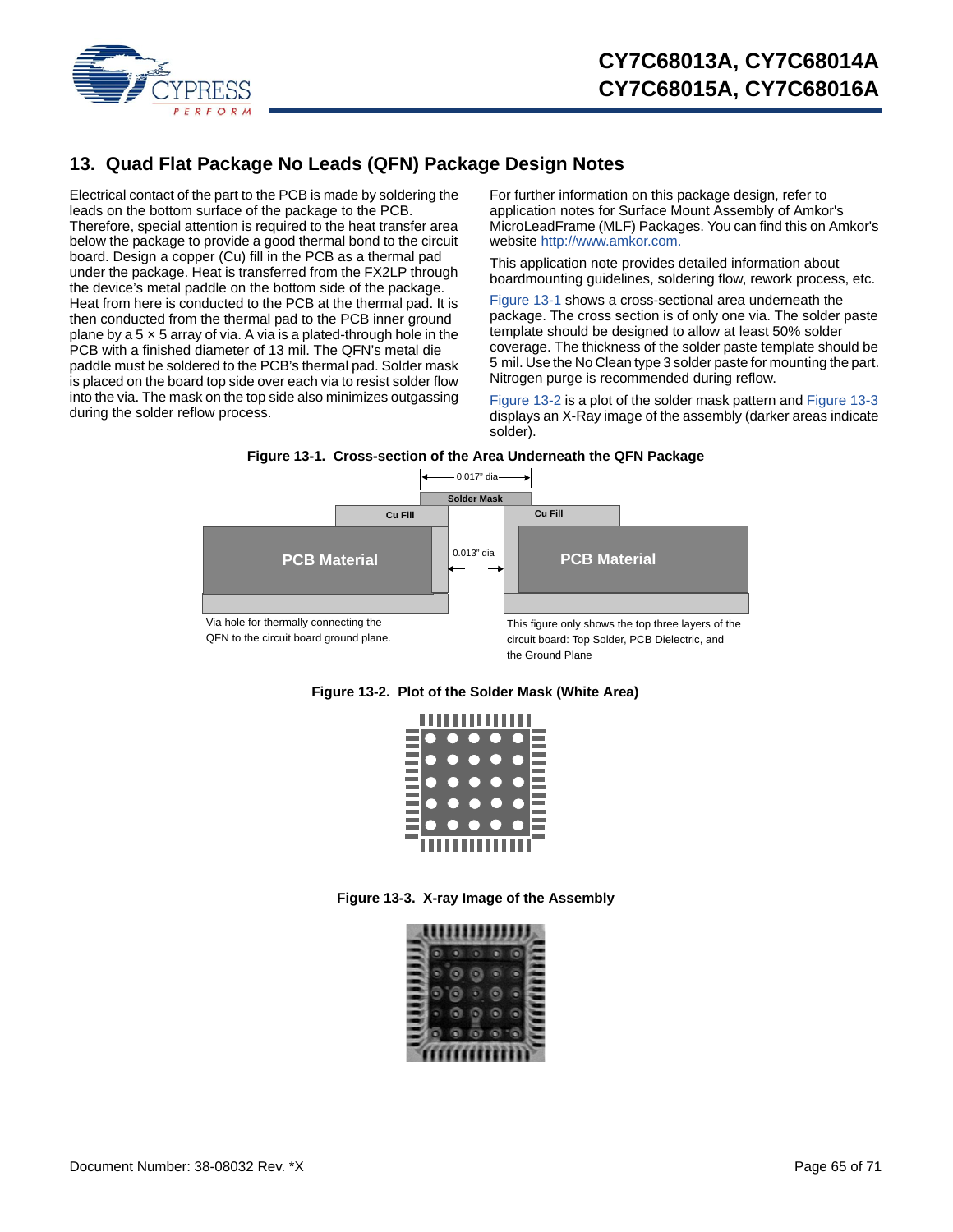## 13. Quad Flat Package No Leads (QFN) Package Design Notes

Electrical contact of the part to the PCB is made by soldering the leads on the bottom surface of the package to the PCB. Therefore, special attention is required to the heat transfer area below the package to provide a good thermal bond to the circuit board. Design a copper (Cu) fill in the PCB as a thermal pad under the package. Heat is transferred from the FX2LP through the device's metal paddle on the bottom side of the package. Heat from here is conducted to the PCB at the thermal pad. It is then conducted from the thermal pad to the PCB inner ground plane by a 5 × 5 array of via. A via is a plated-through hole in the PCB with a finished diameter of 13 mil. The QFN's metal die paddle must be soldered to the PCB's thermal pad. Solder mask is placed on the board top side over each via to resist solder flow into the via. The mask on the top side also minimizes outgassing during the solder reflow process.

For further information on this package design, refer to application notes for Surface Mount Assembly of Amkor's MicroLeadFrame (MLF) Packages. You can find this on Amkor's website http://www.amkor.com.

This application note provides detailed information about boardmounting guidelines, soldering flow, rework process, etc.

Figure 13-1 shows a cross-sectional area underneath the package. The cross section is of only one via. The solder paste template should be designed to allow at least 50% solder coverage. The thickness of the solder paste template should be 5 mil. Use the No Clean type 3 solder paste for mounting the part. Nitrogen purge is recommended during reflow.

Figure 13-2 is a plot of the solder mask pattern and Figure 13-3 displays an X-Ray image of the assembly (darker areas indicate solder).

**Figure 13-1. Cross-section of the Area Underneath the QFN Package**

0.017" dia

Solder Mask

Cu Fill

Cu Fill

PCB Material

0.013" dia

PCB Material

Via hole for thermally connecting the QFN to the circuit board ground plane.

This figure only shows the top three layers of the circuit board: Top Solder, PCB Dielectric, and the Ground Plane

**Figure 13-2. Plot of the Solder Mask (White Area)**

**Figure 13-3. X-ray Image of the Assembly**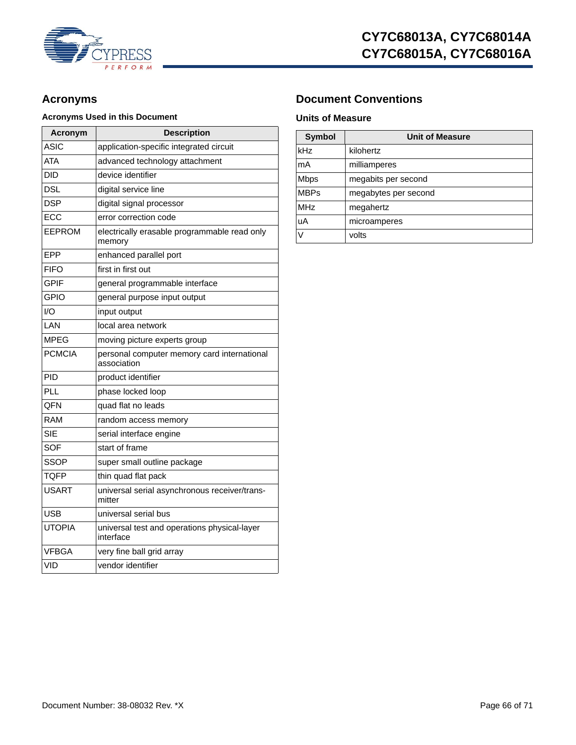## Acronyms

**Acronyms Used in this Document**

| Acronym | Description |
|---|---|
| ASIC | application-specific integrated circuit |
| ATA | advanced technology attachment |
| DID | device identifier |
| DSL | digital service line |
| DSP | digital signal processor |
| ECC | error correction code |
| EEPROM | electrically erasable programmable read only memory |
| EPP | enhanced parallel port |
| FIFO | first in first out |
| GPIF | general programmable interface |
| GPIO | general purpose input output |
| I/O | input output |
| LAN | local area network |
| MPEG | moving picture experts group |
| PCMCIA | personal computer memory card international association |
| PID | product identifier |
| PLL | phase locked loop |
| QFN | quad flat no leads |
| RAM | random access memory |
| SIE | serial interface engine |
| SOF | start of frame |
| SSOP | super small outline package |
| TQFP | thin quad flat pack |
| USART | universal serial asynchronous receiver/transmitter |
| USB | universal serial bus |
| UTOPIA | universal test and operations physical-layer interface |
| VFBGA | very fine ball grid array |
| VID | vendor identifier |

## Document Conventions

### Units of Measure

| Symbol | Unit of Measure |
|---|---|
| kHz | kilohertz |
| mA | milliamperes |
| Mbps | megabits per second |
| MBPs | megabytes per second |
| MHz | megahertz |
| uA | microamperes |
| V | volts |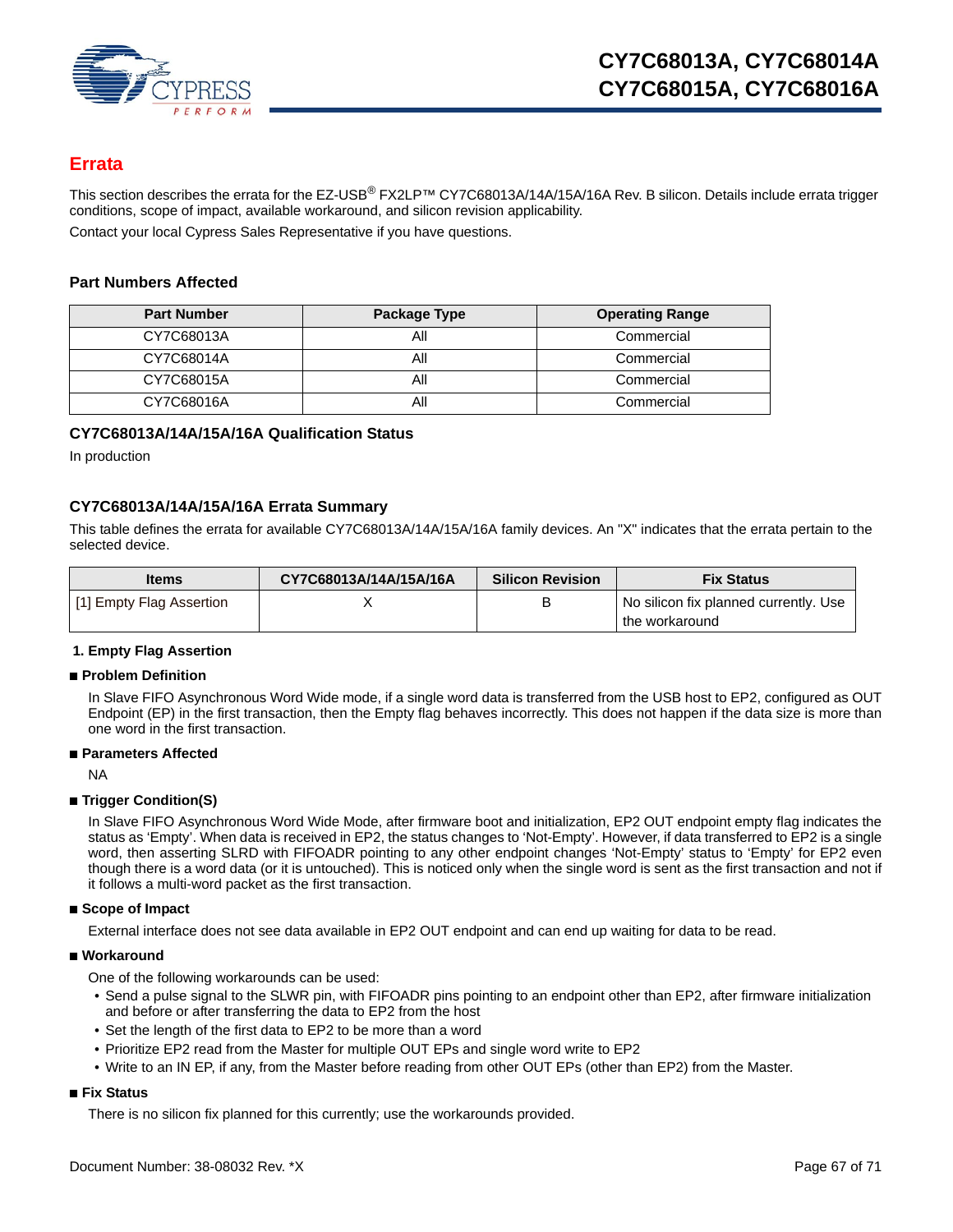## Errata

This section describes the errata for the EZ-USB® FX2LP™ CY7C68013A/14A/15A/16A Rev. B silicon. Details include errata trigger conditions, scope of impact, available workaround, and silicon revision applicability.

Contact your local Cypress Sales Representative if you have questions.

### Part Numbers Affected

| Part Number | Package Type | Operating Range |
|---|---|---|
| CY7C68013A | All | Commercial |
| CY7C68014A | All | Commercial |
| CY7C68015A | All | Commercial |
| CY7C68016A | All | Commercial |

### CY7C68013A/14A/15A/16A Qualification Status

In production

### CY7C68013A/14A/15A/16A Errata Summary

This table defines the errata for available CY7C68013A/14A/15A/16A family devices. An "X" indicates that the errata pertain to the selected device.

| Items | CY7C68013A/14A/15A/16A | Silicon Revision | Fix Status |
|---|---|---|---|
| [1] Empty Flag Assertion | X | B | No silicon fix planned currently. Use the workaround |

#### 1. Empty Flag Assertion

■ **Problem Definition**

In Slave FIFO Asynchronous Word Wide mode, if a single word data is transferred from the USB host to EP2, configured as OUT Endpoint (EP) in the first transaction, then the Empty flag behaves incorrectly. This does not happen if the data size is more than one word in the first transaction.

■ **Parameters Affected**

NA

■ **Trigger Condition(S)**

In Slave FIFO Asynchronous Word Wide Mode, after firmware boot and initialization, EP2 OUT endpoint empty flag indicates the status as 'Empty'. When data is received in EP2, the status changes to 'Not-Empty'. However, if data transferred to EP2 is a single word, then asserting SLRD with FIFOADR pointing to any other endpoint changes 'Not-Empty' status to 'Empty' for EP2 even though there is a word data (or it is untouched). This is noticed only when the single word is sent as the first transaction and not if it follows a multi-word packet as the first transaction.

■ **Scope of Impact**

External interface does not see data available in EP2 OUT endpoint and can end up waiting for data to be read.

■ **Workaround**

One of the following workarounds can be used:

- Send a pulse signal to the SLWR pin, with FIFOADR pins pointing to an endpoint other than EP2, after firmware initialization and before or after transferring the data to EP2 from the host
- Set the length of the first data to EP2 to be more than a word
- Prioritize EP2 read from the Master for multiple OUT EPs and single word write to EP2
- Write to an IN EP, if any, from the Master before reading from other OUT EPs (other than EP2) from the Master.

■ **Fix Status**

There is no silicon fix planned for this currently; use the workarounds provided.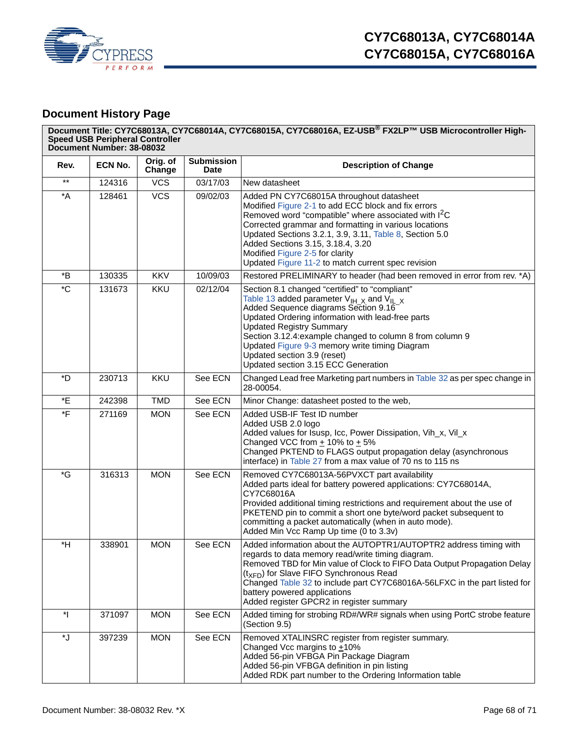## Document History Page

| Document Title: CY7C68013A, CY7C68014A, CY7C68015A, CY7C68016A, EZ-USB® FX2LP™ USB Microcontroller High-Speed USB Peripheral Controller<br>Document Number: 38-08032 | | | | |
|---|---|---|---|---|
| **Rev.** | **ECN No.** | **Orig. of Change** | **Submission Date** | **Description of Change** |
| ** | 124316 | VCS | 03/17/03 | New datasheet |
| *A | 128461 | VCS | 09/02/03 | Added PN CY7C68015A throughout datasheet<br>Modified Figure 2-1 to add ECC block and fix errors<br>Removed word “compatible” where associated with $I^2C$<br>Corrected grammar and formatting in various locations<br>Updated Sections 3.2.1, 3.9, 3.11, Table 8, Section 5.0<br>Added Sections 3.15, 3.18.4, 3.20<br>Modified Figure 2-5 for clarity<br>Updated Figure 11-2 to match current spec revision |
| *B | 130335 | KKV | 10/09/03 | Restored PRELIMINARY to header (had been removed in error from rev. *A) |
| *C | 131673 | KKU | 02/12/04 | Section 8.1 changed “certified” to “compliant”<br>Table 13 added parameter $V_{IH\_X}$ and $V_{IL\_X}$<br>Added Sequence diagrams Section 9.16<br>Updated Ordering information with lead-free parts<br>Updated Registry Summary<br>Section 3.12.4:example changed to column 8 from column 9<br>Updated Figure 9-3 memory write timing Diagram<br>Updated section 3.9 (reset)<br>Updated section 3.15 ECC Generation |
| *D | 230713 | KKU | See ECN | Changed Lead free Marketing part numbers in Table 32 as per spec change in 28-00054. |
| *E | 242398 | TMD | See ECN | Minor Change: datasheet posted to the web, |
| *F | 271169 | MON | See ECN | Added USB-IF Test ID number<br>Added USB 2.0 logo<br>Added values for Isusp, Icc, Power Dissipation, Vih_x, Vil_x<br>Changed VCC from ± 10% to ± 5%<br>Changed PKTEND to FLAGS output propagation delay (asynchronous interface) in Table 27 from a max value of 70 ns to 115 ns |
| *G | 316313 | MON | See ECN | Removed CY7C68013A-56PVXCT part availability<br>Added parts ideal for battery powered applications: CY7C68014A, CY7C68016A<br>Provided additional timing restrictions and requirement about the use of PKETEND pin to commit a short one byte/word packet subsequent to committing a packet automatically (when in auto mode).<br>Added Min Vcc Ramp Up time (0 to 3.3v) |
| *H | 338901 | MON | See ECN | Added information about the AUTOPTR1/AUTOPTR2 address timing with regards to data memory read/write timing diagram.<br>Removed TBD for Min value of Clock to FIFO Data Output Propagation Delay ($t_{XFD}$) for Slave FIFO Synchronous Read<br>Changed Table 32 to include part CY7C68016A-56LFXC in the part listed for battery powered applications<br>Added register GPCR2 in register summary |
| *I | 371097 | MON | See ECN | Added timing for strobing RD#/WR# signals when using PortC strobe feature (Section 9.5) |
| *J | 397239 | MON | See ECN | Removed XTALINSRC register from register summary.<br>Changed Vcc margins to ±10%<br>Added 56-pin VFBGA Pin Package Diagram<br>Added 56-pin VFBGA definition in pin listing<br>Added RDK part number to the Ordering Information table |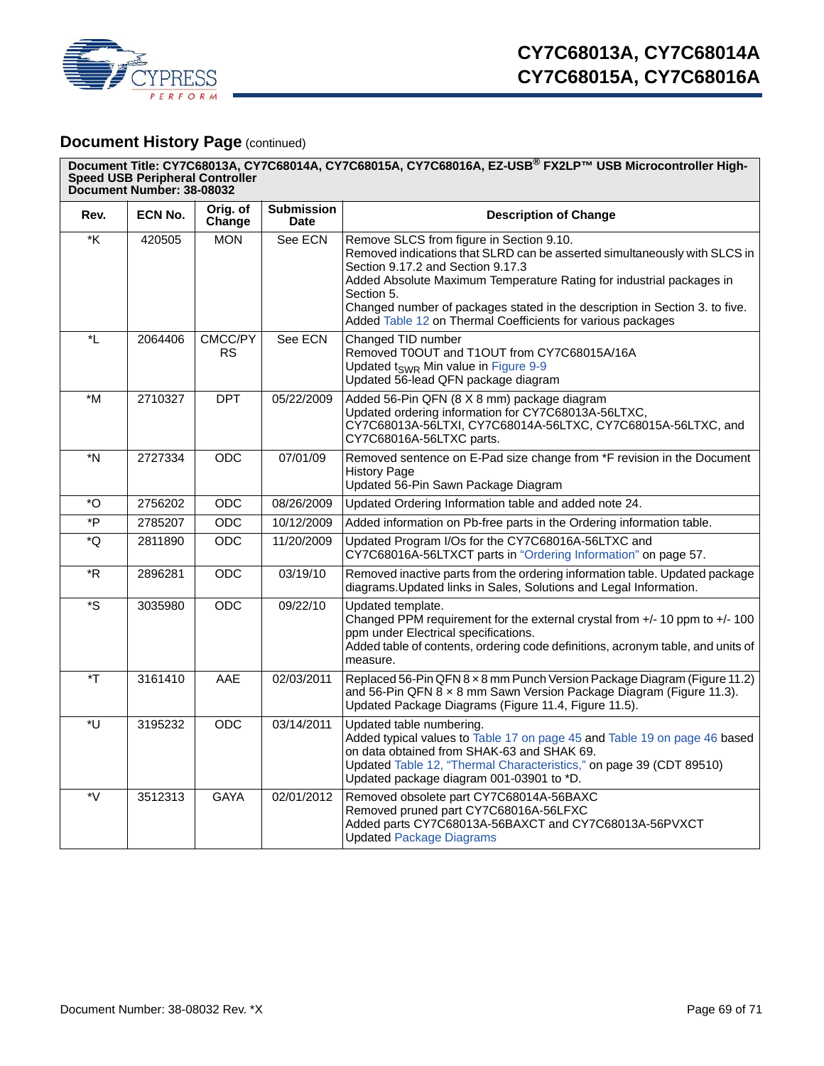## Document History Page (continued)

| Document Title: CY7C68013A, CY7C68014A, CY7C68015A, CY7C68016A, EZ-USB® FX2LP™ USB Microcontroller High-Speed USB Peripheral Controller<br>Document Number: 38-08032 | | | | |
|---|---|---|---|---|
| **Rev.** | **ECN No.** | **Orig. of Change** | **Submission Date** | **Description of Change** |
| *K | 420505 | MON | See ECN | Remove SLCS from figure in Section 9.10.<br>Removed indications that SLRD can be asserted simultaneously with SLCS in Section 9.17.2 and Section 9.17.3<br>Added Absolute Maximum Temperature Rating for industrial packages in Section 5.<br>Changed number of packages stated in the description in Section 3. to five.<br>Added Table 12 on Thermal Coefficients for various packages |
| *L | 2064406 | CMCC/PYRS | See ECN | Changed TID number<br>Removed T0OUT and T1OUT from CY7C68015A/16A<br>Updated $t_{SWR}$ Min value in Figure 9-9<br>Updated 56-lead QFN package diagram |
| *M | 2710327 | DPT | 05/22/2009 | Added 56-Pin QFN (8 X 8 mm) package diagram<br>Updated ordering information for CY7C68013A-56LTXC, CY7C68013A-56LTXI, CY7C68014A-56LTXC, CY7C68015A-56LTXC, and CY7C68016A-56LTXC parts. |
| *N | 2727334 | ODC | 07/01/09 | Removed sentence on E-Pad size change from *F revision in the Document History Page<br>Updated 56-Pin Sawn Package Diagram |
| *O | 2756202 | ODC | 08/26/2009 | Updated Ordering Information table and added note 24. |
| *P | 2785207 | ODC | 10/12/2009 | Added information on Pb-free parts in the Ordering information table. |
| *Q | 2811890 | ODC | 11/20/2009 | Updated Program I/Os for the CY7C68016A-56LTXC and CY7C68016A-56LTXCT parts in "Ordering Information" on page 57. |
| *R | 2896281 | ODC | 03/19/10 | Removed inactive parts from the ordering information table. Updated package diagrams.Updated links in Sales, Solutions and Legal Information. |
| *S | 3035980 | ODC | 09/22/10 | Updated template.<br>Changed PPM requirement for the external crystal from +/- 10 ppm to +/- 100 ppm under Electrical specifications.<br>Added table of contents, ordering code definitions, acronym table, and units of measure. |
| *T | 3161410 | AAE | 02/03/2011 | Replaced 56-Pin QFN 8 × 8 mm Punch Version Package Diagram (Figure 11.2) and 56-Pin QFN 8 × 8 mm Sawn Version Package Diagram (Figure 11.3).<br>Updated Package Diagrams (Figure 11.4, Figure 11.5). |
| *U | 3195232 | ODC | 03/14/2011 | Updated table numbering.<br>Added typical values to Table 17 on page 45 and Table 19 on page 46 based on data obtained from SHAK-63 and SHAK 69.<br>Updated Table 12, "Thermal Characteristics," on page 39 (CDT 89510)<br>Updated package diagram 001-03901 to *D. |
| *V | 3512313 | GAYA | 02/01/2012 | Removed obsolete part CY7C68014A-56BAXC<br>Removed pruned part CY7C68016A-56LFXC<br>Added parts CY7C68013A-56BAXCT and CY7C68013A-56PVXCT<br>Updated Package Diagrams |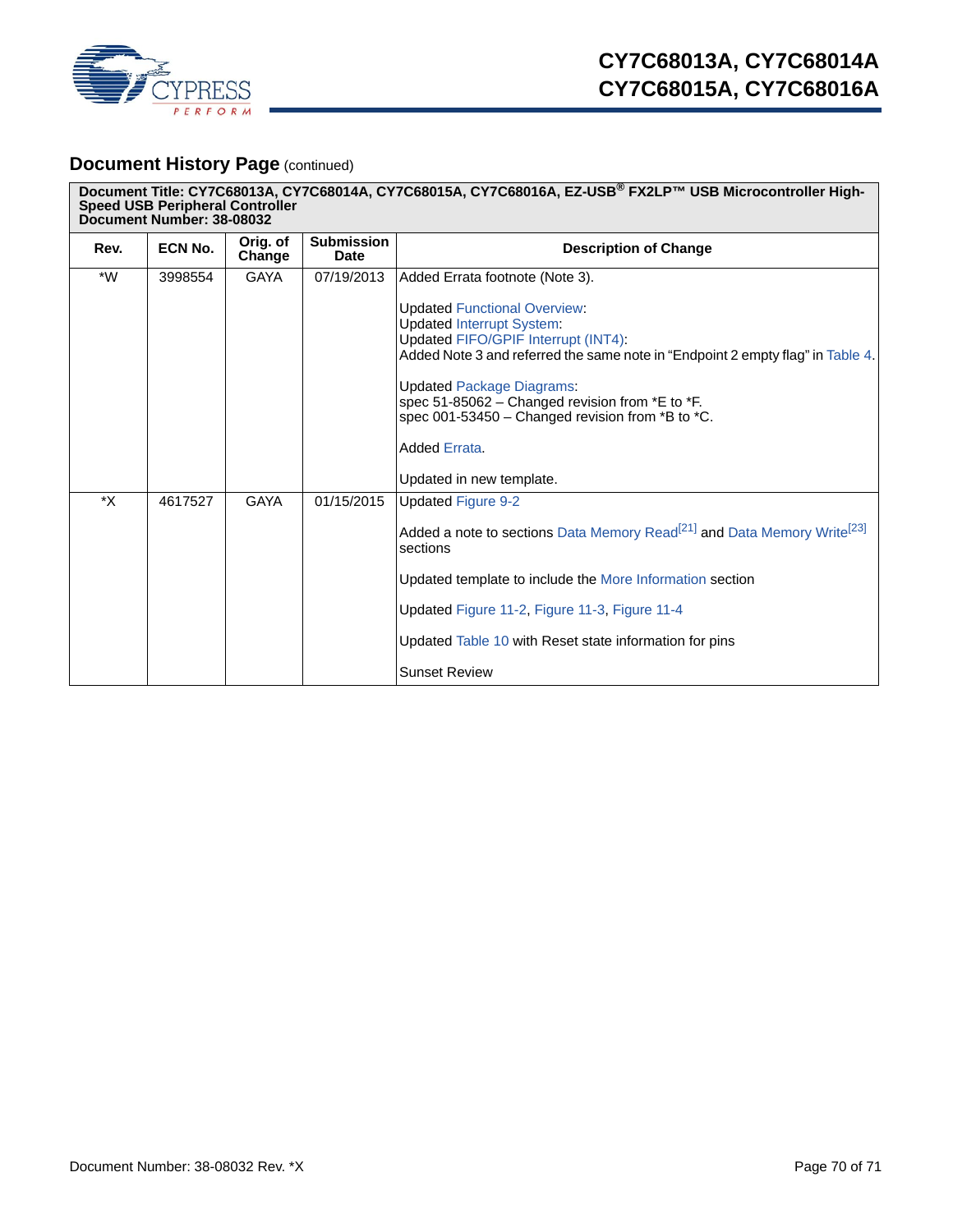## Document History Page (continued)

| Document Title: CY7C68013A, CY7C68014A, CY7C68015A, CY7C68016A, EZ-USB® FX2LP™ USB Microcontroller High-Speed USB Peripheral Controller<br>Document Number: 38-08032 | | | | |
|---|---|---|---|---|
| **Rev.** | **ECN No.** | **Orig. of Change** | **Submission Date** | **Description of Change** |
| *W | 3998554 | GAYA | 07/19/2013 | Added Errata footnote (Note 3).<br><br>Updated Functional Overview:<br>Updated Interrupt System:<br>Updated FIFO/GPIF Interrupt (INT4):<br>Added Note 3 and referred the same note in “Endpoint 2 empty flag” in Table 4.<br><br>Updated Package Diagrams:<br>spec 51-85062 – Changed revision from *E to *F.<br>spec 001-53450 – Changed revision from *B to *C.<br><br>Added Errata.<br><br>Updated in new template. |
| *X | 4617527 | GAYA | 01/15/2015 | Updated Figure 9-2<br><br>Added a note to sections Data Memory Read[21] and Data Memory Write[23] sections<br><br>Updated template to include the More Information section<br><br>Updated Figure 11-2, Figure 11-3, Figure 11-4<br><br>Updated Table 10 with Reset state information for pins<br><br>Sunset Review |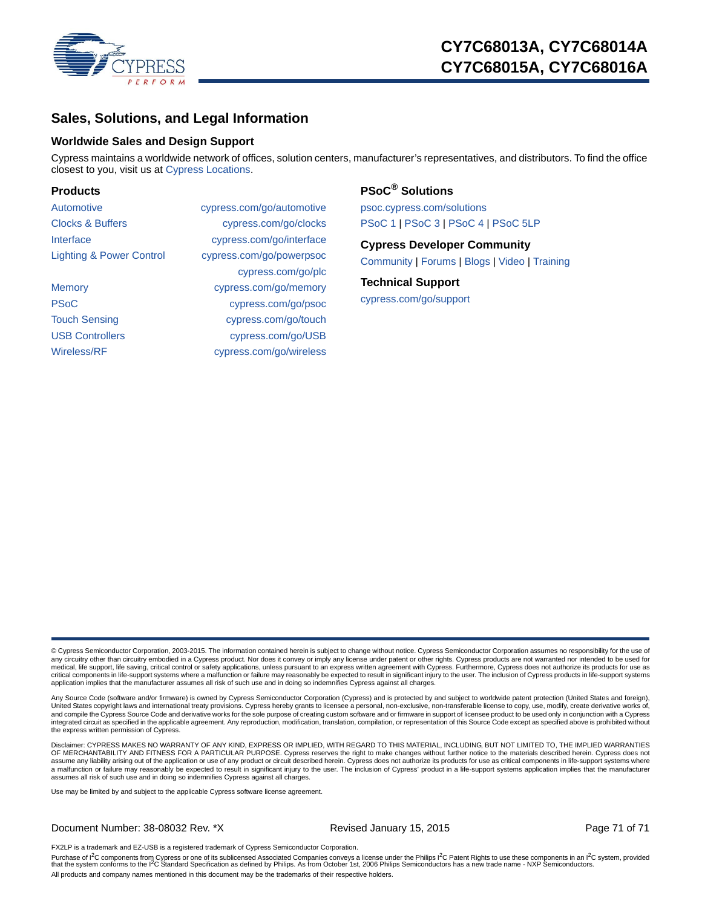## Sales, Solutions, and Legal Information

### Worldwide Sales and Design Support

Cypress maintains a worldwide network of offices, solution centers, manufacturer's representatives, and distributors. To find the office closest to you, visit us at Cypress Locations.

### Products

| | |
|---|---|
| Automotive | cypress.com/go/automotive |
| Clocks & Buffers | cypress.com/go/clocks |
| Interface | cypress.com/go/interface |
| Lighting & Power Control | cypress.com/go/powerpsoc |
| | cypress.com/go/plc |
| Memory | cypress.com/go/memory |
| PSoC | cypress.com/go/psoc |
| Touch Sensing | cypress.com/go/touch |
| USB Controllers | cypress.com/go/USB |
| Wireless/RF | cypress.com/go/wireless |

### PSoC® Solutions

psoc.cypress.com/solutions

PSoC 1 | PSoC 3 | PSoC 4 | PSoC 5LP

### Cypress Developer Community

Community | Forums | Blogs | Video | Training

### Technical Support

cypress.com/go/support

© Cypress Semiconductor Corporation, 2003-2015. The information contained herein is subject to change without notice. Cypress Semiconductor Corporation assumes no responsibility for the use of any circuitry other than circuitry embodied in a Cypress product. Nor does it convey or imply any license under patent or other rights. Cypress products are not warranted nor intended to be used for medical, life support, life saving, critical control or safety applications, unless pursuant to an express written agreement with Cypress. Furthermore, Cypress does not authorize its products for use as critical components in life-support systems where a malfunction or failure may reasonably be expected to result in significant injury to the user. The inclusion of Cypress products in life-support systems application implies that the manufacturer assumes all risk of such use and in doing so indemnifies Cypress against all charges.

Any Source Code (software and/or firmware) is owned by Cypress Semiconductor Corporation (Cypress) and is protected by and subject to worldwide patent protection (United States and foreign), United States copyright laws and international treaty provisions. Cypress hereby grants to licensee a personal, non-exclusive, non-transferable license to copy, use, modify, create derivative works of, and compile the Cypress Source Code and derivative works for the sole purpose of creating custom software and or firmware in support of licensee product to be used only in conjunction with a Cypress integrated circuit as specified in the applicable agreement. Any reproduction, modification, translation, compilation, or representation of this Source Code except as specified above is prohibited without the express written permission of Cypress.

Disclaimer: CYPRESS MAKES NO WARRANTY OF ANY KIND, EXPRESS OR IMPLIED, WITH REGARD TO THIS MATERIAL, INCLUDING, BUT NOT LIMITED TO, THE IMPLIED WARRANTIES OF MERCHANTABILITY AND FITNESS FOR A PARTICULAR PURPOSE. Cypress reserves the right to make changes without further notice to the materials described herein. Cypress does not assume any liability arising out of the application or use of any product or circuit described herein. Cypress does not authorize its products for use as critical components in life-support systems where a malfunction or failure may reasonably be expected to result in significant injury to the user. The inclusion of Cypress' product in a life-support systems application implies that the manufacturer assumes all risk of such use and in doing so indemnifies Cypress against all charges.

Use may be limited by and subject to the applicable Cypress software license agreement.

Document Number: 38-08032 Rev. *X Revised January 15, 2015

FX2LP is a trademark and EZ-USB is a registered trademark of Cypress Semiconductor Corporation.

Purchase of $I^2C$ components from Cypress or one of its sublicensed Associated Companies conveys a license under the Philips $I^2C$ Patent Rights to use these components in an $I^2C$ system, provided that the system conforms to the $I^2C$ Standard Specification as defined by Philips. As from October 1st, 2006 Philips Semiconductors has a new trade name - NXP Semiconductors.

All products and company names mentioned in this document may be the trademarks of their respective holders.